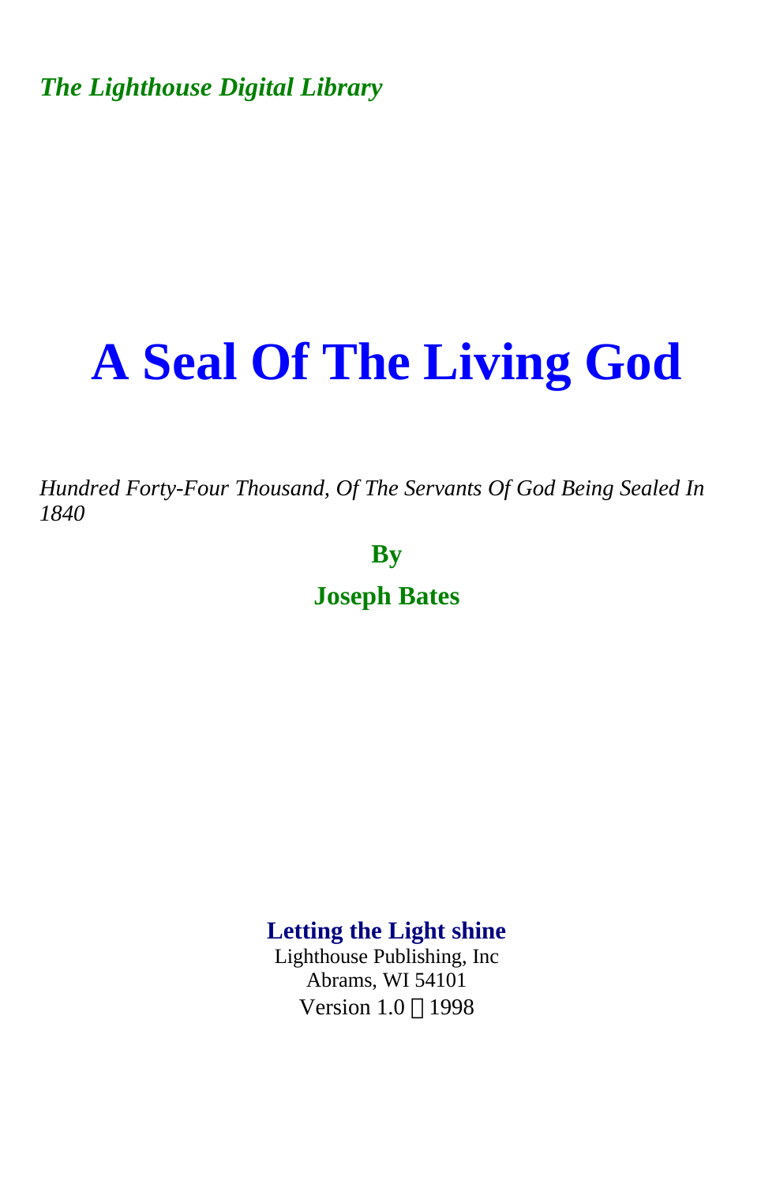*The Lighthouse Digital Library*

# A Seal Of The Living God

*Hundred Forty-Four Thousand, Of The Servants Of God Being Sealed In 1840*

**By**

**Joseph Bates**

**Letting the Light shine**
Lighthouse Publishing, Inc
Abrams, WI 54101
Version 1.0 © 1998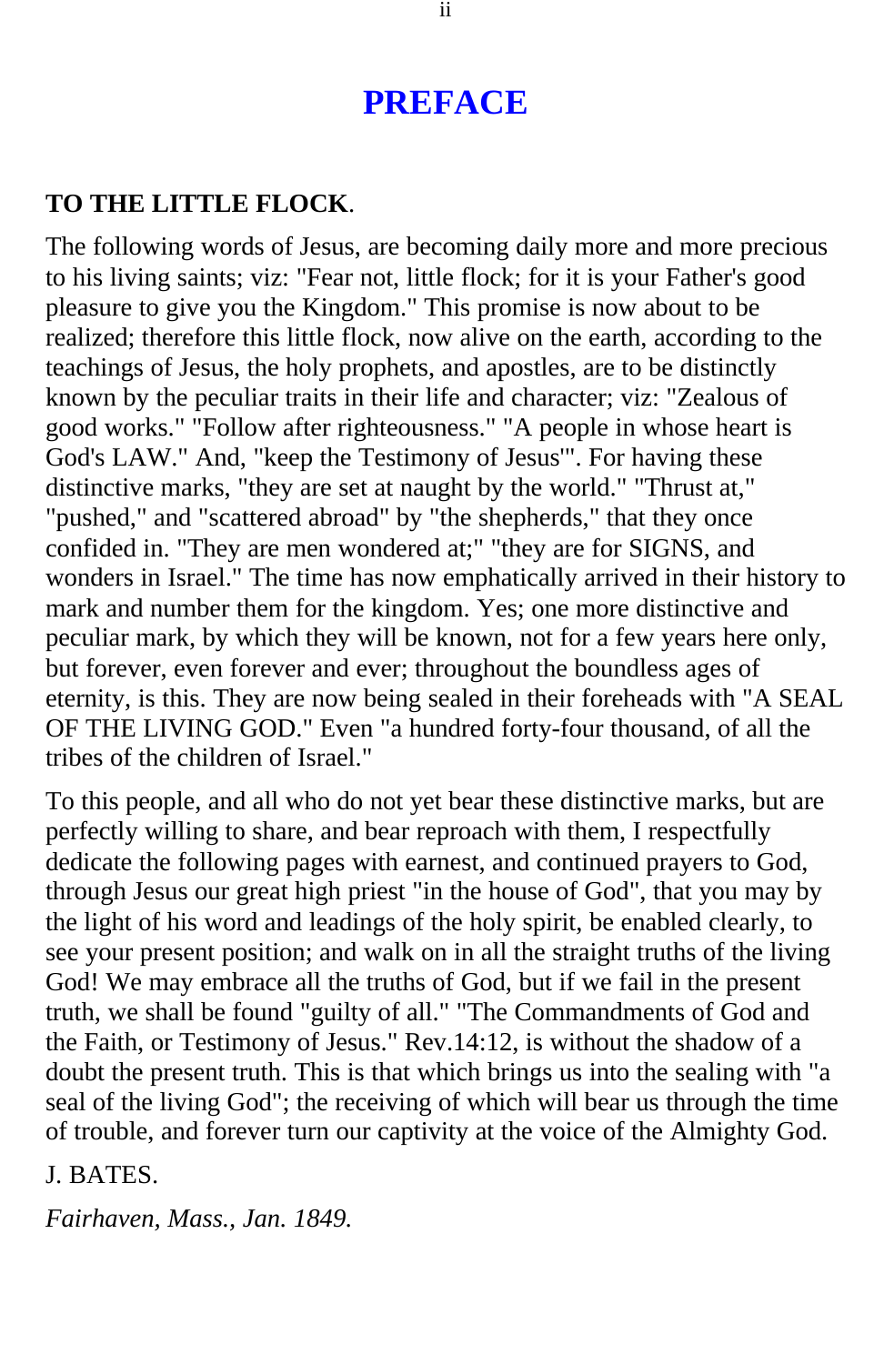# PREFACE

**TO THE LITTLE FLOCK**.

The following words of Jesus, are becoming daily more and more precious to his living saints; viz: "Fear not, little flock; for it is your Father's good pleasure to give you the Kingdom." This promise is now about to be realized; therefore this little flock, now alive on the earth, according to the teachings of Jesus, the holy prophets, and apostles, are to be distinctly known by the peculiar traits in their life and character; viz: "Zealous of good works." "Follow after righteousness." "A people in whose heart is God's LAW." And, "keep the Testimony of Jesus"'. For having these distinctive marks, "they are set at naught by the world." "Thrust at," "pushed," and "scattered abroad" by "the shepherds," that they once confided in. "They are men wondered at;" "they are for SIGNS, and wonders in Israel." The time has now emphatically arrived in their history to mark and number them for the kingdom. Yes; one more distinctive and peculiar mark, by which they will be known, not for a few years here only, but forever, even forever and ever; throughout the boundless ages of eternity, is this. They are now being sealed in their foreheads with "A SEAL OF THE LIVING GOD." Even "a hundred forty-four thousand, of all the tribes of the children of Israel."

To this people, and all who do not yet bear these distinctive marks, but are perfectly willing to share, and bear reproach with them, I respectfully dedicate the following pages with earnest, and continued prayers to God, through Jesus our great high priest "in the house of God", that you may by the light of his word and leadings of the holy spirit, be enabled clearly, to see your present position; and walk on in all the straight truths of the living God! We may embrace all the truths of God, but if we fail in the present truth, we shall be found "guilty of all." "The Commandments of God and the Faith, or Testimony of Jesus." Rev.14:12, is without the shadow of a doubt the present truth. This is that which brings us into the sealing with "a seal of the living God"; the receiving of which will bear us through the time of trouble, and forever turn our captivity at the voice of the Almighty God.

J. BATES.

*Fairhaven, Mass., Jan. 1849.*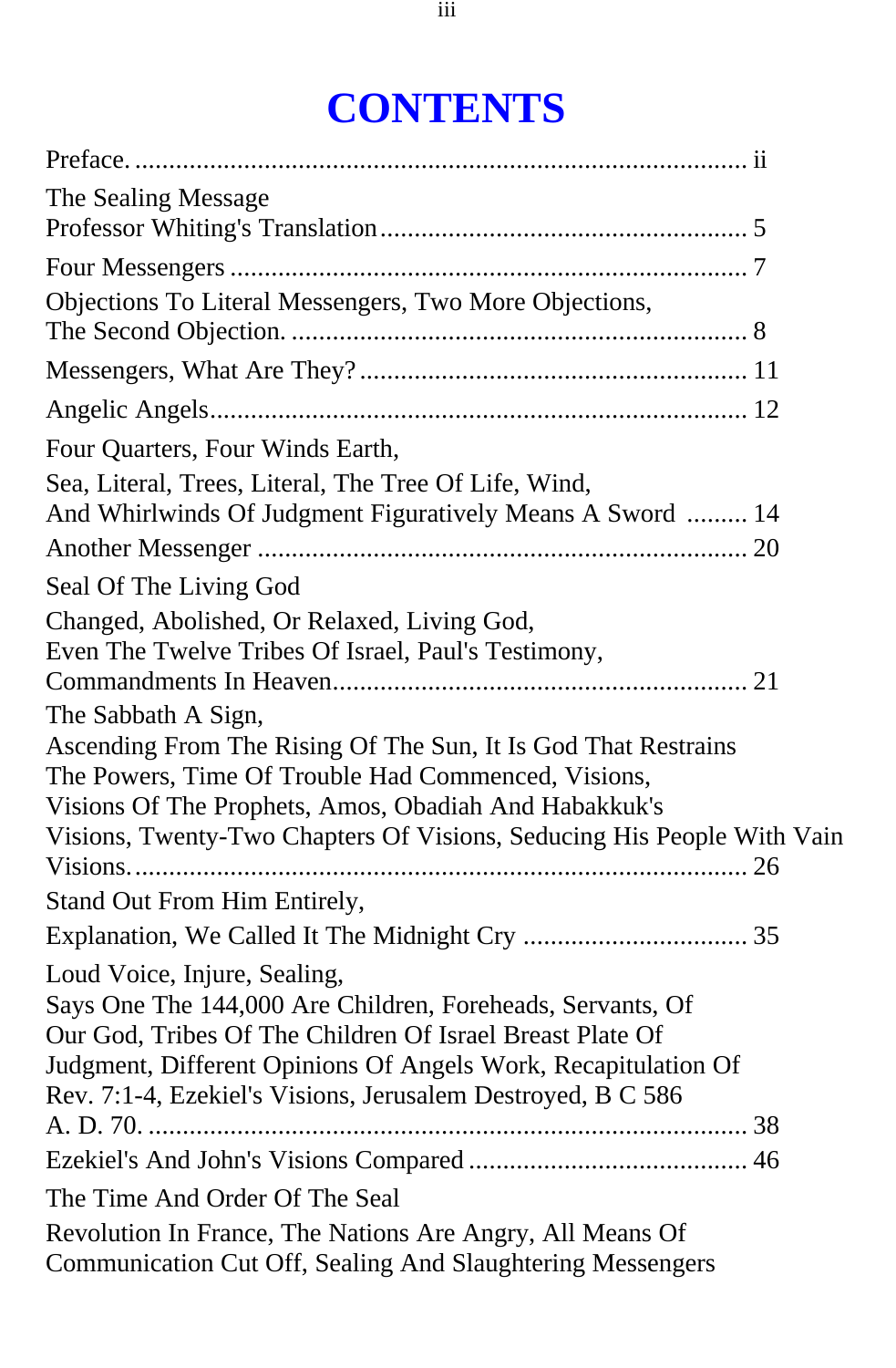# CONTENTS

Preface. ........................................................................................ ii

The Sealing Message
Professor Whiting's Translation...................................................... 5

Four Messengers ........................................................................... 7

Objections To Literal Messengers, Two More Objections,
The Second Objection. .................................................................. 8

Messengers, What Are They? ........................................................ 11

Angelic Angels.............................................................................. 12

Four Quarters, Four Winds Earth,
Sea, Literal, Trees, Literal, The Tree Of Life, Wind,
And Whirlwinds Of Judgment Figuratively Means A Sword ......... 14

Another Messenger ....................................................................... 20

Seal Of The Living God
Changed, Abolished, Or Relaxed, Living God,
Even The Twelve Tribes Of Israel, Paul's Testimony,
Commandments In Heaven............................................................ 21

The Sabbath A Sign,
Ascending From The Rising Of The Sun, It Is God That Restrains
The Powers, Time Of Trouble Had Commenced, Visions,
Visions Of The Prophets, Amos, Obadiah And Habakkuk's
Visions, Twenty-Two Chapters Of Visions, Seducing His People With Vain
Visions.......................................................................................... 26

Stand Out From Him Entirely,
Explanation, We Called It The Midnight Cry ................................ 35

Loud Voice, Injure, Sealing,
Says One The 144,000 Are Children, Foreheads, Servants, Of
Our God, Tribes Of The Children Of Israel Breast Plate Of
Judgment, Different Opinions Of Angels Work, Recapitulation Of
Rev. 7:1-4, Ezekiel's Visions, Jerusalem Destroyed, B C 586
A. D. 70. ....................................................................................... 38

Ezekiel's And John's Visions Compared ......................................... 46

The Time And Order Of The Seal
Revolution In France, The Nations Are Angry, All Means Of
Communication Cut Off, Sealing And Slaughtering Messengers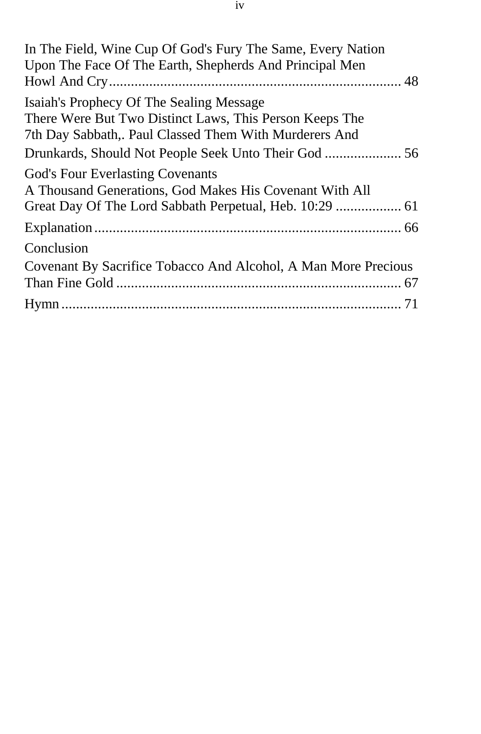In The Field, Wine Cup Of God's Fury The Same, Every Nation Upon The Face Of The Earth, Shepherds And Principal Men Howl And Cry ................................................................................ 48

Isaiah's Prophecy Of The Sealing Message
There Were But Two Distinct Laws, This Person Keeps The 7th Day Sabbath,. Paul Classed Them With Murderers And Drunkards, Should Not People Seek Unto Their God ..................... 56

God's Four Everlasting Covenants
A Thousand Generations, God Makes His Covenant With All Great Day Of The Lord Sabbath Perpetual, Heb. 10:29 .................. 61

Explanation .................................................................................... 66

Conclusion
Covenant By Sacrifice Tobacco And Alcohol, A Man More Precious Than Fine Gold .............................................................................. 67

Hymn ............................................................................................. 71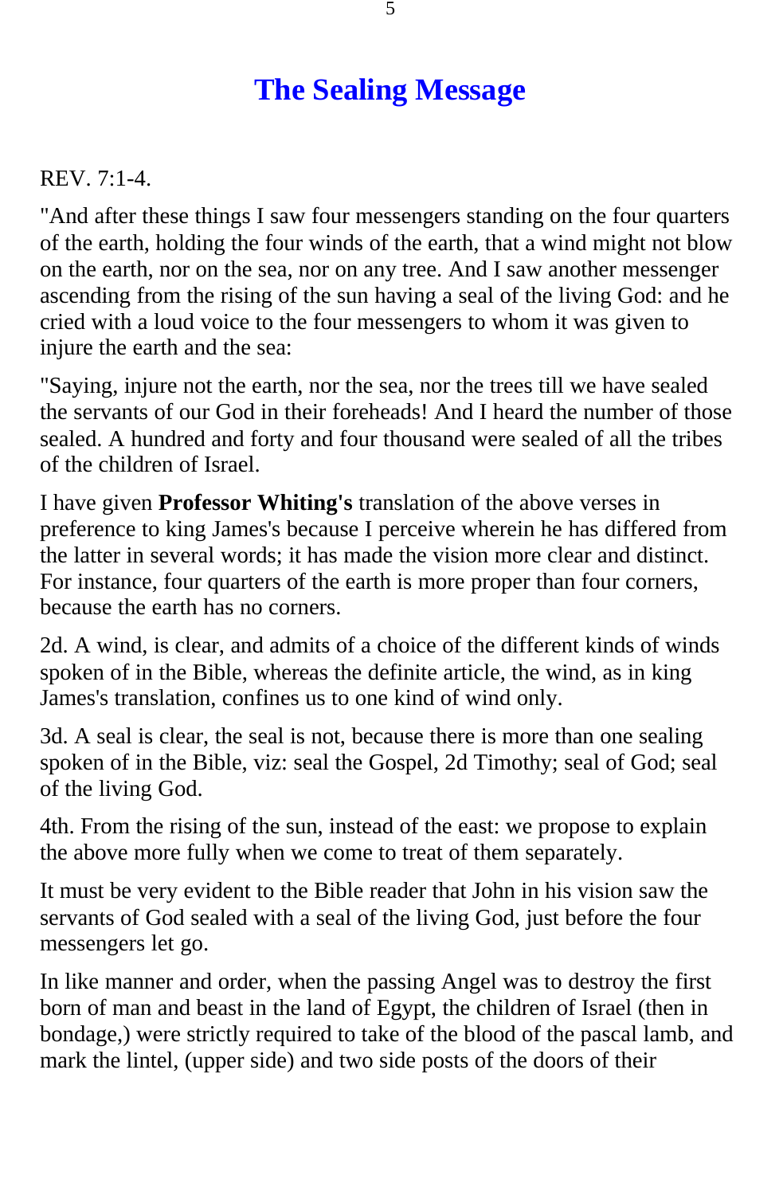# The Sealing Message

REV. 7:1-4.

"And after these things I saw four messengers standing on the four quarters of the earth, holding the four winds of the earth, that a wind might not blow on the earth, nor on the sea, nor on any tree. And I saw another messenger ascending from the rising of the sun having a seal of the living God: and he cried with a loud voice to the four messengers to whom it was given to injure the earth and the sea:

"Saying, injure not the earth, nor the sea, nor the trees till we have sealed the servants of our God in their foreheads! And I heard the number of those sealed. A hundred and forty and four thousand were sealed of all the tribes of the children of Israel.

I have given **Professor Whiting's** translation of the above verses in preference to king James's because I perceive wherein he has differed from the latter in several words; it has made the vision more clear and distinct. For instance, four quarters of the earth is more proper than four corners, because the earth has no corners.

2d. A wind, is clear, and admits of a choice of the different kinds of winds spoken of in the Bible, whereas the definite article, the wind, as in king James's translation, confines us to one kind of wind only.

3d. A seal is clear, the seal is not, because there is more than one sealing spoken of in the Bible, viz: seal the Gospel, 2d Timothy; seal of God; seal of the living God.

4th. From the rising of the sun, instead of the east: we propose to explain the above more fully when we come to treat of them separately.

It must be very evident to the Bible reader that John in his vision saw the servants of God sealed with a seal of the living God, just before the four messengers let go.

In like manner and order, when the passing Angel was to destroy the first born of man and beast in the land of Egypt, the children of Israel (then in bondage,) were strictly required to take of the blood of the pascal lamb, and mark the lintel, (upper side) and two side posts of the doors of their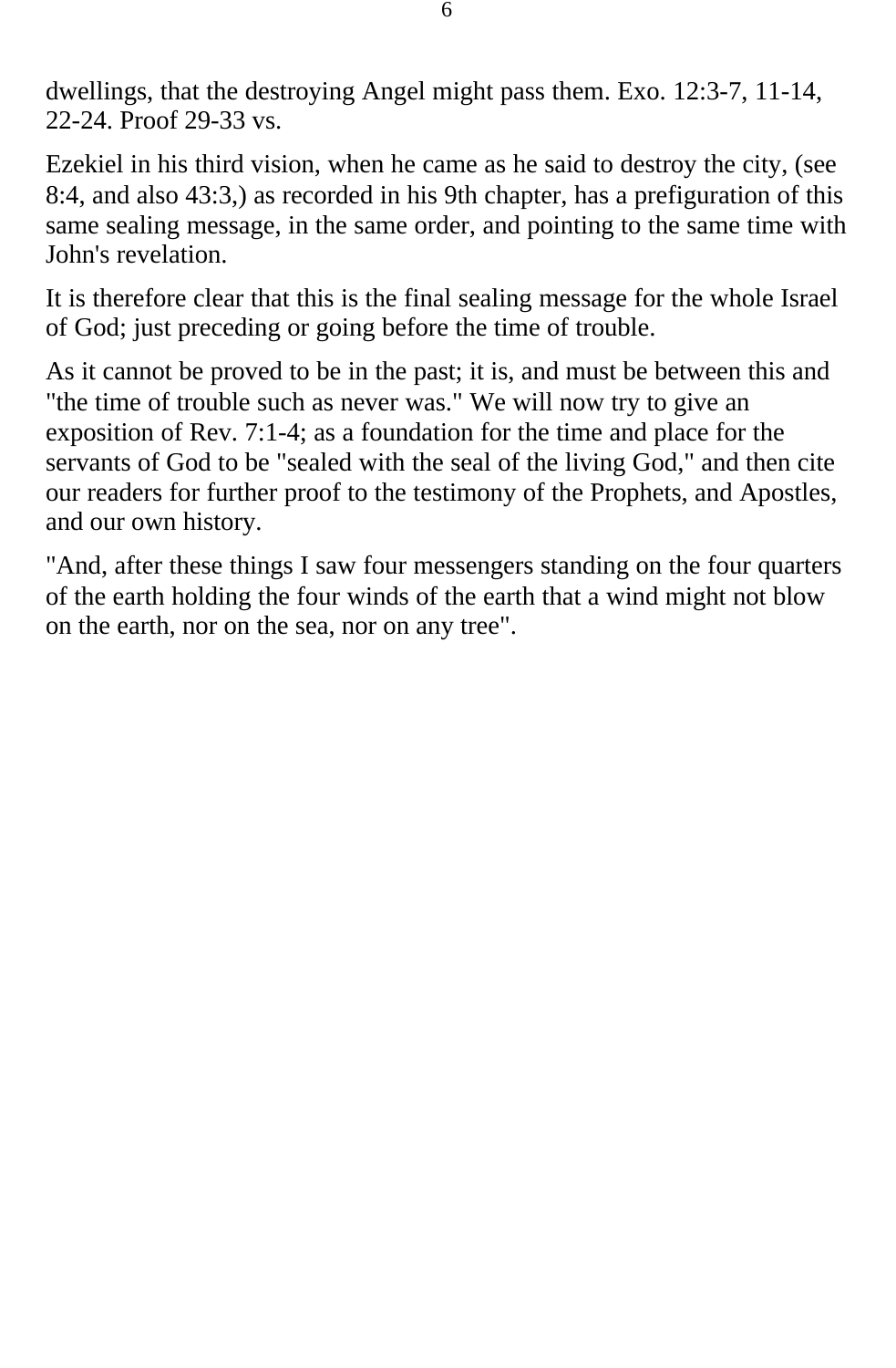dwellings, that the destroying Angel might pass them. Exo. 12:3-7, 11-14, 22-24. Proof 29-33 vs.

Ezekiel in his third vision, when he came as he said to destroy the city, (see 8:4, and also 43:3,) as recorded in his 9th chapter, has a prefiguration of this same sealing message, in the same order, and pointing to the same time with John's revelation.

It is therefore clear that this is the final sealing message for the whole Israel of God; just preceding or going before the time of trouble.

As it cannot be proved to be in the past; it is, and must be between this and "the time of trouble such as never was." We will now try to give an exposition of Rev. 7:1-4; as a foundation for the time and place for the servants of God to be "sealed with the seal of the living God," and then cite our readers for further proof to the testimony of the Prophets, and Apostles, and our own history.

"And, after these things I saw four messengers standing on the four quarters of the earth holding the four winds of the earth that a wind might not blow on the earth, nor on the sea, nor on any tree".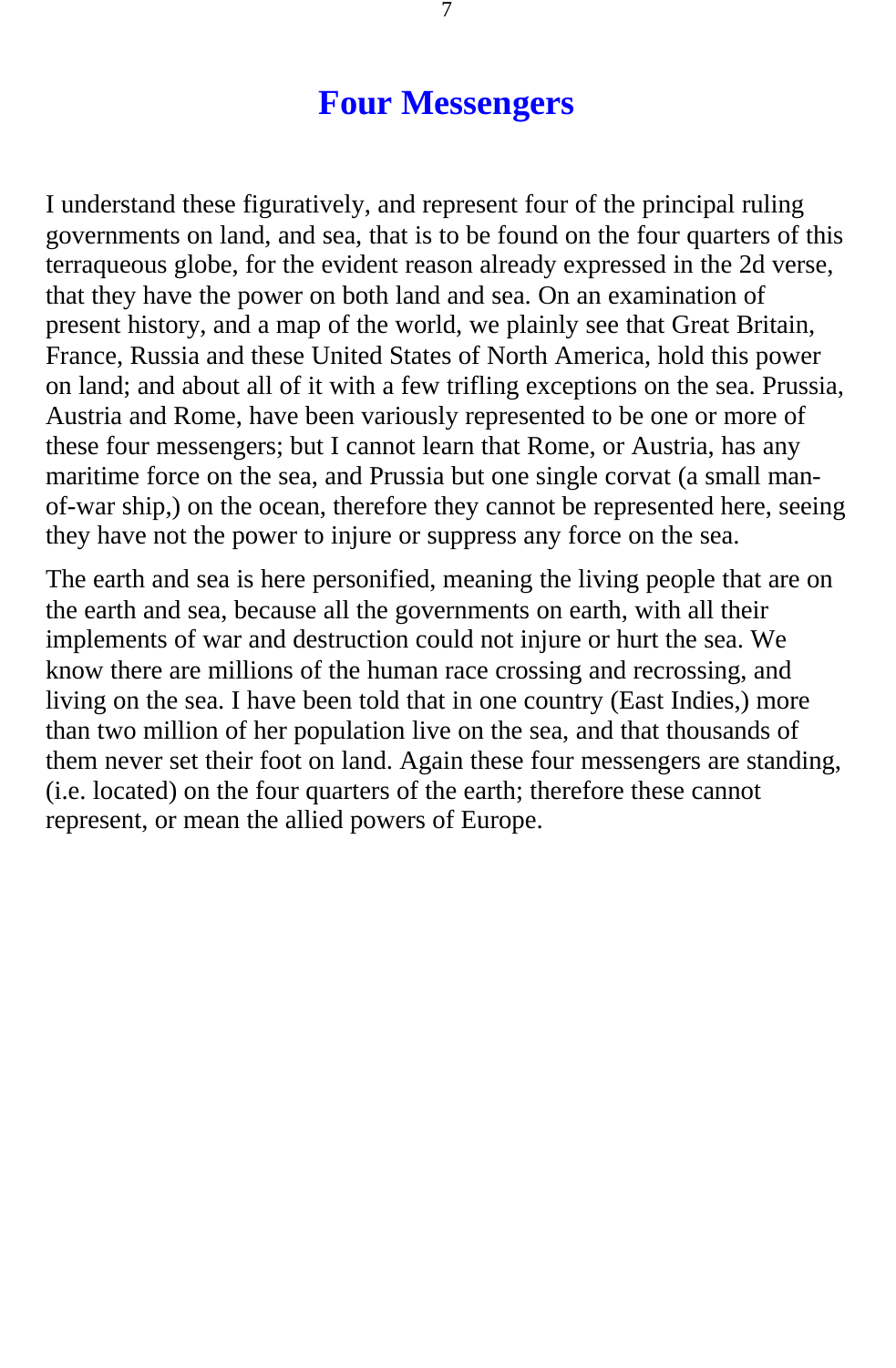# Four Messengers

I understand these figuratively, and represent four of the principal ruling governments on land, and sea, that is to be found on the four quarters of this terraqueous globe, for the evident reason already expressed in the 2d verse, that they have the power on both land and sea. On an examination of present history, and a map of the world, we plainly see that Great Britain, France, Russia and these United States of North America, hold this power on land; and about all of it with a few trifling exceptions on the sea. Prussia, Austria and Rome, have been variously represented to be one or more of these four messengers; but I cannot learn that Rome, or Austria, has any maritime force on the sea, and Prussia but one single corvat (a small man-of-war ship,) on the ocean, therefore they cannot be represented here, seeing they have not the power to injure or suppress any force on the sea.

The earth and sea is here personified, meaning the living people that are on the earth and sea, because all the governments on earth, with all their implements of war and destruction could not injure or hurt the sea. We know there are millions of the human race crossing and recrossing, and living on the sea. I have been told that in one country (East Indies,) more than two million of her population live on the sea, and that thousands of them never set their foot on land. Again these four messengers are standing, (i.e. located) on the four quarters of the earth; therefore these cannot represent, or mean the allied powers of Europe.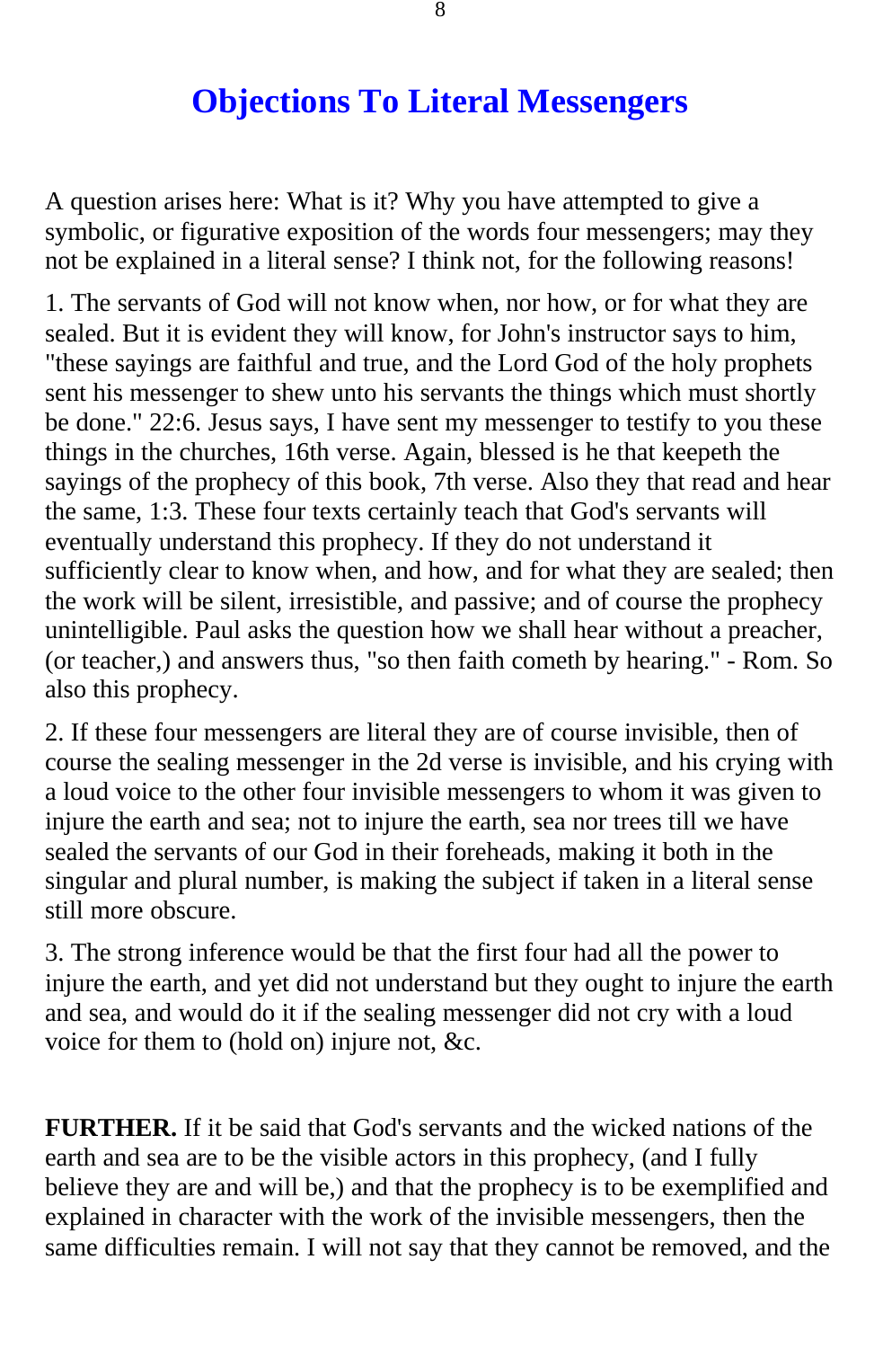# Objections To Literal Messengers

A question arises here: What is it? Why you have attempted to give a symbolic, or figurative exposition of the words four messengers; may they not be explained in a literal sense? I think not, for the following reasons!

1. The servants of God will not know when, nor how, or for what they are sealed. But it is evident they will know, for John's instructor says to him, "these sayings are faithful and true, and the Lord God of the holy prophets sent his messenger to shew unto his servants the things which must shortly be done." 22:6. Jesus says, I have sent my messenger to testify to you these things in the churches, 16th verse. Again, blessed is he that keepeth the sayings of the prophecy of this book, 7th verse. Also they that read and hear the same, 1:3. These four texts certainly teach that God's servants will eventually understand this prophecy. If they do not understand it sufficiently clear to know when, and how, and for what they are sealed; then the work will be silent, irresistible, and passive; and of course the prophecy unintelligible. Paul asks the question how we shall hear without a preacher, (or teacher,) and answers thus, "so then faith cometh by hearing." - Rom. So also this prophecy.

2. If these four messengers are literal they are of course invisible, then of course the sealing messenger in the 2d verse is invisible, and his crying with a loud voice to the other four invisible messengers to whom it was given to injure the earth and sea; not to injure the earth, sea nor trees till we have sealed the servants of our God in their foreheads, making it both in the singular and plural number, is making the subject if taken in a literal sense still more obscure.

3. The strong inference would be that the first four had all the power to injure the earth, and yet did not understand but they ought to injure the earth and sea, and would do it if the sealing messenger did not cry with a loud voice for them to (hold on) injure not, &c.

**FURTHER.** If it be said that God's servants and the wicked nations of the earth and sea are to be the visible actors in this prophecy, (and I fully believe they are and will be,) and that the prophecy is to be exemplified and explained in character with the work of the invisible messengers, then the same difficulties remain. I will not say that they cannot be removed, and the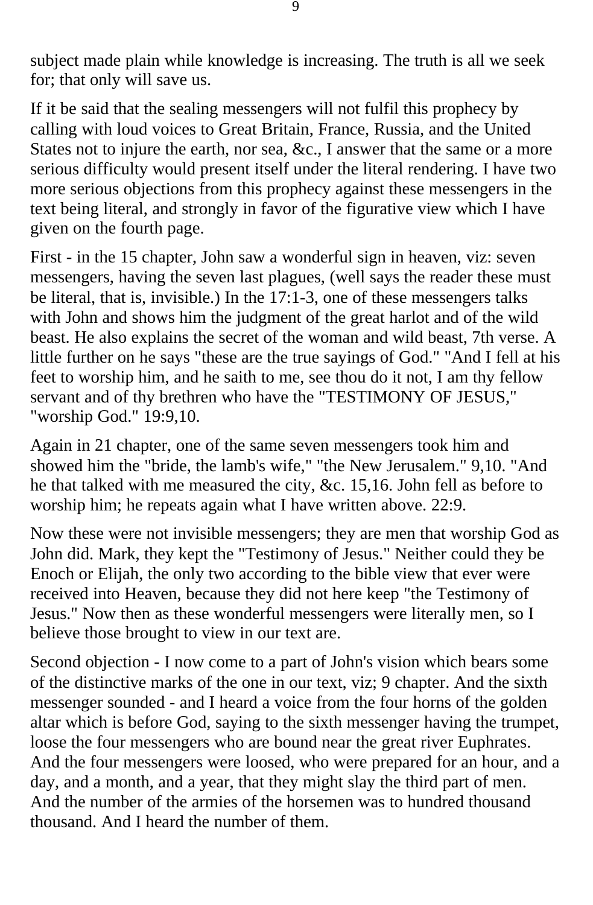subject made plain while knowledge is increasing. The truth is all we seek for; that only will save us.

If it be said that the sealing messengers will not fulfil this prophecy by calling with loud voices to Great Britain, France, Russia, and the United States not to injure the earth, nor sea, &c., I answer that the same or a more serious difficulty would present itself under the literal rendering. I have two more serious objections from this prophecy against these messengers in the text being literal, and strongly in favor of the figurative view which I have given on the fourth page.

First - in the 15 chapter, John saw a wonderful sign in heaven, viz: seven messengers, having the seven last plagues, (well says the reader these must be literal, that is, invisible.) In the 17:1-3, one of these messengers talks with John and shows him the judgment of the great harlot and of the wild beast. He also explains the secret of the woman and wild beast, 7th verse. A little further on he says "these are the true sayings of God." "And I fell at his feet to worship him, and he saith to me, see thou do it not, I am thy fellow servant and of thy brethren who have the "TESTIMONY OF JESUS," "worship God." 19:9,10.

Again in 21 chapter, one of the same seven messengers took him and showed him the "bride, the lamb's wife," "the New Jerusalem." 9,10. "And he that talked with me measured the city, &c. 15,16. John fell as before to worship him; he repeats again what I have written above. 22:9.

Now these were not invisible messengers; they are men that worship God as John did. Mark, they kept the "Testimony of Jesus." Neither could they be Enoch or Elijah, the only two according to the bible view that ever were received into Heaven, because they did not here keep "the Testimony of Jesus." Now then as these wonderful messengers were literally men, so I believe those brought to view in our text are.

Second objection - I now come to a part of John's vision which bears some of the distinctive marks of the one in our text, viz; 9 chapter. And the sixth messenger sounded - and I heard a voice from the four horns of the golden altar which is before God, saying to the sixth messenger having the trumpet, loose the four messengers who are bound near the great river Euphrates. And the four messengers were loosed, who were prepared for an hour, and a day, and a month, and a year, that they might slay the third part of men. And the number of the armies of the horsemen was to hundred thousand thousand. And I heard the number of them.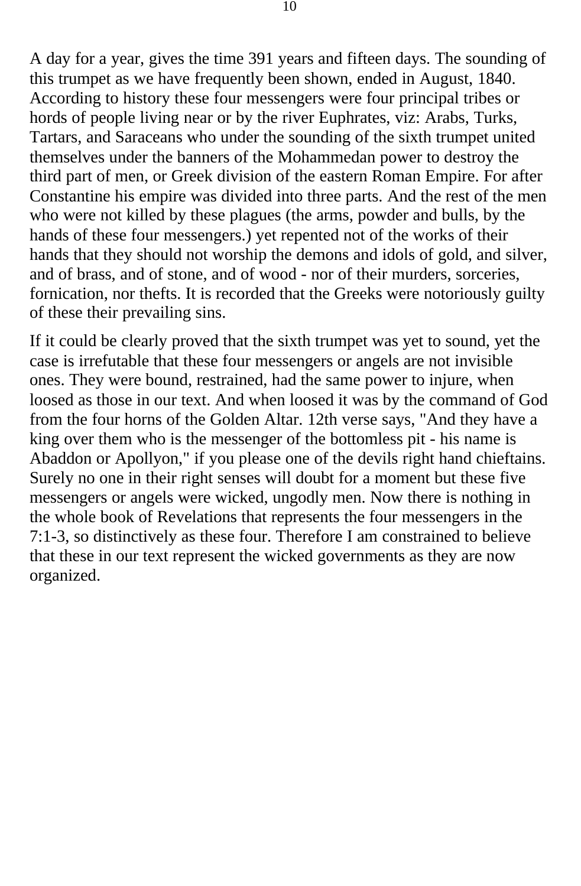A day for a year, gives the time 391 years and fifteen days. The sounding of this trumpet as we have frequently been shown, ended in August, 1840. According to history these four messengers were four principal tribes or hords of people living near or by the river Euphrates, viz: Arabs, Turks, Tartars, and Saraceans who under the sounding of the sixth trumpet united themselves under the banners of the Mohammedan power to destroy the third part of men, or Greek division of the eastern Roman Empire. For after Constantine his empire was divided into three parts. And the rest of the men who were not killed by these plagues (the arms, powder and bulls, by the hands of these four messengers.) yet repented not of the works of their hands that they should not worship the demons and idols of gold, and silver, and of brass, and of stone, and of wood - nor of their murders, sorceries, fornication, nor thefts. It is recorded that the Greeks were notoriously guilty of these their prevailing sins.

If it could be clearly proved that the sixth trumpet was yet to sound, yet the case is irrefutable that these four messengers or angels are not invisible ones. They were bound, restrained, had the same power to injure, when loosed as those in our text. And when loosed it was by the command of God from the four horns of the Golden Altar. 12th verse says, "And they have a king over them who is the messenger of the bottomless pit - his name is Abaddon or Apollyon," if you please one of the devils right hand chieftains. Surely no one in their right senses will doubt for a moment but these five messengers or angels were wicked, ungodly men. Now there is nothing in the whole book of Revelations that represents the four messengers in the 7:1-3, so distinctively as these four. Therefore I am constrained to believe that these in our text represent the wicked governments as they are now organized.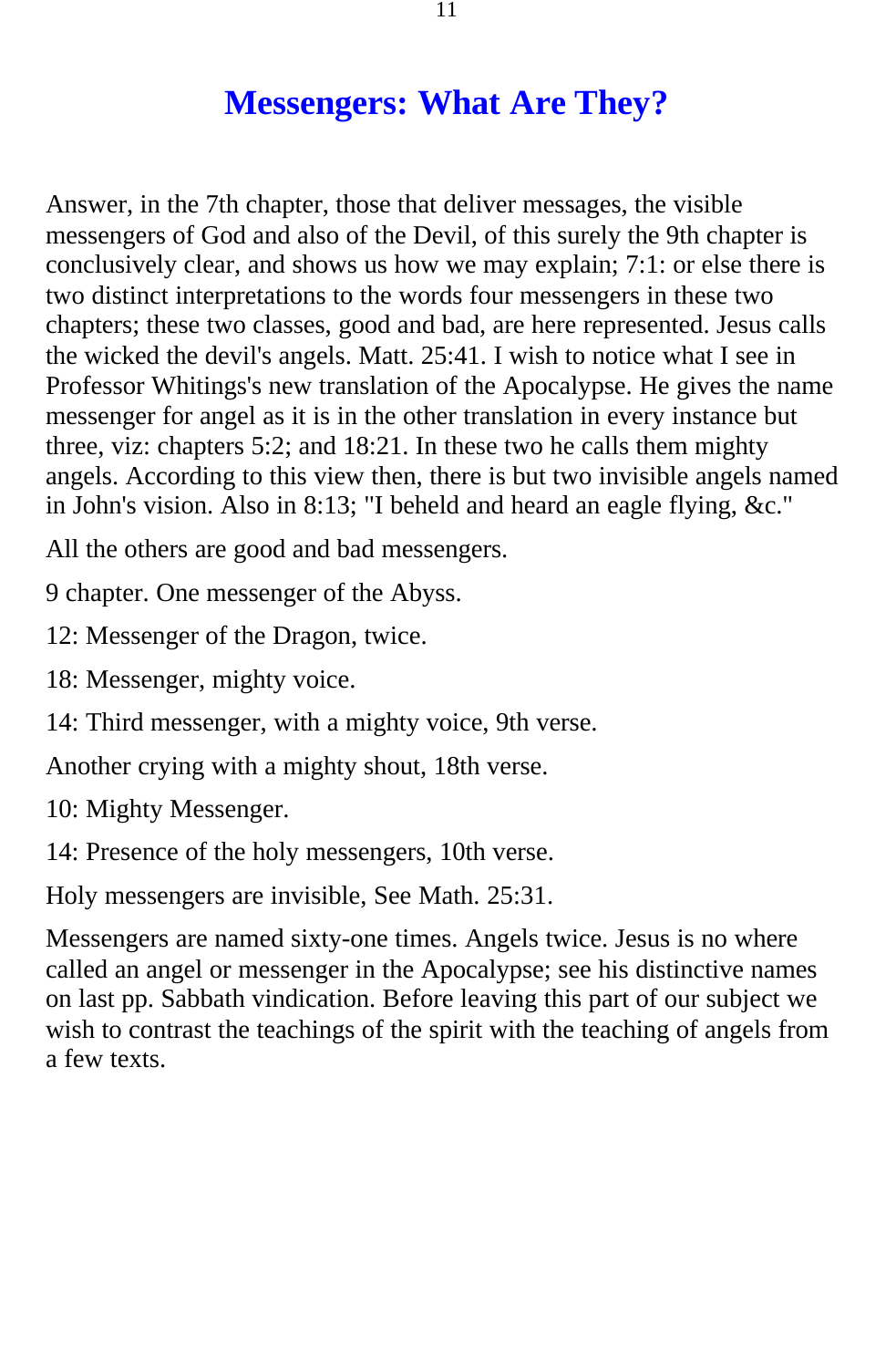# Messengers: What Are They?

Answer, in the 7th chapter, those that deliver messages, the visible messengers of God and also of the Devil, of this surely the 9th chapter is conclusively clear, and shows us how we may explain; 7:1: or else there is two distinct interpretations to the words four messengers in these two chapters; these two classes, good and bad, are here represented. Jesus calls the wicked the devil's angels. Matt. 25:41. I wish to notice what I see in Professor Whitings's new translation of the Apocalypse. He gives the name messenger for angel as it is in the other translation in every instance but three, viz: chapters 5:2; and 18:21. In these two he calls them mighty angels. According to this view then, there is but two invisible angels named in John's vision. Also in 8:13; "I beheld and heard an eagle flying, &c."

All the others are good and bad messengers.

9 chapter. One messenger of the Abyss.

12: Messenger of the Dragon, twice.

18: Messenger, mighty voice.

14: Third messenger, with a mighty voice, 9th verse.

Another crying with a mighty shout, 18th verse.

10: Mighty Messenger.

14: Presence of the holy messengers, 10th verse.

Holy messengers are invisible, See Math. 25:31.

Messengers are named sixty-one times. Angels twice. Jesus is no where called an angel or messenger in the Apocalypse; see his distinctive names on last pp. Sabbath vindication. Before leaving this part of our subject we wish to contrast the teachings of the spirit with the teaching of angels from a few texts.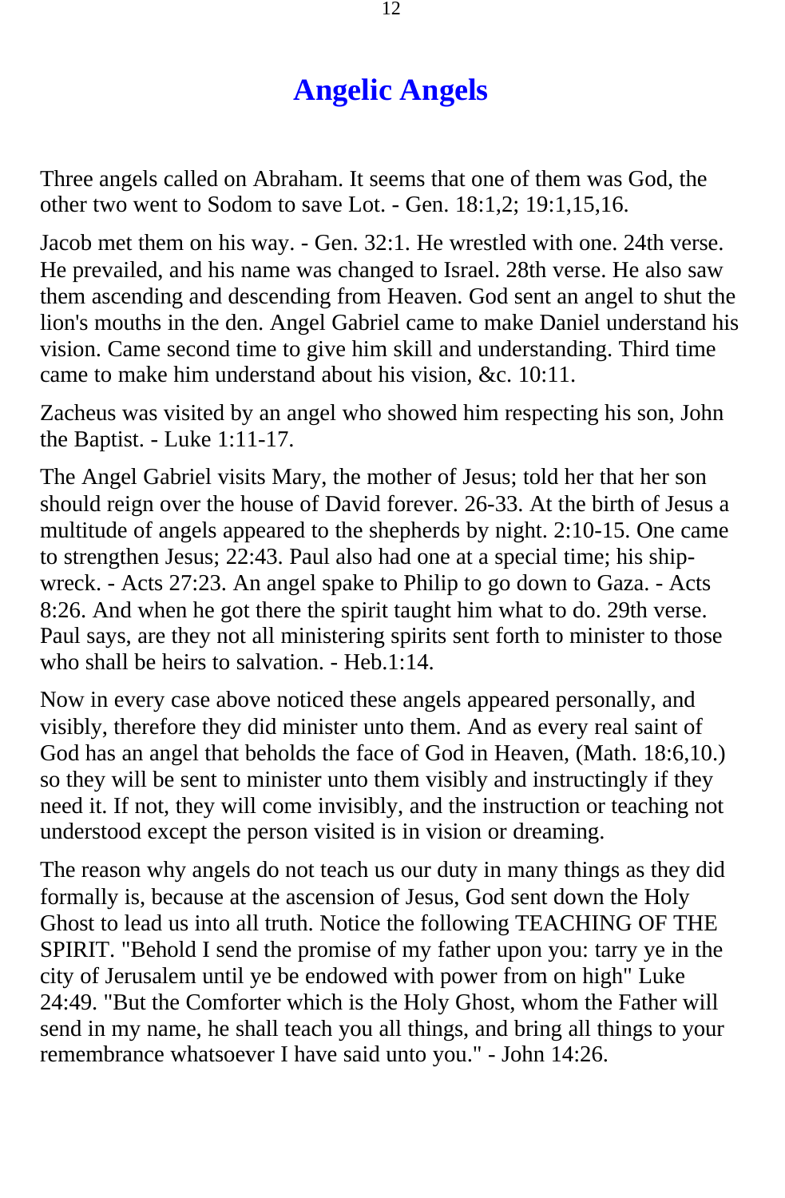# Angelic Angels

Three angels called on Abraham. It seems that one of them was God, the other two went to Sodom to save Lot. - Gen. 18:1,2; 19:1,15,16.

Jacob met them on his way. - Gen. 32:1. He wrestled with one. 24th verse. He prevailed, and his name was changed to Israel. 28th verse. He also saw them ascending and descending from Heaven. God sent an angel to shut the lion's mouths in the den. Angel Gabriel came to make Daniel understand his vision. Came second time to give him skill and understanding. Third time came to make him understand about his vision, &c. 10:11.

Zacheus was visited by an angel who showed him respecting his son, John the Baptist. - Luke 1:11-17.

The Angel Gabriel visits Mary, the mother of Jesus; told her that her son should reign over the house of David forever. 26-33. At the birth of Jesus a multitude of angels appeared to the shepherds by night. 2:10-15. One came to strengthen Jesus; 22:43. Paul also had one at a special time; his ship-wreck. - Acts 27:23. An angel spake to Philip to go down to Gaza. - Acts 8:26. And when he got there the spirit taught him what to do. 29th verse. Paul says, are they not all ministering spirits sent forth to minister to those who shall be heirs to salvation. - Heb.1:14.

Now in every case above noticed these angels appeared personally, and visibly, therefore they did minister unto them. And as every real saint of God has an angel that beholds the face of God in Heaven, (Math. 18:6,10.) so they will be sent to minister unto them visibly and instructingly if they need it. If not, they will come invisibly, and the instruction or teaching not understood except the person visited is in vision or dreaming.

The reason why angels do not teach us our duty in many things as they did formally is, because at the ascension of Jesus, God sent down the Holy Ghost to lead us into all truth. Notice the following TEACHING OF THE SPIRIT. "Behold I send the promise of my father upon you: tarry ye in the city of Jerusalem until ye be endowed with power from on high" Luke 24:49. "But the Comforter which is the Holy Ghost, whom the Father will send in my name, he shall teach you all things, and bring all things to your remembrance whatsoever I have said unto you." - John 14:26.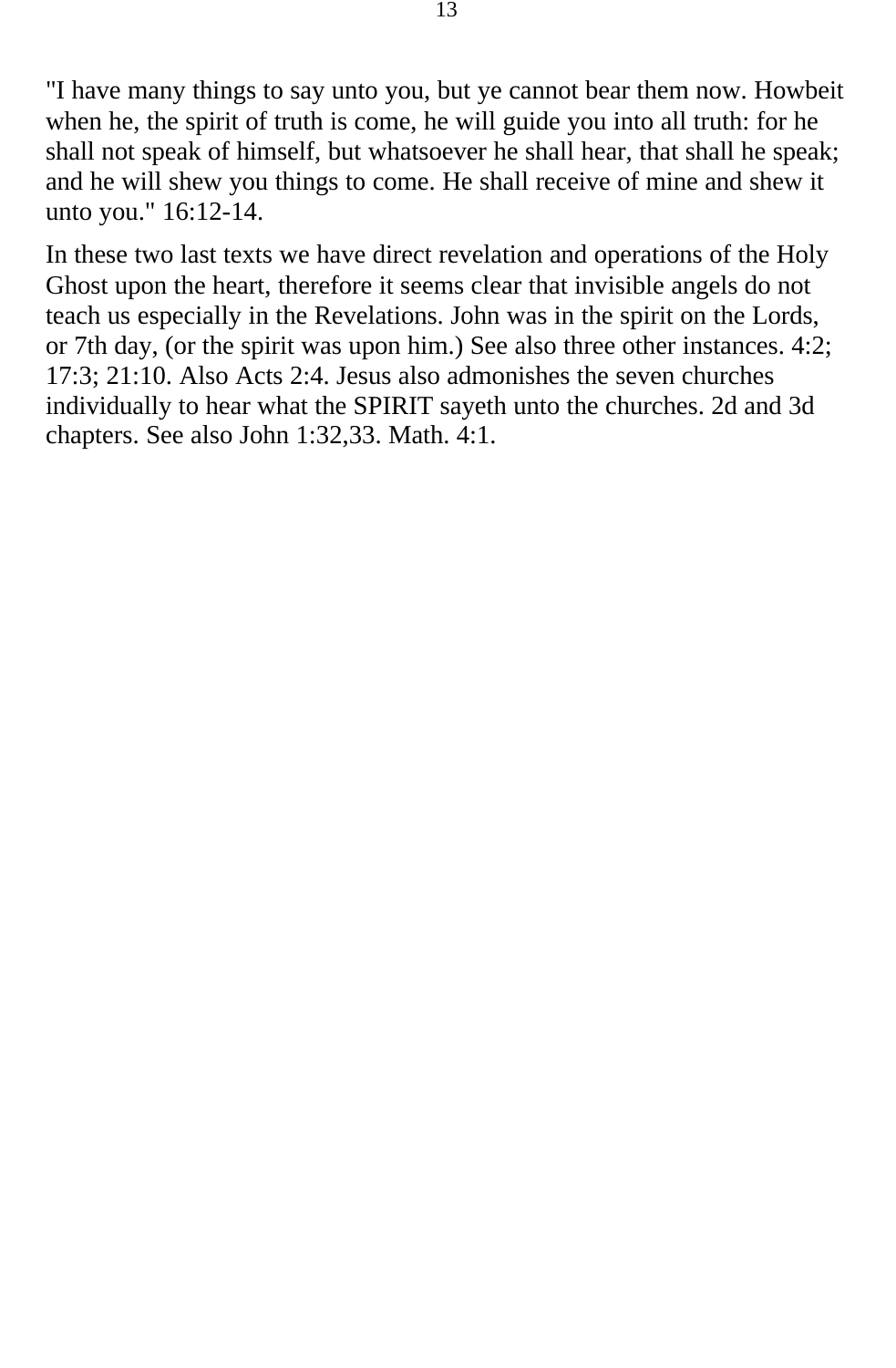"I have many things to say unto you, but ye cannot bear them now. Howbeit when he, the spirit of truth is come, he will guide you into all truth: for he shall not speak of himself, but whatsoever he shall hear, that shall he speak; and he will shew you things to come. He shall receive of mine and shew it unto you." 16:12-14.

In these two last texts we have direct revelation and operations of the Holy Ghost upon the heart, therefore it seems clear that invisible angels do not teach us especially in the Revelations. John was in the spirit on the Lords, or 7th day, (or the spirit was upon him.) See also three other instances. 4:2; 17:3; 21:10. Also Acts 2:4. Jesus also admonishes the seven churches individually to hear what the SPIRIT sayeth unto the churches. 2d and 3d chapters. See also John 1:32,33. Math. 4:1.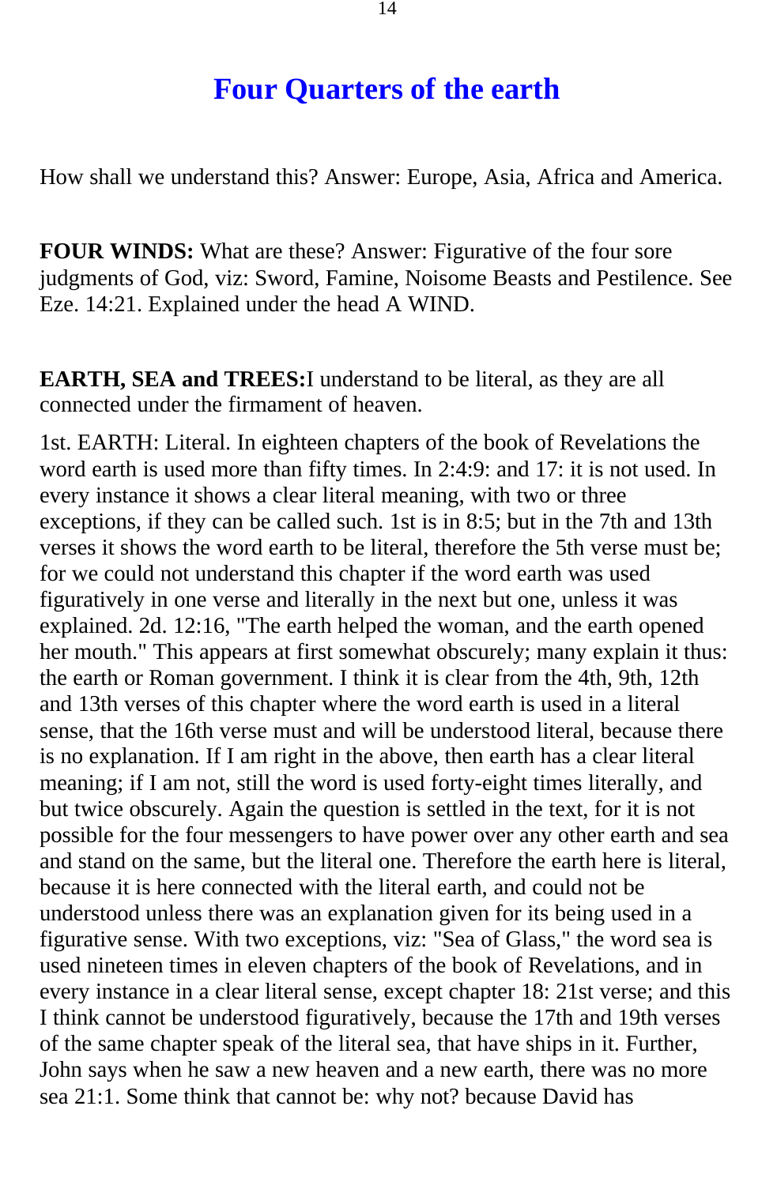# Four Quarters of the earth

How shall we understand this? Answer: Europe, Asia, Africa and America.

**FOUR WINDS:** What are these? Answer: Figurative of the four sore judgments of God, viz: Sword, Famine, Noisome Beasts and Pestilence. See Eze. 14:21. Explained under the head A WIND.

**EARTH, SEA and TREES:**I understand to be literal, as they are all connected under the firmament of heaven.

1st. EARTH: Literal. In eighteen chapters of the book of Revelations the word earth is used more than fifty times. In 2:4:9: and 17: it is not used. In every instance it shows a clear literal meaning, with two or three exceptions, if they can be called such. 1st is in 8:5; but in the 7th and 13th verses it shows the word earth to be literal, therefore the 5th verse must be; for we could not understand this chapter if the word earth was used figuratively in one verse and literally in the next but one, unless it was explained. 2d. 12:16, "The earth helped the woman, and the earth opened her mouth." This appears at first somewhat obscurely; many explain it thus: the earth or Roman government. I think it is clear from the 4th, 9th, 12th and 13th verses of this chapter where the word earth is used in a literal sense, that the 16th verse must and will be understood literal, because there is no explanation. If I am right in the above, then earth has a clear literal meaning; if I am not, still the word is used forty-eight times literally, and but twice obscurely. Again the question is settled in the text, for it is not possible for the four messengers to have power over any other earth and sea and stand on the same, but the literal one. Therefore the earth here is literal, because it is here connected with the literal earth, and could not be understood unless there was an explanation given for its being used in a figurative sense. With two exceptions, viz: "Sea of Glass," the word sea is used nineteen times in eleven chapters of the book of Revelations, and in every instance in a clear literal sense, except chapter 18: 21st verse; and this I think cannot be understood figuratively, because the 17th and 19th verses of the same chapter speak of the literal sea, that have ships in it. Further, John says when he saw a new heaven and a new earth, there was no more sea 21:1. Some think that cannot be: why not? because David has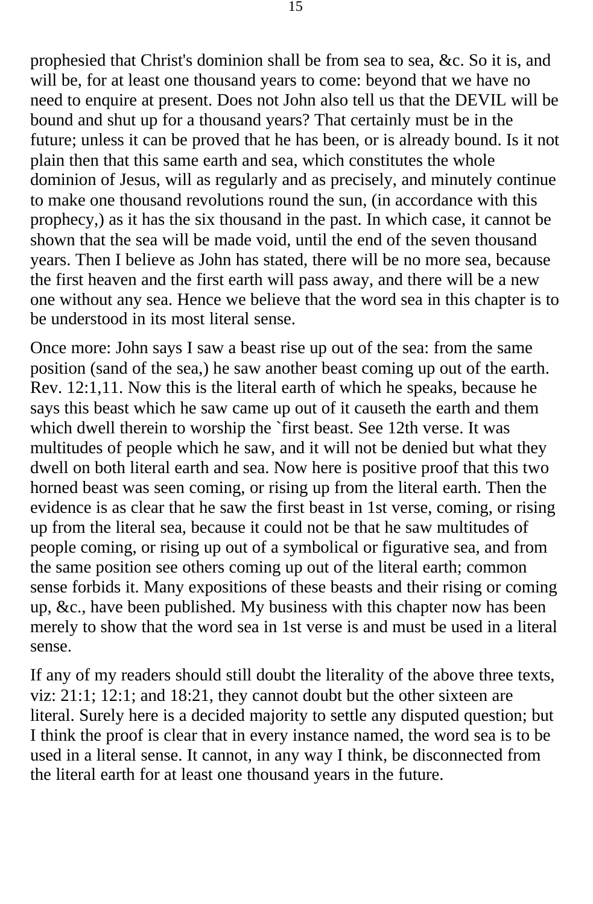prophesied that Christ's dominion shall be from sea to sea, &c. So it is, and will be, for at least one thousand years to come: beyond that we have no need to enquire at present. Does not John also tell us that the DEVIL will be bound and shut up for a thousand years? That certainly must be in the future; unless it can be proved that he has been, or is already bound. Is it not plain then that this same earth and sea, which constitutes the whole dominion of Jesus, will as regularly and as precisely, and minutely continue to make one thousand revolutions round the sun, (in accordance with this prophecy,) as it has the six thousand in the past. In which case, it cannot be shown that the sea will be made void, until the end of the seven thousand years. Then I believe as John has stated, there will be no more sea, because the first heaven and the first earth will pass away, and there will be a new one without any sea. Hence we believe that the word sea in this chapter is to be understood in its most literal sense.

Once more: John says I saw a beast rise up out of the sea: from the same position (sand of the sea,) he saw another beast coming up out of the earth. Rev. 12:1,11. Now this is the literal earth of which he speaks, because he says this beast which he saw came up out of it causeth the earth and them which dwell therein to worship the `first beast. See 12th verse. It was multitudes of people which he saw, and it will not be denied but what they dwell on both literal earth and sea. Now here is positive proof that this two horned beast was seen coming, or rising up from the literal earth. Then the evidence is as clear that he saw the first beast in 1st verse, coming, or rising up from the literal sea, because it could not be that he saw multitudes of people coming, or rising up out of a symbolical or figurative sea, and from the same position see others coming up out of the literal earth; common sense forbids it. Many expositions of these beasts and their rising or coming up, &c., have been published. My business with this chapter now has been merely to show that the word sea in 1st verse is and must be used in a literal sense.

If any of my readers should still doubt the literality of the above three texts, viz: 21:1; 12:1; and 18:21, they cannot doubt but the other sixteen are literal. Surely here is a decided majority to settle any disputed question; but I think the proof is clear that in every instance named, the word sea is to be used in a literal sense. It cannot, in any way I think, be disconnected from the literal earth for at least one thousand years in the future.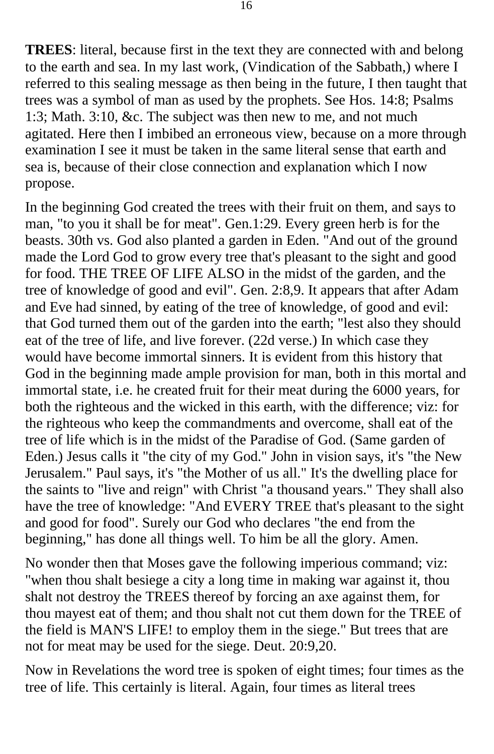**TREES**: literal, because first in the text they are connected with and belong to the earth and sea. In my last work, (Vindication of the Sabbath,) where I referred to this sealing message as then being in the future, I then taught that trees was a symbol of man as used by the prophets. See Hos. 14:8; Psalms 1:3; Math. 3:10, &c. The subject was then new to me, and not much agitated. Here then I imbibed an erroneous view, because on a more through examination I see it must be taken in the same literal sense that earth and sea is, because of their close connection and explanation which I now propose.

In the beginning God created the trees with their fruit on them, and says to man, "to you it shall be for meat". Gen.1:29. Every green herb is for the beasts. 30th vs. God also planted a garden in Eden. "And out of the ground made the Lord God to grow every tree that's pleasant to the sight and good for food. THE TREE OF LIFE ALSO in the midst of the garden, and the tree of knowledge of good and evil". Gen. 2:8,9. It appears that after Adam and Eve had sinned, by eating of the tree of knowledge, of good and evil: that God turned them out of the garden into the earth; "lest also they should eat of the tree of life, and live forever. (22d verse.) In which case they would have become immortal sinners. It is evident from this history that God in the beginning made ample provision for man, both in this mortal and immortal state, i.e. he created fruit for their meat during the 6000 years, for both the righteous and the wicked in this earth, with the difference; viz: for the righteous who keep the commandments and overcome, shall eat of the tree of life which is in the midst of the Paradise of God. (Same garden of Eden.) Jesus calls it "the city of my God." John in vision says, it's "the New Jerusalem." Paul says, it's "the Mother of us all." It's the dwelling place for the saints to "live and reign" with Christ "a thousand years." They shall also have the tree of knowledge: "And EVERY TREE that's pleasant to the sight and good for food". Surely our God who declares "the end from the beginning," has done all things well. To him be all the glory. Amen.

No wonder then that Moses gave the following imperious command; viz: "when thou shalt besiege a city a long time in making war against it, thou shalt not destroy the TREES thereof by forcing an axe against them, for thou mayest eat of them; and thou shalt not cut them down for the TREE of the field is MAN'S LIFE! to employ them in the siege." But trees that are not for meat may be used for the siege. Deut. 20:9,20.

Now in Revelations the word tree is spoken of eight times; four times as the tree of life. This certainly is literal. Again, four times as literal trees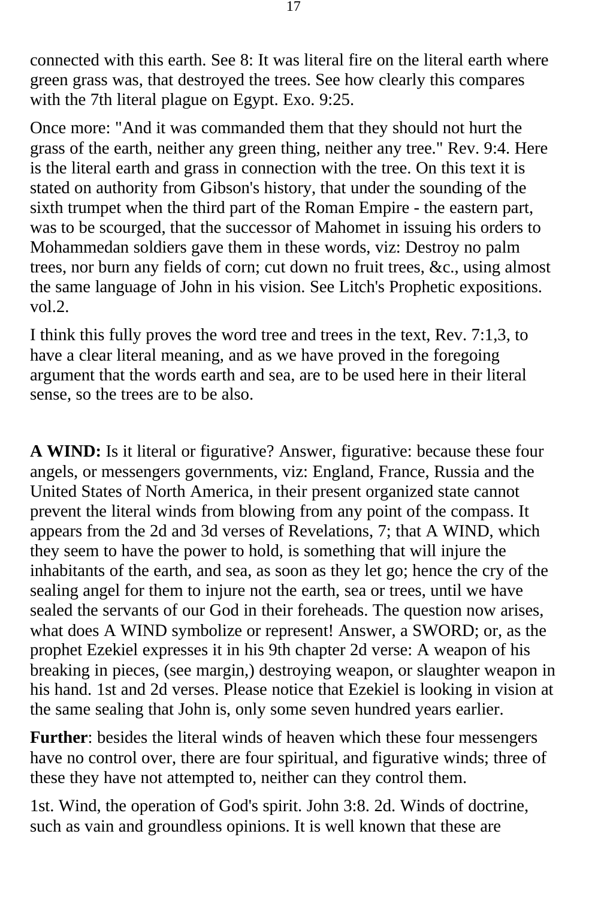connected with this earth. See 8: It was literal fire on the literal earth where green grass was, that destroyed the trees. See how clearly this compares with the 7th literal plague on Egypt. Exo. 9:25.

Once more: "And it was commanded them that they should not hurt the grass of the earth, neither any green thing, neither any tree." Rev. 9:4. Here is the literal earth and grass in connection with the tree. On this text it is stated on authority from Gibson's history, that under the sounding of the sixth trumpet when the third part of the Roman Empire - the eastern part, was to be scourged, that the successor of Mahomet in issuing his orders to Mohammedan soldiers gave them in these words, viz: Destroy no palm trees, nor burn any fields of corn; cut down no fruit trees, &c., using almost the same language of John in his vision. See Litch's Prophetic expositions. vol.2.

I think this fully proves the word tree and trees in the text, Rev. 7:1,3, to have a clear literal meaning, and as we have proved in the foregoing argument that the words earth and sea, are to be used here in their literal sense, so the trees are to be also.

**A WIND:** Is it literal or figurative? Answer, figurative: because these four angels, or messengers governments, viz: England, France, Russia and the United States of North America, in their present organized state cannot prevent the literal winds from blowing from any point of the compass. It appears from the 2d and 3d verses of Revelations, 7; that A WIND, which they seem to have the power to hold, is something that will injure the inhabitants of the earth, and sea, as soon as they let go; hence the cry of the sealing angel for them to injure not the earth, sea or trees, until we have sealed the servants of our God in their foreheads. The question now arises, what does A WIND symbolize or represent! Answer, a SWORD; or, as the prophet Ezekiel expresses it in his 9th chapter 2d verse: A weapon of his breaking in pieces, (see margin,) destroying weapon, or slaughter weapon in his hand. 1st and 2d verses. Please notice that Ezekiel is looking in vision at the same sealing that John is, only some seven hundred years earlier.

**Further**: besides the literal winds of heaven which these four messengers have no control over, there are four spiritual, and figurative winds; three of these they have not attempted to, neither can they control them.

1st. Wind, the operation of God's spirit. John 3:8. 2d. Winds of doctrine, such as vain and groundless opinions. It is well known that these are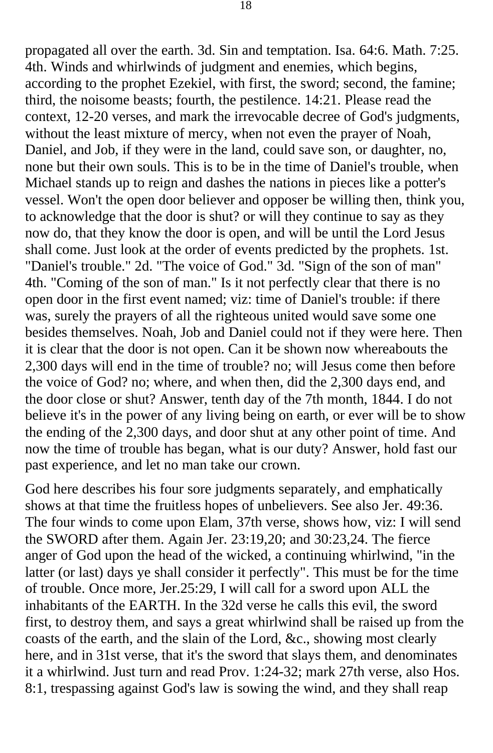propagated all over the earth. 3d. Sin and temptation. Isa. 64:6. Math. 7:25. 4th. Winds and whirlwinds of judgment and enemies, which begins, according to the prophet Ezekiel, with first, the sword; second, the famine; third, the noisome beasts; fourth, the pestilence. 14:21. Please read the context, 12-20 verses, and mark the irrevocable decree of God's judgments, without the least mixture of mercy, when not even the prayer of Noah, Daniel, and Job, if they were in the land, could save son, or daughter, no, none but their own souls. This is to be in the time of Daniel's trouble, when Michael stands up to reign and dashes the nations in pieces like a potter's vessel. Won't the open door believer and opposer be willing then, think you, to acknowledge that the door is shut? or will they continue to say as they now do, that they know the door is open, and will be until the Lord Jesus shall come. Just look at the order of events predicted by the prophets. 1st. "Daniel's trouble." 2d. "The voice of God." 3d. "Sign of the son of man" 4th. "Coming of the son of man." Is it not perfectly clear that there is no open door in the first event named; viz: time of Daniel's trouble: if there was, surely the prayers of all the righteous united would save some one besides themselves. Noah, Job and Daniel could not if they were here. Then it is clear that the door is not open. Can it be shown now whereabouts the 2,300 days will end in the time of trouble? no; will Jesus come then before the voice of God? no; where, and when then, did the 2,300 days end, and the door close or shut? Answer, tenth day of the 7th month, 1844. I do not believe it's in the power of any living being on earth, or ever will be to show the ending of the 2,300 days, and door shut at any other point of time. And now the time of trouble has began, what is our duty? Answer, hold fast our past experience, and let no man take our crown.

God here describes his four sore judgments separately, and emphatically shows at that time the fruitless hopes of unbelievers. See also Jer. 49:36. The four winds to come upon Elam, 37th verse, shows how, viz: I will send the SWORD after them. Again Jer. 23:19,20; and 30:23,24. The fierce anger of God upon the head of the wicked, a continuing whirlwind, "in the latter (or last) days ye shall consider it perfectly". This must be for the time of trouble. Once more, Jer.25:29, I will call for a sword upon ALL the inhabitants of the EARTH. In the 32d verse he calls this evil, the sword first, to destroy them, and says a great whirlwind shall be raised up from the coasts of the earth, and the slain of the Lord, &c., showing most clearly here, and in 31st verse, that it's the sword that slays them, and denominates it a whirlwind. Just turn and read Prov. 1:24-32; mark 27th verse, also Hos. 8:1, trespassing against God's law is sowing the wind, and they shall reap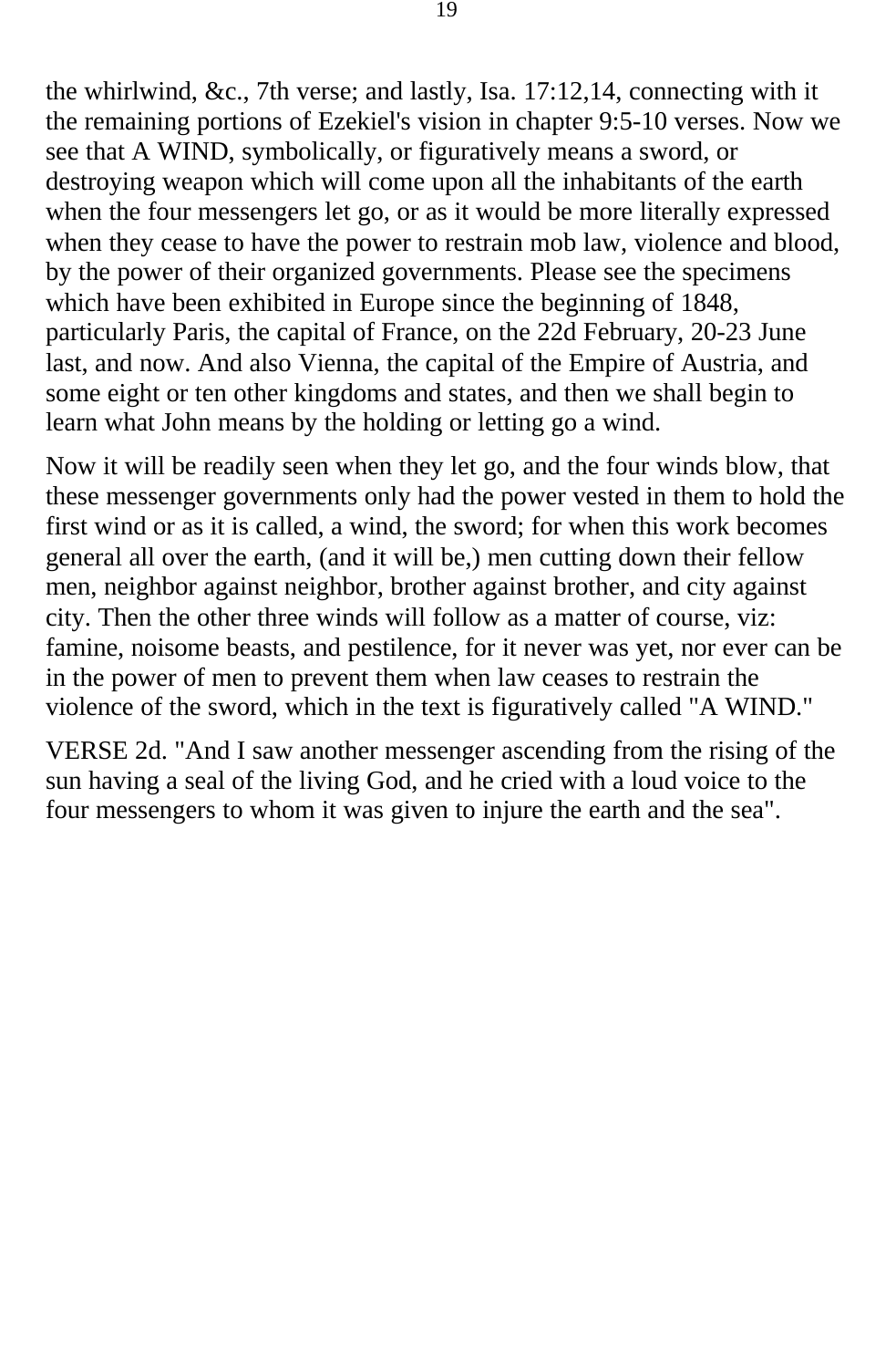the whirlwind, &c., 7th verse; and lastly, Isa. 17:12,14, connecting with it the remaining portions of Ezekiel's vision in chapter 9:5-10 verses. Now we see that A WIND, symbolically, or figuratively means a sword, or destroying weapon which will come upon all the inhabitants of the earth when the four messengers let go, or as it would be more literally expressed when they cease to have the power to restrain mob law, violence and blood, by the power of their organized governments. Please see the specimens which have been exhibited in Europe since the beginning of 1848, particularly Paris, the capital of France, on the 22d February, 20-23 June last, and now. And also Vienna, the capital of the Empire of Austria, and some eight or ten other kingdoms and states, and then we shall begin to learn what John means by the holding or letting go a wind.

Now it will be readily seen when they let go, and the four winds blow, that these messenger governments only had the power vested in them to hold the first wind or as it is called, a wind, the sword; for when this work becomes general all over the earth, (and it will be,) men cutting down their fellow men, neighbor against neighbor, brother against brother, and city against city. Then the other three winds will follow as a matter of course, viz: famine, noisome beasts, and pestilence, for it never was yet, nor ever can be in the power of men to prevent them when law ceases to restrain the violence of the sword, which in the text is figuratively called "A WIND."

VERSE 2d. "And I saw another messenger ascending from the rising of the sun having a seal of the living God, and he cried with a loud voice to the four messengers to whom it was given to injure the earth and the sea".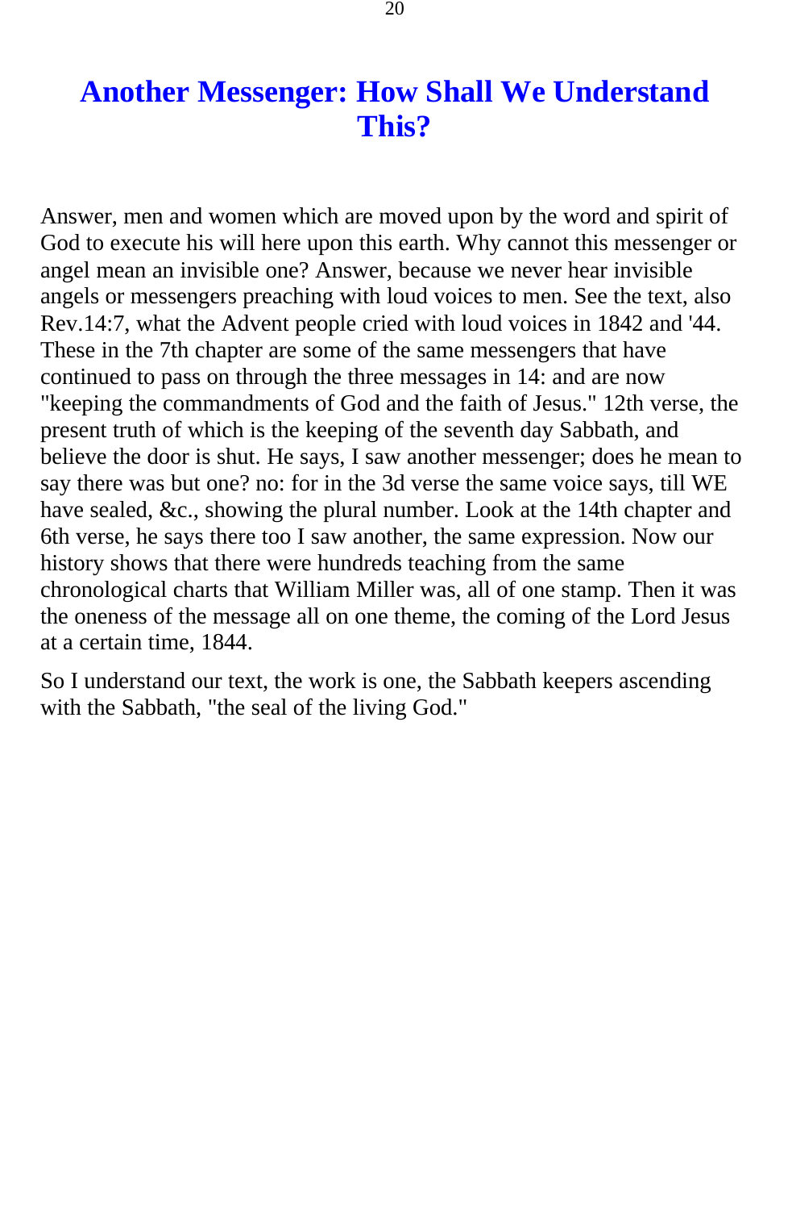# Another Messenger: How Shall We Understand This?

Answer, men and women which are moved upon by the word and spirit of God to execute his will here upon this earth. Why cannot this messenger or angel mean an invisible one? Answer, because we never hear invisible angels or messengers preaching with loud voices to men. See the text, also Rev.14:7, what the Advent people cried with loud voices in 1842 and '44. These in the 7th chapter are some of the same messengers that have continued to pass on through the three messages in 14: and are now "keeping the commandments of God and the faith of Jesus." 12th verse, the present truth of which is the keeping of the seventh day Sabbath, and believe the door is shut. He says, I saw another messenger; does he mean to say there was but one? no: for in the 3d verse the same voice says, till WE have sealed, &c., showing the plural number. Look at the 14th chapter and 6th verse, he says there too I saw another, the same expression. Now our history shows that there were hundreds teaching from the same chronological charts that William Miller was, all of one stamp. Then it was the oneness of the message all on one theme, the coming of the Lord Jesus at a certain time, 1844.

So I understand our text, the work is one, the Sabbath keepers ascending with the Sabbath, "the seal of the living God."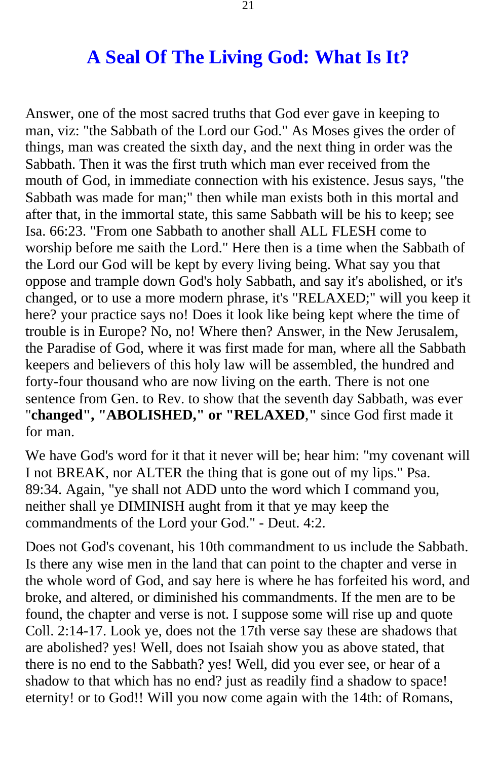# A Seal Of The Living God: What Is It?

Answer, one of the most sacred truths that God ever gave in keeping to man, viz: "the Sabbath of the Lord our God." As Moses gives the order of things, man was created the sixth day, and the next thing in order was the Sabbath. Then it was the first truth which man ever received from the mouth of God, in immediate connection with his existence. Jesus says, "the Sabbath was made for man;" then while man exists both in this mortal and after that, in the immortal state, this same Sabbath will be his to keep; see Isa. 66:23. "From one Sabbath to another shall ALL FLESH come to worship before me saith the Lord." Here then is a time when the Sabbath of the Lord our God will be kept by every living being. What say you that oppose and trample down God's holy Sabbath, and say it's abolished, or it's changed, or to use a more modern phrase, it's "RELAXED;" will you keep it here? your practice says no! Does it look like being kept where the time of trouble is in Europe? No, no! Where then? Answer, in the New Jerusalem, the Paradise of God, where it was first made for man, where all the Sabbath keepers and believers of this holy law will be assembled, the hundred and forty-four thousand who are now living on the earth. There is not one sentence from Gen. to Rev. to show that the seventh day Sabbath, was ever "**changed", "ABOLISHED," or "RELAXED**," since God first made it for man.

We have God's word for it that it never will be; hear him: "my covenant will I not BREAK, nor ALTER the thing that is gone out of my lips." Psa. 89:34. Again, "ye shall not ADD unto the word which I command you, neither shall ye DIMINISH aught from it that ye may keep the commandments of the Lord your God." - Deut. 4:2.

Does not God's covenant, his 10th commandment to us include the Sabbath. Is there any wise men in the land that can point to the chapter and verse in the whole word of God, and say here is where he has forfeited his word, and broke, and altered, or diminished his commandments. If the men are to be found, the chapter and verse is not. I suppose some will rise up and quote Coll. 2:14-17. Look ye, does not the 17th verse say these are shadows that are abolished? yes! Well, does not Isaiah show you as above stated, that there is no end to the Sabbath? yes! Well, did you ever see, or hear of a shadow to that which has no end? just as readily find a shadow to space! eternity! or to God!! Will you now come again with the 14th: of Romans,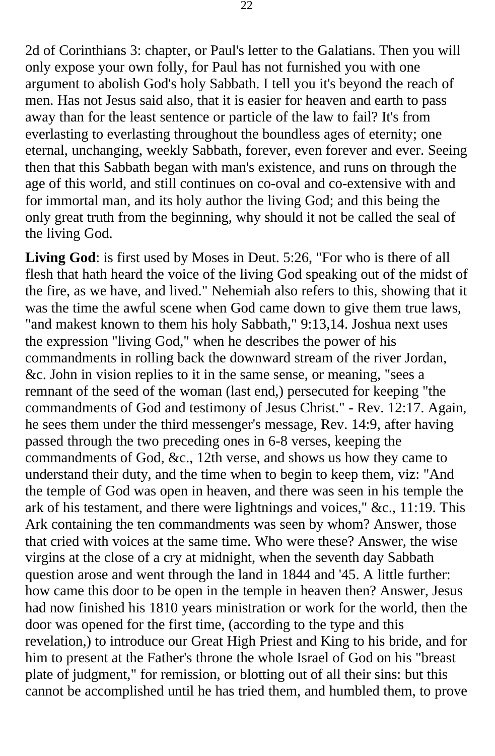2d of Corinthians 3: chapter, or Paul's letter to the Galatians. Then you will only expose your own folly, for Paul has not furnished you with one argument to abolish God's holy Sabbath. I tell you it's beyond the reach of men. Has not Jesus said also, that it is easier for heaven and earth to pass away than for the least sentence or particle of the law to fail? It's from everlasting to everlasting throughout the boundless ages of eternity; one eternal, unchanging, weekly Sabbath, forever, even forever and ever. Seeing then that this Sabbath began with man's existence, and runs on through the age of this world, and still continues on co-oval and co-extensive with and for immortal man, and its holy author the living God; and this being the only great truth from the beginning, why should it not be called the seal of the living God.

**Living God**: is first used by Moses in Deut. 5:26, "For who is there of all flesh that hath heard the voice of the living God speaking out of the midst of the fire, as we have, and lived." Nehemiah also refers to this, showing that it was the time the awful scene when God came down to give them true laws, "and makest known to them his holy Sabbath," 9:13,14. Joshua next uses the expression "living God," when he describes the power of his commandments in rolling back the downward stream of the river Jordan, &c. John in vision replies to it in the same sense, or meaning, "sees a remnant of the seed of the woman (last end,) persecuted for keeping "the commandments of God and testimony of Jesus Christ." - Rev. 12:17. Again, he sees them under the third messenger's message, Rev. 14:9, after having passed through the two preceding ones in 6-8 verses, keeping the commandments of God, &c., 12th verse, and shows us how they came to understand their duty, and the time when to begin to keep them, viz: "And the temple of God was open in heaven, and there was seen in his temple the ark of his testament, and there were lightnings and voices," &c., 11:19. This Ark containing the ten commandments was seen by whom? Answer, those that cried with voices at the same time. Who were these? Answer, the wise virgins at the close of a cry at midnight, when the seventh day Sabbath question arose and went through the land in 1844 and '45. A little further: how came this door to be open in the temple in heaven then? Answer, Jesus had now finished his 1810 years ministration or work for the world, then the door was opened for the first time, (according to the type and this revelation,) to introduce our Great High Priest and King to his bride, and for him to present at the Father's throne the whole Israel of God on his "breast plate of judgment," for remission, or blotting out of all their sins: but this cannot be accomplished until he has tried them, and humbled them, to prove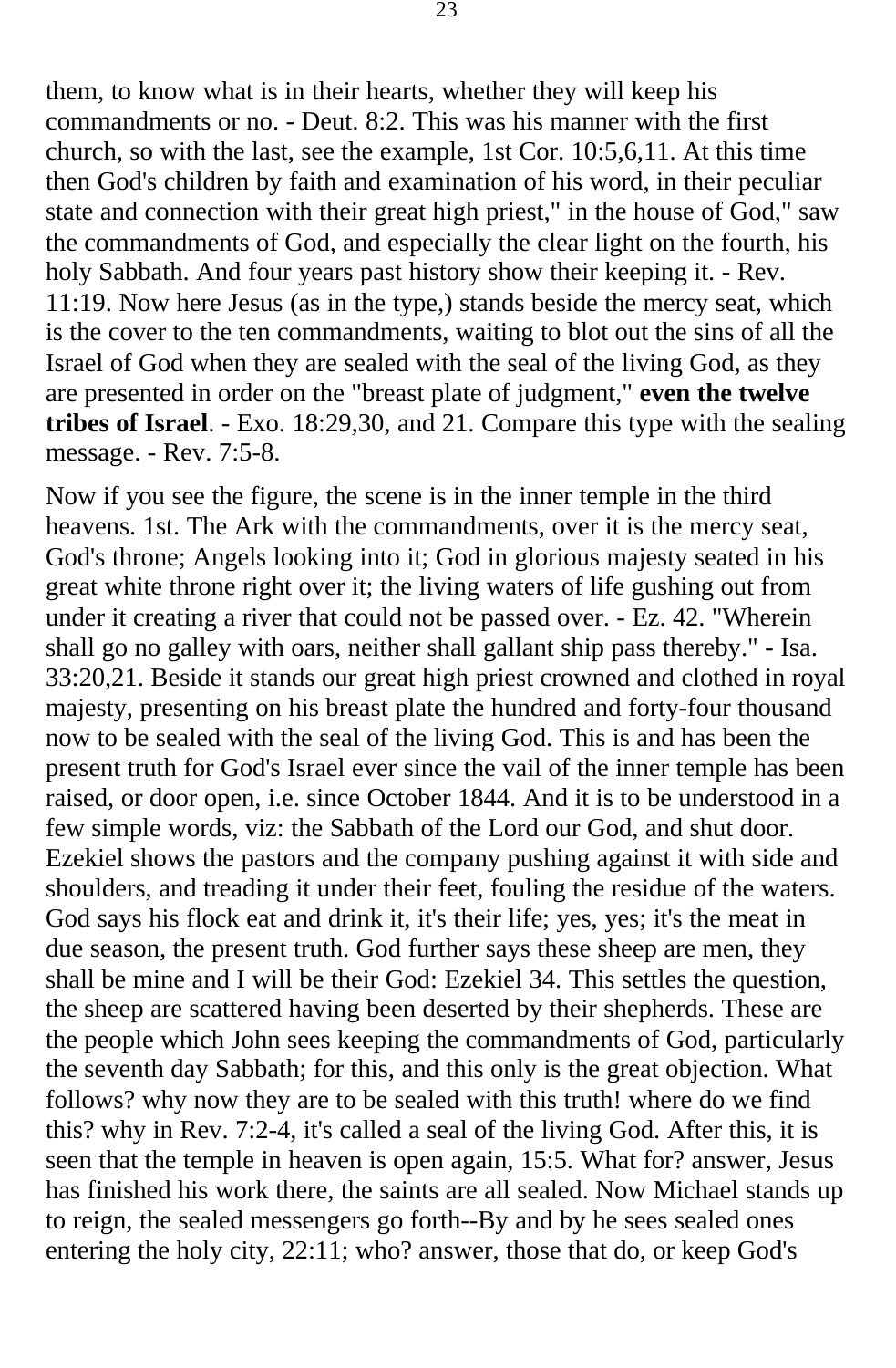them, to know what is in their hearts, whether they will keep his commandments or no. - Deut. 8:2. This was his manner with the first church, so with the last, see the example, 1st Cor. 10:5,6,11. At this time then God's children by faith and examination of his word, in their peculiar state and connection with their great high priest," in the house of God," saw the commandments of God, and especially the clear light on the fourth, his holy Sabbath. And four years past history show their keeping it. - Rev. 11:19. Now here Jesus (as in the type,) stands beside the mercy seat, which is the cover to the ten commandments, waiting to blot out the sins of all the Israel of God when they are sealed with the seal of the living God, as they are presented in order on the "breast plate of judgment," **even the twelve tribes of Israel**. - Exo. 18:29,30, and 21. Compare this type with the sealing message. - Rev. 7:5-8.

Now if you see the figure, the scene is in the inner temple in the third heavens. 1st. The Ark with the commandments, over it is the mercy seat, God's throne; Angels looking into it; God in glorious majesty seated in his great white throne right over it; the living waters of life gushing out from under it creating a river that could not be passed over. - Ez. 42. "Wherein shall go no galley with oars, neither shall gallant ship pass thereby." - Isa. 33:20,21. Beside it stands our great high priest crowned and clothed in royal majesty, presenting on his breast plate the hundred and forty-four thousand now to be sealed with the seal of the living God. This is and has been the present truth for God's Israel ever since the vail of the inner temple has been raised, or door open, i.e. since October 1844. And it is to be understood in a few simple words, viz: the Sabbath of the Lord our God, and shut door. Ezekiel shows the pastors and the company pushing against it with side and shoulders, and treading it under their feet, fouling the residue of the waters. God says his flock eat and drink it, it's their life; yes, yes; it's the meat in due season, the present truth. God further says these sheep are men, they shall be mine and I will be their God: Ezekiel 34. This settles the question, the sheep are scattered having been deserted by their shepherds. These are the people which John sees keeping the commandments of God, particularly the seventh day Sabbath; for this, and this only is the great objection. What follows? why now they are to be sealed with this truth! where do we find this? why in Rev. 7:2-4, it's called a seal of the living God. After this, it is seen that the temple in heaven is open again, 15:5. What for? answer, Jesus has finished his work there, the saints are all sealed. Now Michael stands up to reign, the sealed messengers go forth--By and by he sees sealed ones entering the holy city, 22:11; who? answer, those that do, or keep God's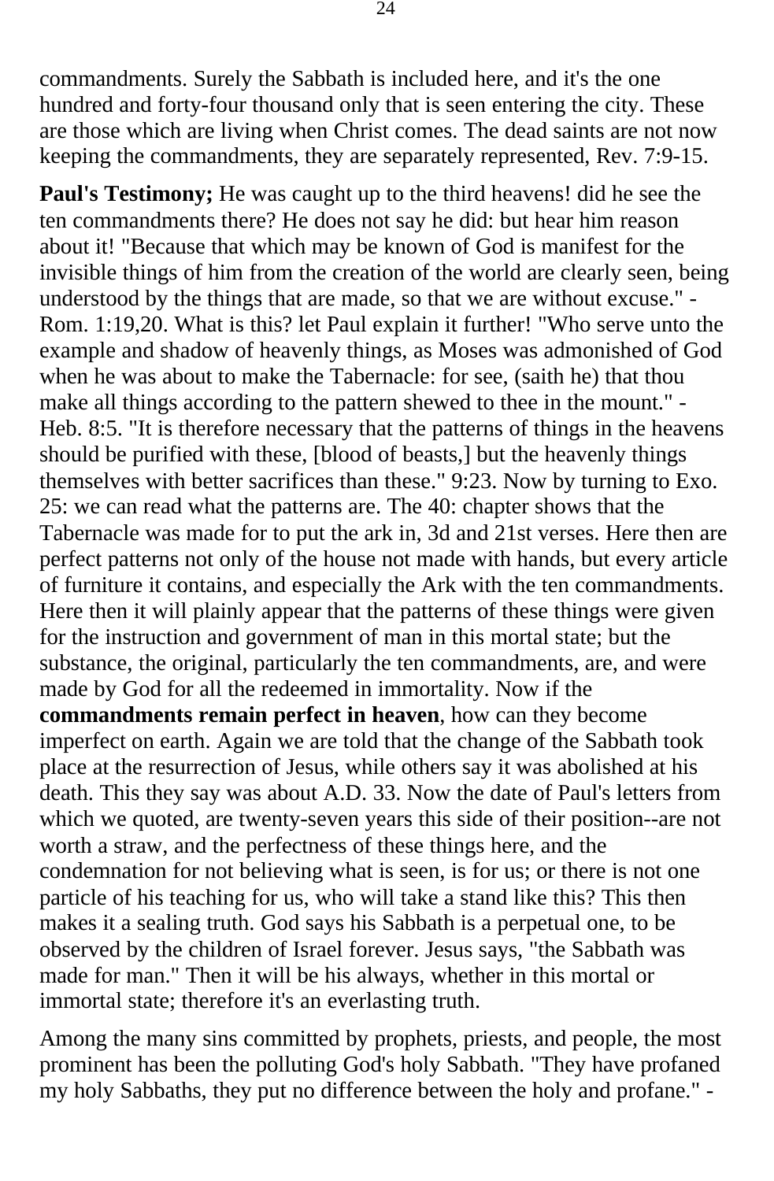commandments. Surely the Sabbath is included here, and it's the one hundred and forty-four thousand only that is seen entering the city. These are those which are living when Christ comes. The dead saints are not now keeping the commandments, they are separately represented, Rev. 7:9-15.

**Paul's Testimony;** He was caught up to the third heavens! did he see the ten commandments there? He does not say he did: but hear him reason about it! "Because that which may be known of God is manifest for the invisible things of him from the creation of the world are clearly seen, being understood by the things that are made, so that we are without excuse." - Rom. 1:19,20. What is this? let Paul explain it further! "Who serve unto the example and shadow of heavenly things, as Moses was admonished of God when he was about to make the Tabernacle: for see, (saith he) that thou make all things according to the pattern shewed to thee in the mount." - Heb. 8:5. "It is therefore necessary that the patterns of things in the heavens should be purified with these, [blood of beasts,] but the heavenly things themselves with better sacrifices than these." 9:23. Now by turning to Exo. 25: we can read what the patterns are. The 40: chapter shows that the Tabernacle was made for to put the ark in, 3d and 21st verses. Here then are perfect patterns not only of the house not made with hands, but every article of furniture it contains, and especially the Ark with the ten commandments. Here then it will plainly appear that the patterns of these things were given for the instruction and government of man in this mortal state; but the substance, the original, particularly the ten commandments, are, and were made by God for all the redeemed in immortality. Now if the **commandments remain perfect in heaven**, how can they become imperfect on earth. Again we are told that the change of the Sabbath took place at the resurrection of Jesus, while others say it was abolished at his death. This they say was about A.D. 33. Now the date of Paul's letters from which we quoted, are twenty-seven years this side of their position--are not worth a straw, and the perfectness of these things here, and the condemnation for not believing what is seen, is for us; or there is not one particle of his teaching for us, who will take a stand like this? This then makes it a sealing truth. God says his Sabbath is a perpetual one, to be observed by the children of Israel forever. Jesus says, "the Sabbath was made for man." Then it will be his always, whether in this mortal or immortal state; therefore it's an everlasting truth.

Among the many sins committed by prophets, priests, and people, the most prominent has been the polluting God's holy Sabbath. "They have profaned my holy Sabbaths, they put no difference between the holy and profane." -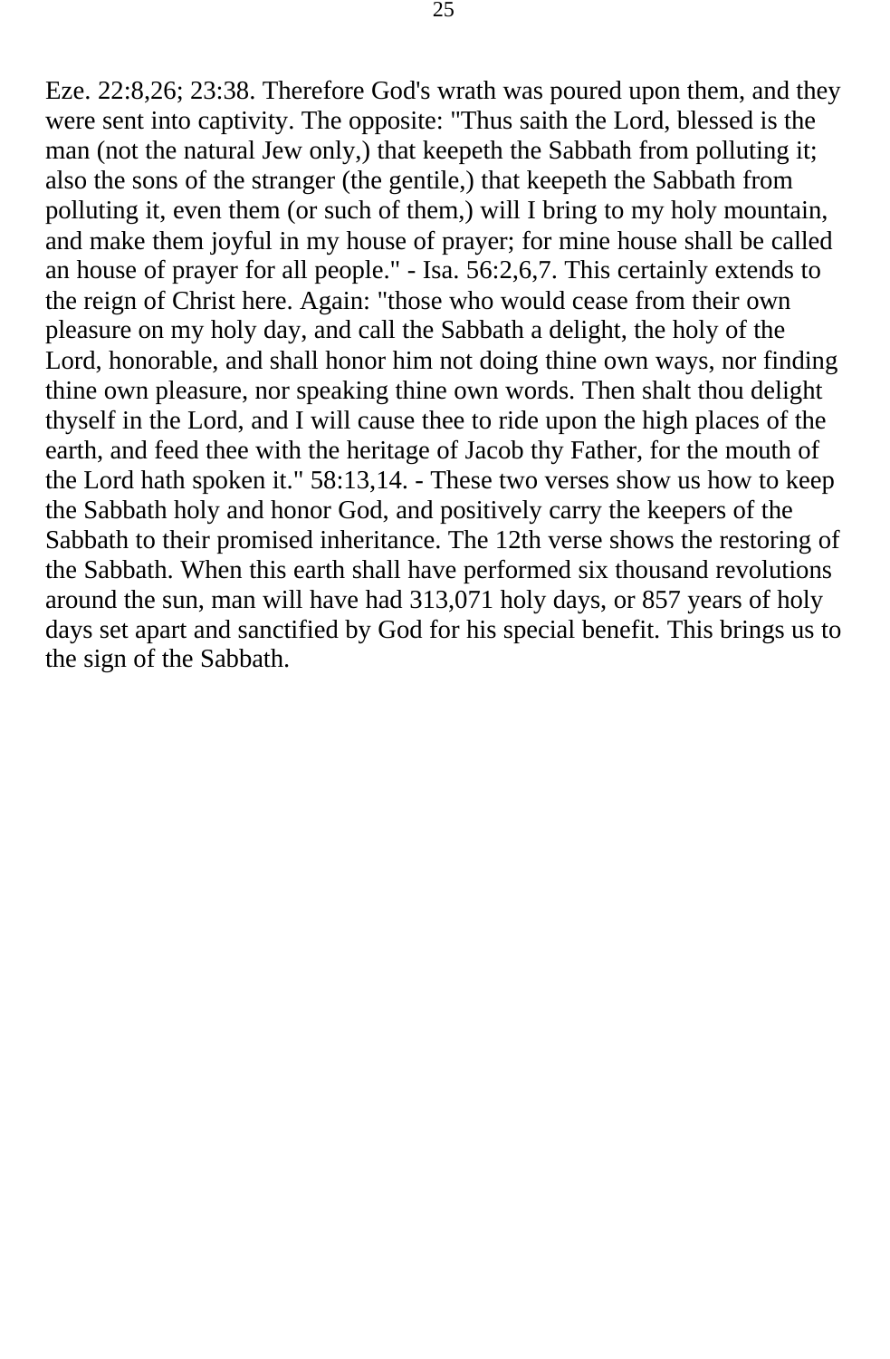Eze. 22:8,26; 23:38. Therefore God's wrath was poured upon them, and they were sent into captivity. The opposite: "Thus saith the Lord, blessed is the man (not the natural Jew only,) that keepeth the Sabbath from polluting it; also the sons of the stranger (the gentile,) that keepeth the Sabbath from polluting it, even them (or such of them,) will I bring to my holy mountain, and make them joyful in my house of prayer; for mine house shall be called an house of prayer for all people." - Isa. 56:2,6,7. This certainly extends to the reign of Christ here. Again: "those who would cease from their own pleasure on my holy day, and call the Sabbath a delight, the holy of the Lord, honorable, and shall honor him not doing thine own ways, nor finding thine own pleasure, nor speaking thine own words. Then shalt thou delight thyself in the Lord, and I will cause thee to ride upon the high places of the earth, and feed thee with the heritage of Jacob thy Father, for the mouth of the Lord hath spoken it." 58:13,14. - These two verses show us how to keep the Sabbath holy and honor God, and positively carry the keepers of the Sabbath to their promised inheritance. The 12th verse shows the restoring of the Sabbath. When this earth shall have performed six thousand revolutions around the sun, man will have had 313,071 holy days, or 857 years of holy days set apart and sanctified by God for his special benefit. This brings us to the sign of the Sabbath.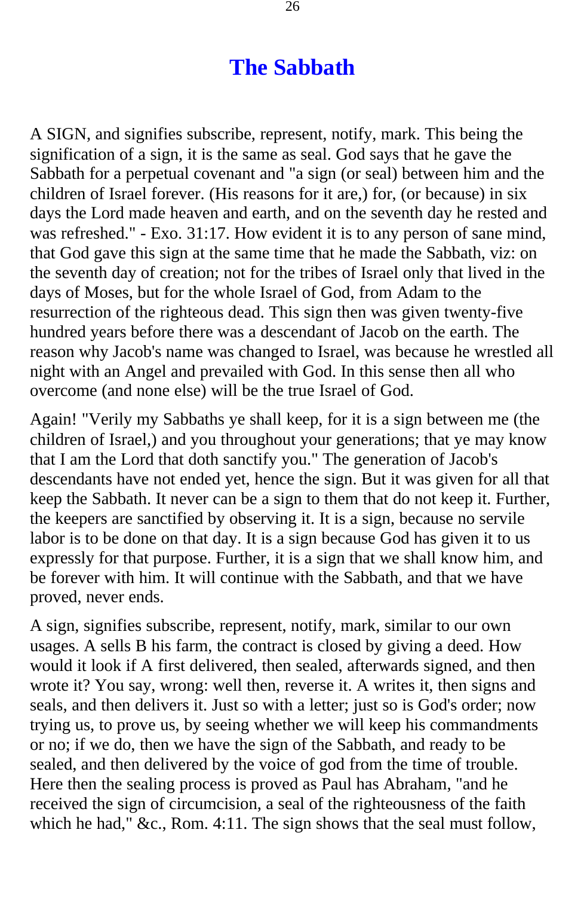# The Sabbath

A SIGN, and signifies subscribe, represent, notify, mark. This being the signification of a sign, it is the same as seal. God says that he gave the Sabbath for a perpetual covenant and "a sign (or seal) between him and the children of Israel forever. (His reasons for it are,) for, (or because) in six days the Lord made heaven and earth, and on the seventh day he rested and was refreshed." - Exo. 31:17. How evident it is to any person of sane mind, that God gave this sign at the same time that he made the Sabbath, viz: on the seventh day of creation; not for the tribes of Israel only that lived in the days of Moses, but for the whole Israel of God, from Adam to the resurrection of the righteous dead. This sign then was given twenty-five hundred years before there was a descendant of Jacob on the earth. The reason why Jacob's name was changed to Israel, was because he wrestled all night with an Angel and prevailed with God. In this sense then all who overcome (and none else) will be the true Israel of God.

Again! "Verily my Sabbaths ye shall keep, for it is a sign between me (the children of Israel,) and you throughout your generations; that ye may know that I am the Lord that doth sanctify you." The generation of Jacob's descendants have not ended yet, hence the sign. But it was given for all that keep the Sabbath. It never can be a sign to them that do not keep it. Further, the keepers are sanctified by observing it. It is a sign, because no servile labor is to be done on that day. It is a sign because God has given it to us expressly for that purpose. Further, it is a sign that we shall know him, and be forever with him. It will continue with the Sabbath, and that we have proved, never ends.

A sign, signifies subscribe, represent, notify, mark, similar to our own usages. A sells B his farm, the contract is closed by giving a deed. How would it look if A first delivered, then sealed, afterwards signed, and then wrote it? You say, wrong: well then, reverse it. A writes it, then signs and seals, and then delivers it. Just so with a letter; just so is God's order; now trying us, to prove us, by seeing whether we will keep his commandments or no; if we do, then we have the sign of the Sabbath, and ready to be sealed, and then delivered by the voice of god from the time of trouble. Here then the sealing process is proved as Paul has Abraham, "and he received the sign of circumcision, a seal of the righteousness of the faith which he had," &c., Rom. 4:11. The sign shows that the seal must follow,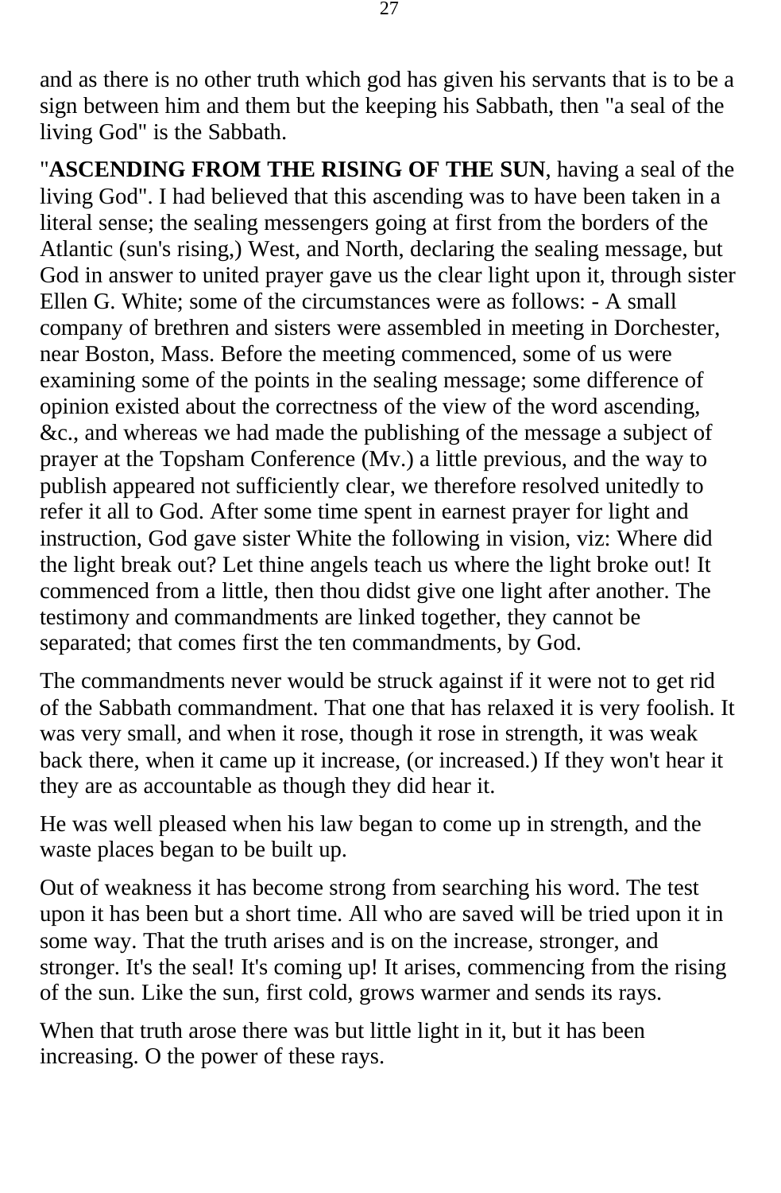and as there is no other truth which god has given his servants that is to be a sign between him and them but the keeping his Sabbath, then "a seal of the living God" is the Sabbath.

"**ASCENDING FROM THE RISING OF THE SUN**, having a seal of the living God". I had believed that this ascending was to have been taken in a literal sense; the sealing messengers going at first from the borders of the Atlantic (sun's rising,) West, and North, declaring the sealing message, but God in answer to united prayer gave us the clear light upon it, through sister Ellen G. White; some of the circumstances were as follows: - A small company of brethren and sisters were assembled in meeting in Dorchester, near Boston, Mass. Before the meeting commenced, some of us were examining some of the points in the sealing message; some difference of opinion existed about the correctness of the view of the word ascending, &c., and whereas we had made the publishing of the message a subject of prayer at the Topsham Conference (Mv.) a little previous, and the way to publish appeared not sufficiently clear, we therefore resolved unitedly to refer it all to God. After some time spent in earnest prayer for light and instruction, God gave sister White the following in vision, viz: Where did the light break out? Let thine angels teach us where the light broke out! It commenced from a little, then thou didst give one light after another. The testimony and commandments are linked together, they cannot be separated; that comes first the ten commandments, by God.

The commandments never would be struck against if it were not to get rid of the Sabbath commandment. That one that has relaxed it is very foolish. It was very small, and when it rose, though it rose in strength, it was weak back there, when it came up it increase, (or increased.) If they won't hear it they are as accountable as though they did hear it.

He was well pleased when his law began to come up in strength, and the waste places began to be built up.

Out of weakness it has become strong from searching his word. The test upon it has been but a short time. All who are saved will be tried upon it in some way. That the truth arises and is on the increase, stronger, and stronger. It's the seal! It's coming up! It arises, commencing from the rising of the sun. Like the sun, first cold, grows warmer and sends its rays.

When that truth arose there was but little light in it, but it has been increasing. O the power of these rays.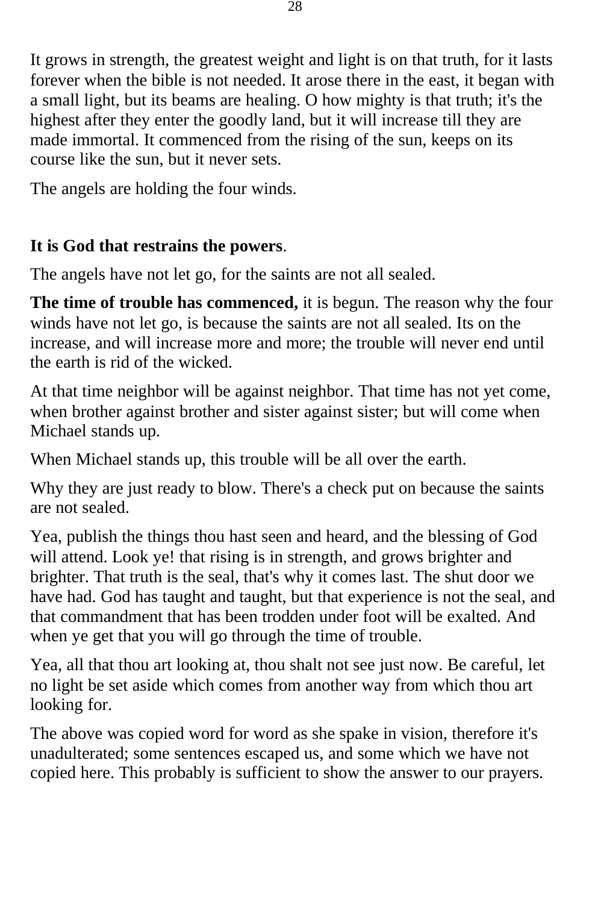It grows in strength, the greatest weight and light is on that truth, for it lasts forever when the bible is not needed. It arose there in the east, it began with a small light, but its beams are healing. O how mighty is that truth; it's the highest after they enter the goodly land, but it will increase till they are made immortal. It commenced from the rising of the sun, keeps on its course like the sun, but it never sets.

The angels are holding the four winds.

**It is God that restrains the powers**.

The angels have not let go, for the saints are not all sealed.

**The time of trouble has commenced,** it is begun. The reason why the four winds have not let go, is because the saints are not all sealed. Its on the increase, and will increase more and more; the trouble will never end until the earth is rid of the wicked.

At that time neighbor will be against neighbor. That time has not yet come, when brother against brother and sister against sister; but will come when Michael stands up.

When Michael stands up, this trouble will be all over the earth.

Why they are just ready to blow. There's a check put on because the saints are not sealed.

Yea, publish the things thou hast seen and heard, and the blessing of God will attend. Look ye! that rising is in strength, and grows brighter and brighter. That truth is the seal, that's why it comes last. The shut door we have had. God has taught and taught, but that experience is not the seal, and that commandment that has been trodden under foot will be exalted. And when ye get that you will go through the time of trouble.

Yea, all that thou art looking at, thou shalt not see just now. Be careful, let no light be set aside which comes from another way from which thou art looking for.

The above was copied word for word as she spake in vision, therefore it's unadulterated; some sentences escaped us, and some which we have not copied here. This probably is sufficient to show the answer to our prayers.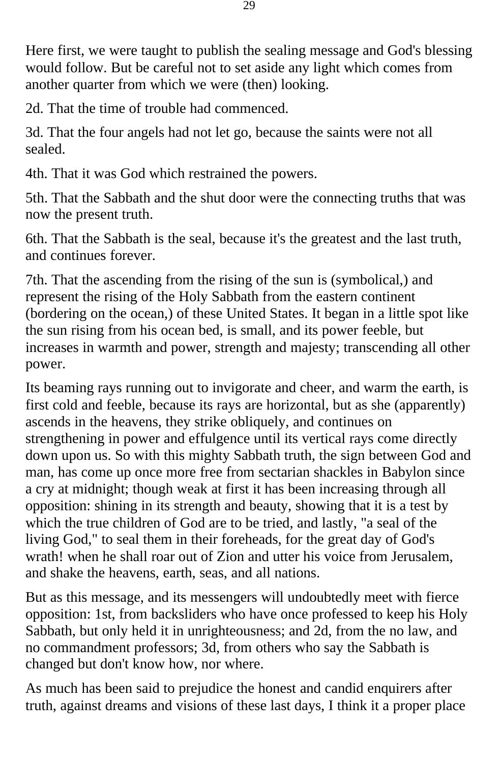Here first, we were taught to publish the sealing message and God's blessing would follow. But be careful not to set aside any light which comes from another quarter from which we were (then) looking.

2d. That the time of trouble had commenced.

3d. That the four angels had not let go, because the saints were not all sealed.

4th. That it was God which restrained the powers.

5th. That the Sabbath and the shut door were the connecting truths that was now the present truth.

6th. That the Sabbath is the seal, because it's the greatest and the last truth, and continues forever.

7th. That the ascending from the rising of the sun is (symbolical,) and represent the rising of the Holy Sabbath from the eastern continent (bordering on the ocean,) of these United States. It began in a little spot like the sun rising from his ocean bed, is small, and its power feeble, but increases in warmth and power, strength and majesty; transcending all other power.

Its beaming rays running out to invigorate and cheer, and warm the earth, is first cold and feeble, because its rays are horizontal, but as she (apparently) ascends in the heavens, they strike obliquely, and continues on strengthening in power and effulgence until its vertical rays come directly down upon us. So with this mighty Sabbath truth, the sign between God and man, has come up once more free from sectarian shackles in Babylon since a cry at midnight; though weak at first it has been increasing through all opposition: shining in its strength and beauty, showing that it is a test by which the true children of God are to be tried, and lastly, "a seal of the living God," to seal them in their foreheads, for the great day of God's wrath! when he shall roar out of Zion and utter his voice from Jerusalem, and shake the heavens, earth, seas, and all nations.

But as this message, and its messengers will undoubtedly meet with fierce opposition: 1st, from backsliders who have once professed to keep his Holy Sabbath, but only held it in unrighteousness; and 2d, from the no law, and no commandment professors; 3d, from others who say the Sabbath is changed but don't know how, nor where.

As much has been said to prejudice the honest and candid enquirers after truth, against dreams and visions of these last days, I think it a proper place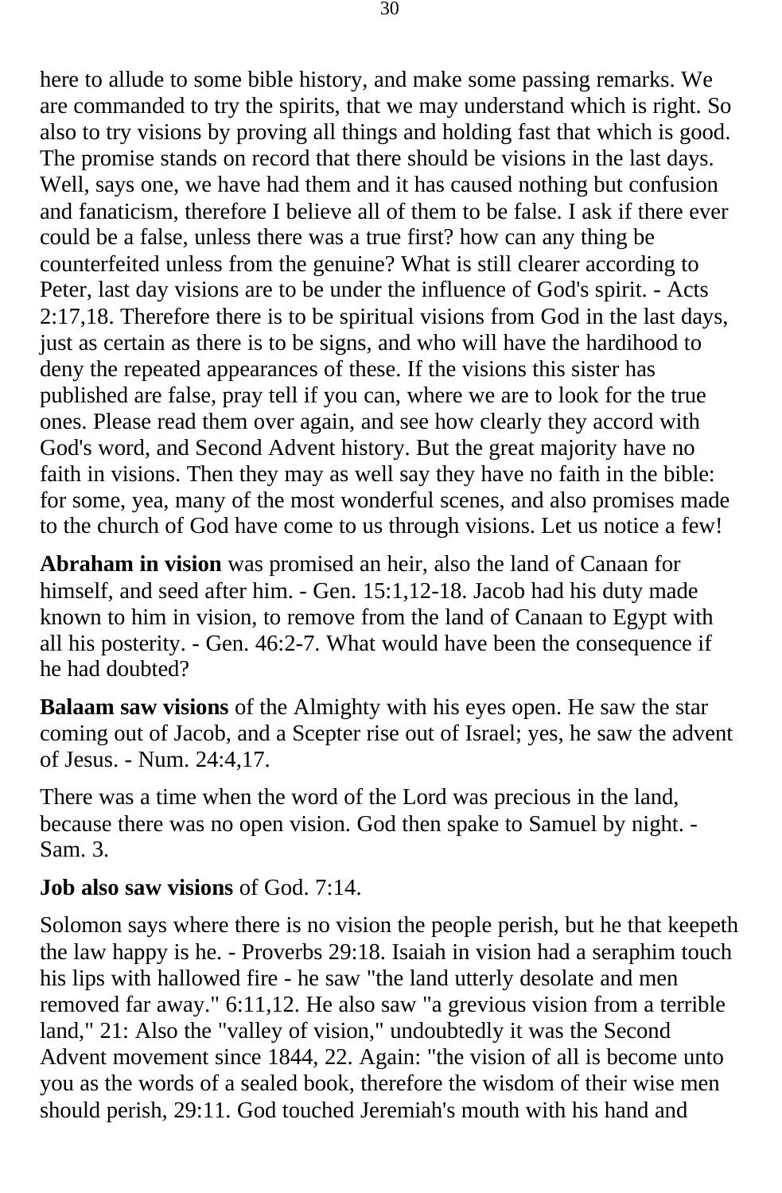here to allude to some bible history, and make some passing remarks. We are commanded to try the spirits, that we may understand which is right. So also to try visions by proving all things and holding fast that which is good. The promise stands on record that there should be visions in the last days. Well, says one, we have had them and it has caused nothing but confusion and fanaticism, therefore I believe all of them to be false. I ask if there ever could be a false, unless there was a true first? how can any thing be counterfeited unless from the genuine? What is still clearer according to Peter, last day visions are to be under the influence of God's spirit. - Acts 2:17,18. Therefore there is to be spiritual visions from God in the last days, just as certain as there is to be signs, and who will have the hardihood to deny the repeated appearances of these. If the visions this sister has published are false, pray tell if you can, where we are to look for the true ones. Please read them over again, and see how clearly they accord with God's word, and Second Advent history. But the great majority have no faith in visions. Then they may as well say they have no faith in the bible: for some, yea, many of the most wonderful scenes, and also promises made to the church of God have come to us through visions. Let us notice a few!

**Abraham in vision** was promised an heir, also the land of Canaan for himself, and seed after him. - Gen. 15:1,12-18. Jacob had his duty made known to him in vision, to remove from the land of Canaan to Egypt with all his posterity. - Gen. 46:2-7. What would have been the consequence if he had doubted?

**Balaam saw visions** of the Almighty with his eyes open. He saw the star coming out of Jacob, and a Scepter rise out of Israel; yes, he saw the advent of Jesus. - Num. 24:4,17.

There was a time when the word of the Lord was precious in the land, because there was no open vision. God then spake to Samuel by night. - Sam. 3.

**Job also saw visions** of God. 7:14.

Solomon says where there is no vision the people perish, but he that keepeth the law happy is he. - Proverbs 29:18. Isaiah in vision had a seraphim touch his lips with hallowed fire - he saw "the land utterly desolate and men removed far away." 6:11,12. He also saw "a grevious vision from a terrible land," 21: Also the "valley of vision," undoubtedly it was the Second Advent movement since 1844, 22. Again: "the vision of all is become unto you as the words of a sealed book, therefore the wisdom of their wise men should perish, 29:11. God touched Jeremiah's mouth with his hand and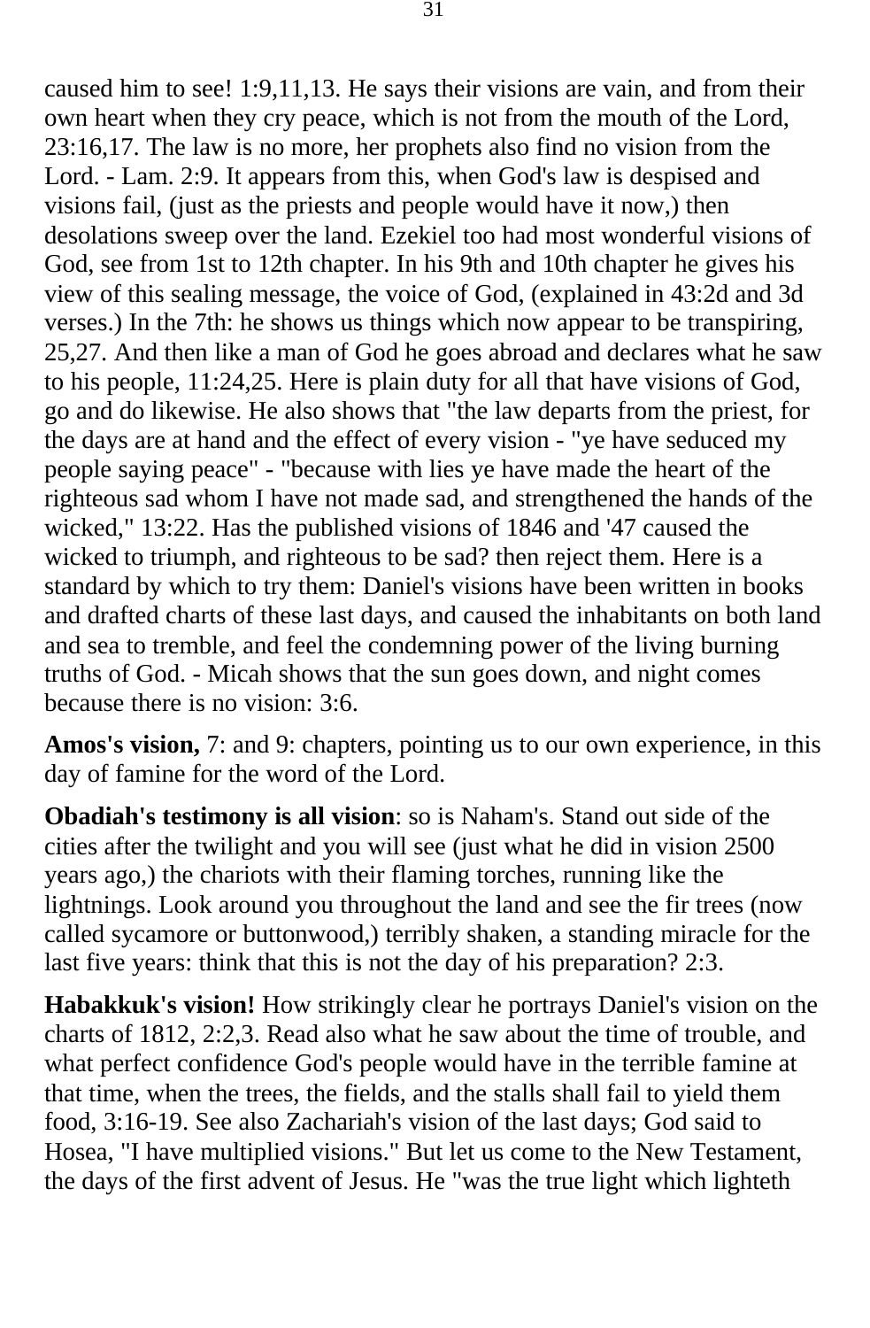caused him to see! 1:9,11,13. He says their visions are vain, and from their own heart when they cry peace, which is not from the mouth of the Lord, 23:16,17. The law is no more, her prophets also find no vision from the Lord. - Lam. 2:9. It appears from this, when God's law is despised and visions fail, (just as the priests and people would have it now,) then desolations sweep over the land. Ezekiel too had most wonderful visions of God, see from 1st to 12th chapter. In his 9th and 10th chapter he gives his view of this sealing message, the voice of God, (explained in 43:2d and 3d verses.) In the 7th: he shows us things which now appear to be transpiring, 25,27. And then like a man of God he goes abroad and declares what he saw to his people, 11:24,25. Here is plain duty for all that have visions of God, go and do likewise. He also shows that "the law departs from the priest, for the days are at hand and the effect of every vision - "ye have seduced my people saying peace" - "because with lies ye have made the heart of the righteous sad whom I have not made sad, and strengthened the hands of the wicked," 13:22. Has the published visions of 1846 and '47 caused the wicked to triumph, and righteous to be sad? then reject them. Here is a standard by which to try them: Daniel's visions have been written in books and drafted charts of these last days, and caused the inhabitants on both land and sea to tremble, and feel the condemning power of the living burning truths of God. - Micah shows that the sun goes down, and night comes because there is no vision: 3:6.

**Amos's vision,** 7: and 9: chapters, pointing us to our own experience, in this day of famine for the word of the Lord.

**Obadiah's testimony is all vision**: so is Naham's. Stand out side of the cities after the twilight and you will see (just what he did in vision 2500 years ago,) the chariots with their flaming torches, running like the lightnings. Look around you throughout the land and see the fir trees (now called sycamore or buttonwood,) terribly shaken, a standing miracle for the last five years: think that this is not the day of his preparation? 2:3.

**Habakkuk's vision!** How strikingly clear he portrays Daniel's vision on the charts of 1812, 2:2,3. Read also what he saw about the time of trouble, and what perfect confidence God's people would have in the terrible famine at that time, when the trees, the fields, and the stalls shall fail to yield them food, 3:16-19. See also Zachariah's vision of the last days; God said to Hosea, "I have multiplied visions." But let us come to the New Testament, the days of the first advent of Jesus. He "was the true light which lighteth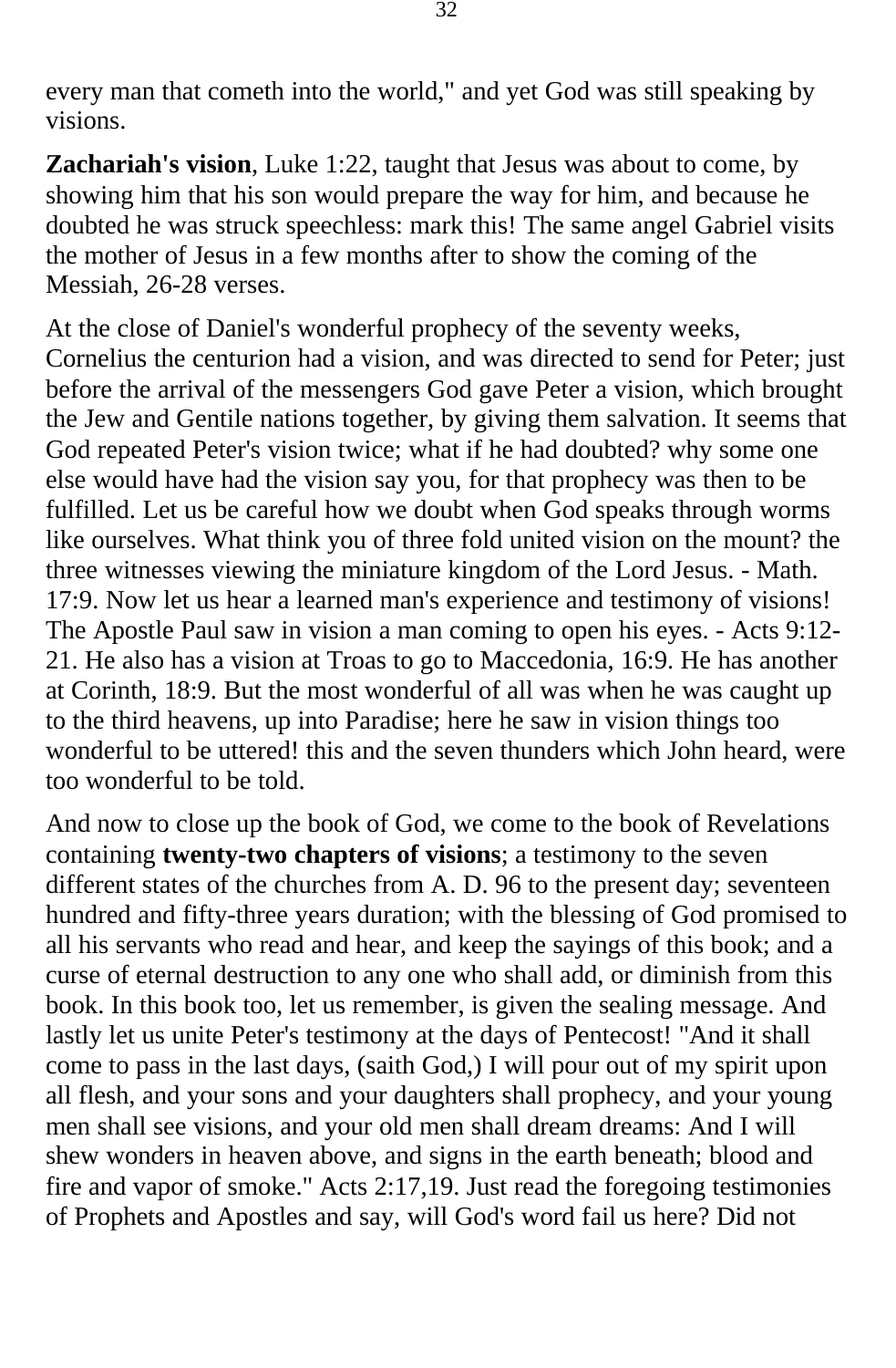every man that cometh into the world," and yet God was still speaking by visions.

**Zachariah's vision**, Luke 1:22, taught that Jesus was about to come, by showing him that his son would prepare the way for him, and because he doubted he was struck speechless: mark this! The same angel Gabriel visits the mother of Jesus in a few months after to show the coming of the Messiah, 26-28 verses.

At the close of Daniel's wonderful prophecy of the seventy weeks, Cornelius the centurion had a vision, and was directed to send for Peter; just before the arrival of the messengers God gave Peter a vision, which brought the Jew and Gentile nations together, by giving them salvation. It seems that God repeated Peter's vision twice; what if he had doubted? why some one else would have had the vision say you, for that prophecy was then to be fulfilled. Let us be careful how we doubt when God speaks through worms like ourselves. What think you of three fold united vision on the mount? the three witnesses viewing the miniature kingdom of the Lord Jesus. - Math. 17:9. Now let us hear a learned man's experience and testimony of visions! The Apostle Paul saw in vision a man coming to open his eyes. - Acts 9:12-21. He also has a vision at Troas to go to Maccedonia, 16:9. He has another at Corinth, 18:9. But the most wonderful of all was when he was caught up to the third heavens, up into Paradise; here he saw in vision things too wonderful to be uttered! this and the seven thunders which John heard, were too wonderful to be told.

And now to close up the book of God, we come to the book of Revelations containing **twenty-two chapters of visions**; a testimony to the seven different states of the churches from A. D. 96 to the present day; seventeen hundred and fifty-three years duration; with the blessing of God promised to all his servants who read and hear, and keep the sayings of this book; and a curse of eternal destruction to any one who shall add, or diminish from this book. In this book too, let us remember, is given the sealing message. And lastly let us unite Peter's testimony at the days of Pentecost! "And it shall come to pass in the last days, (saith God,) I will pour out of my spirit upon all flesh, and your sons and your daughters shall prophecy, and your young men shall see visions, and your old men shall dream dreams: And I will shew wonders in heaven above, and signs in the earth beneath; blood and fire and vapor of smoke." Acts 2:17,19. Just read the foregoing testimonies of Prophets and Apostles and say, will God's word fail us here? Did not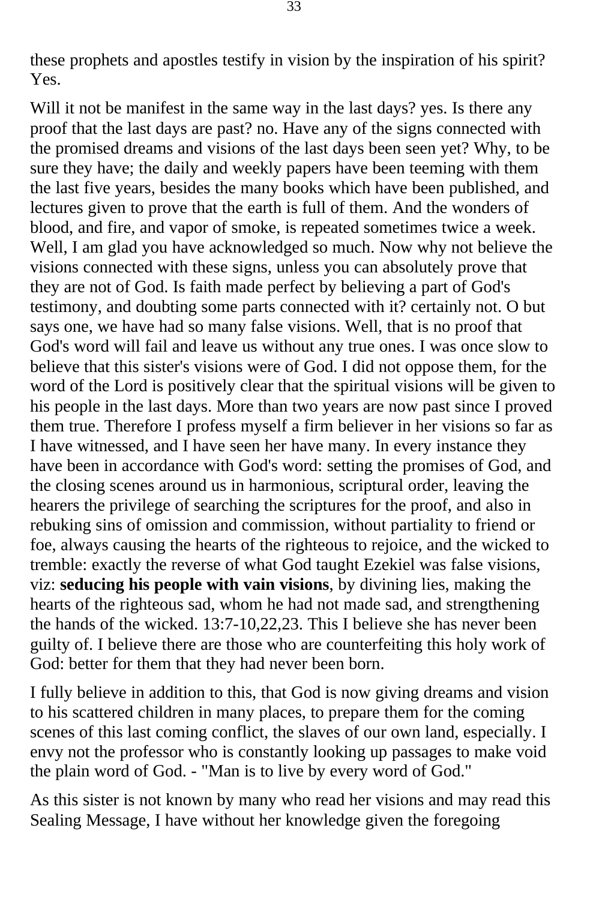these prophets and apostles testify in vision by the inspiration of his spirit? Yes.

Will it not be manifest in the same way in the last days? yes. Is there any proof that the last days are past? no. Have any of the signs connected with the promised dreams and visions of the last days been seen yet? Why, to be sure they have; the daily and weekly papers have been teeming with them the last five years, besides the many books which have been published, and lectures given to prove that the earth is full of them. And the wonders of blood, and fire, and vapor of smoke, is repeated sometimes twice a week. Well, I am glad you have acknowledged so much. Now why not believe the visions connected with these signs, unless you can absolutely prove that they are not of God. Is faith made perfect by believing a part of God's testimony, and doubting some parts connected with it? certainly not. O but says one, we have had so many false visions. Well, that is no proof that God's word will fail and leave us without any true ones. I was once slow to believe that this sister's visions were of God. I did not oppose them, for the word of the Lord is positively clear that the spiritual visions will be given to his people in the last days. More than two years are now past since I proved them true. Therefore I profess myself a firm believer in her visions so far as I have witnessed, and I have seen her have many. In every instance they have been in accordance with God's word: setting the promises of God, and the closing scenes around us in harmonious, scriptural order, leaving the hearers the privilege of searching the scriptures for the proof, and also in rebuking sins of omission and commission, without partiality to friend or foe, always causing the hearts of the righteous to rejoice, and the wicked to tremble: exactly the reverse of what God taught Ezekiel was false visions, viz: **seducing his people with vain visions**, by divining lies, making the hearts of the righteous sad, whom he had not made sad, and strengthening the hands of the wicked. 13:7-10,22,23. This I believe she has never been guilty of. I believe there are those who are counterfeiting this holy work of God: better for them that they had never been born.

I fully believe in addition to this, that God is now giving dreams and vision to his scattered children in many places, to prepare them for the coming scenes of this last coming conflict, the slaves of our own land, especially. I envy not the professor who is constantly looking up passages to make void the plain word of God. - "Man is to live by every word of God."

As this sister is not known by many who read her visions and may read this Sealing Message, I have without her knowledge given the foregoing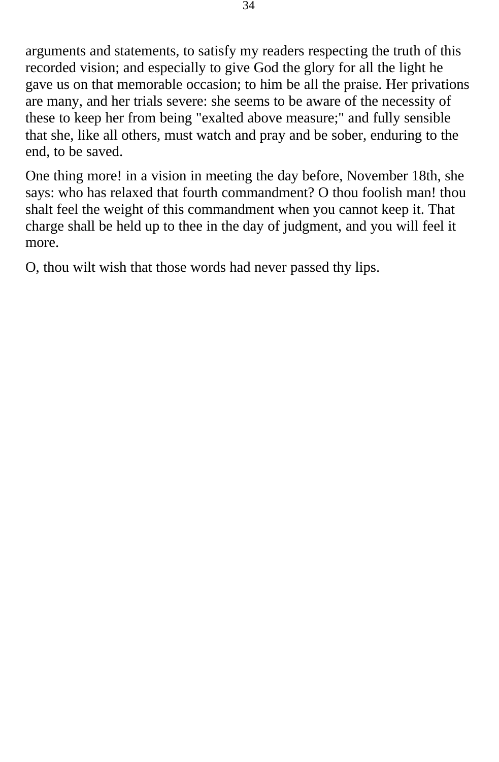arguments and statements, to satisfy my readers respecting the truth of this recorded vision; and especially to give God the glory for all the light he gave us on that memorable occasion; to him be all the praise. Her privations are many, and her trials severe: she seems to be aware of the necessity of these to keep her from being "exalted above measure;" and fully sensible that she, like all others, must watch and pray and be sober, enduring to the end, to be saved.

One thing more! in a vision in meeting the day before, November 18th, she says: who has relaxed that fourth commandment? O thou foolish man! thou shalt feel the weight of this commandment when you cannot keep it. That charge shall be held up to thee in the day of judgment, and you will feel it more.

O, thou wilt wish that those words had never passed thy lips.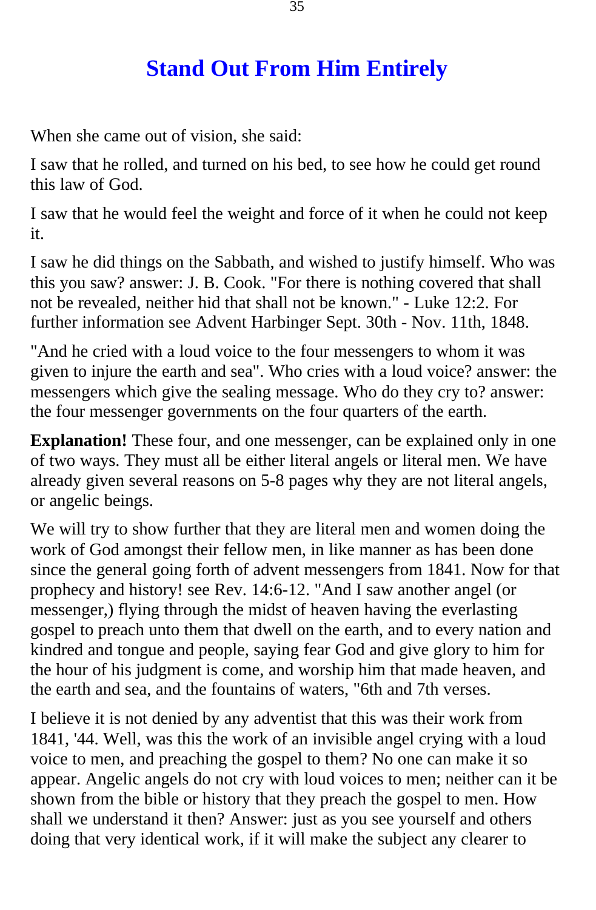# Stand Out From Him Entirely

When she came out of vision, she said:

I saw that he rolled, and turned on his bed, to see how he could get round this law of God.

I saw that he would feel the weight and force of it when he could not keep it.

I saw he did things on the Sabbath, and wished to justify himself. Who was this you saw? answer: J. B. Cook. "For there is nothing covered that shall not be revealed, neither hid that shall not be known." - Luke 12:2. For further information see Advent Harbinger Sept. 30th - Nov. 11th, 1848.

"And he cried with a loud voice to the four messengers to whom it was given to injure the earth and sea". Who cries with a loud voice? answer: the messengers which give the sealing message. Who do they cry to? answer: the four messenger governments on the four quarters of the earth.

**Explanation!** These four, and one messenger, can be explained only in one of two ways. They must all be either literal angels or literal men. We have already given several reasons on 5-8 pages why they are not literal angels, or angelic beings.

We will try to show further that they are literal men and women doing the work of God amongst their fellow men, in like manner as has been done since the general going forth of advent messengers from 1841. Now for that prophecy and history! see Rev. 14:6-12. "And I saw another angel (or messenger,) flying through the midst of heaven having the everlasting gospel to preach unto them that dwell on the earth, and to every nation and kindred and tongue and people, saying fear God and give glory to him for the hour of his judgment is come, and worship him that made heaven, and the earth and sea, and the fountains of waters, "6th and 7th verses.

I believe it is not denied by any adventist that this was their work from 1841, '44. Well, was this the work of an invisible angel crying with a loud voice to men, and preaching the gospel to them? No one can make it so appear. Angelic angels do not cry with loud voices to men; neither can it be shown from the bible or history that they preach the gospel to men. How shall we understand it then? Answer: just as you see yourself and others doing that very identical work, if it will make the subject any clearer to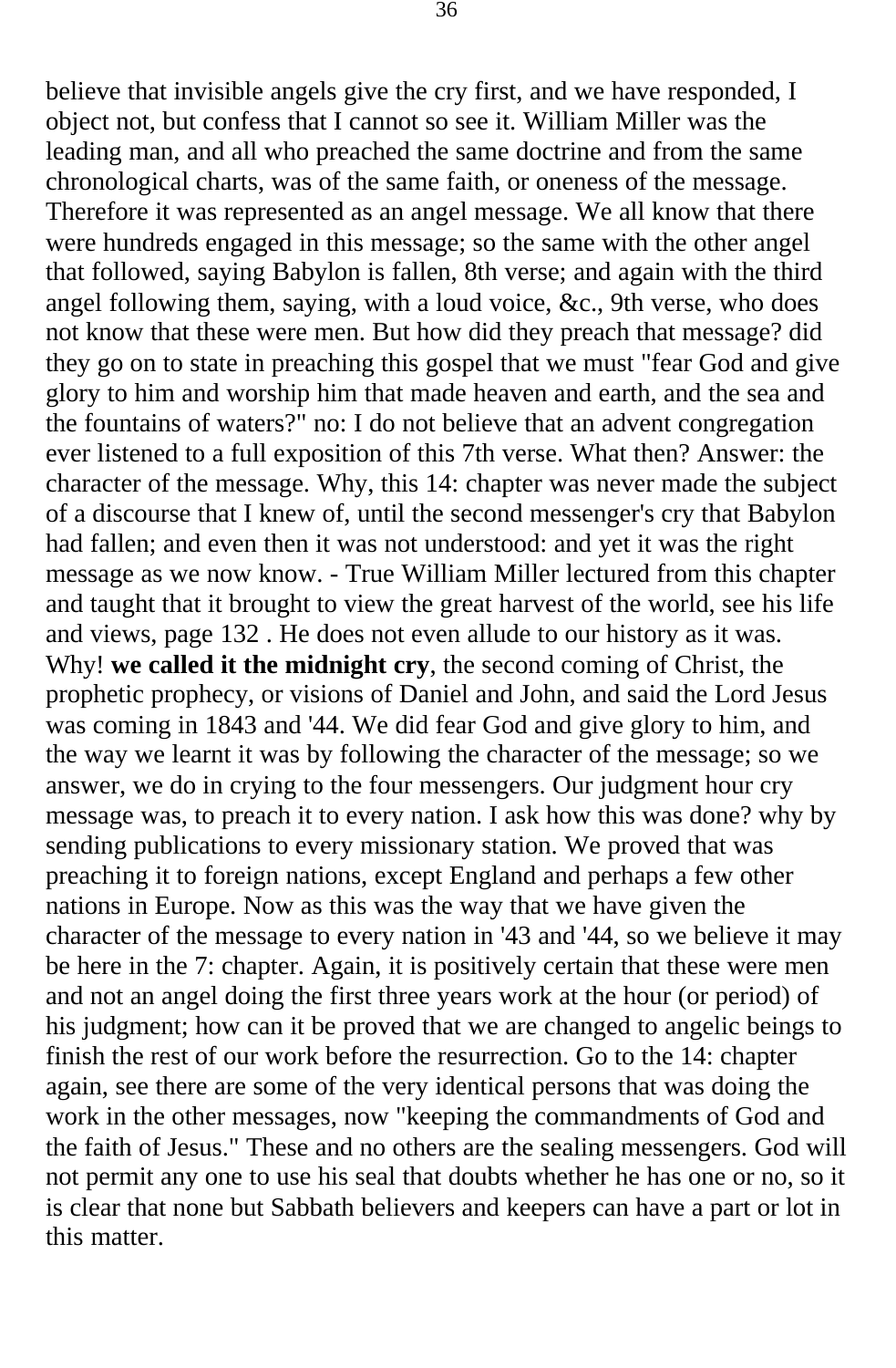believe that invisible angels give the cry first, and we have responded, I object not, but confess that I cannot so see it. William Miller was the leading man, and all who preached the same doctrine and from the same chronological charts, was of the same faith, or oneness of the message. Therefore it was represented as an angel message. We all know that there were hundreds engaged in this message; so the same with the other angel that followed, saying Babylon is fallen, 8th verse; and again with the third angel following them, saying, with a loud voice, &c., 9th verse, who does not know that these were men. But how did they preach that message? did they go on to state in preaching this gospel that we must "fear God and give glory to him and worship him that made heaven and earth, and the sea and the fountains of waters?" no: I do not believe that an advent congregation ever listened to a full exposition of this 7th verse. What then? Answer: the character of the message. Why, this 14: chapter was never made the subject of a discourse that I knew of, until the second messenger's cry that Babylon had fallen; and even then it was not understood: and yet it was the right message as we now know. - True William Miller lectured from this chapter and taught that it brought to view the great harvest of the world, see his life and views, page 132 . He does not even allude to our history as it was. Why! **we called it the midnight cry**, the second coming of Christ, the prophetic prophecy, or visions of Daniel and John, and said the Lord Jesus was coming in 1843 and '44. We did fear God and give glory to him, and the way we learnt it was by following the character of the message; so we answer, we do in crying to the four messengers. Our judgment hour cry message was, to preach it to every nation. I ask how this was done? why by sending publications to every missionary station. We proved that was preaching it to foreign nations, except England and perhaps a few other nations in Europe. Now as this was the way that we have given the character of the message to every nation in '43 and '44, so we believe it may be here in the 7: chapter. Again, it is positively certain that these were men and not an angel doing the first three years work at the hour (or period) of his judgment; how can it be proved that we are changed to angelic beings to finish the rest of our work before the resurrection. Go to the 14: chapter again, see there are some of the very identical persons that was doing the work in the other messages, now "keeping the commandments of God and the faith of Jesus." These and no others are the sealing messengers. God will not permit any one to use his seal that doubts whether he has one or no, so it is clear that none but Sabbath believers and keepers can have a part or lot in this matter.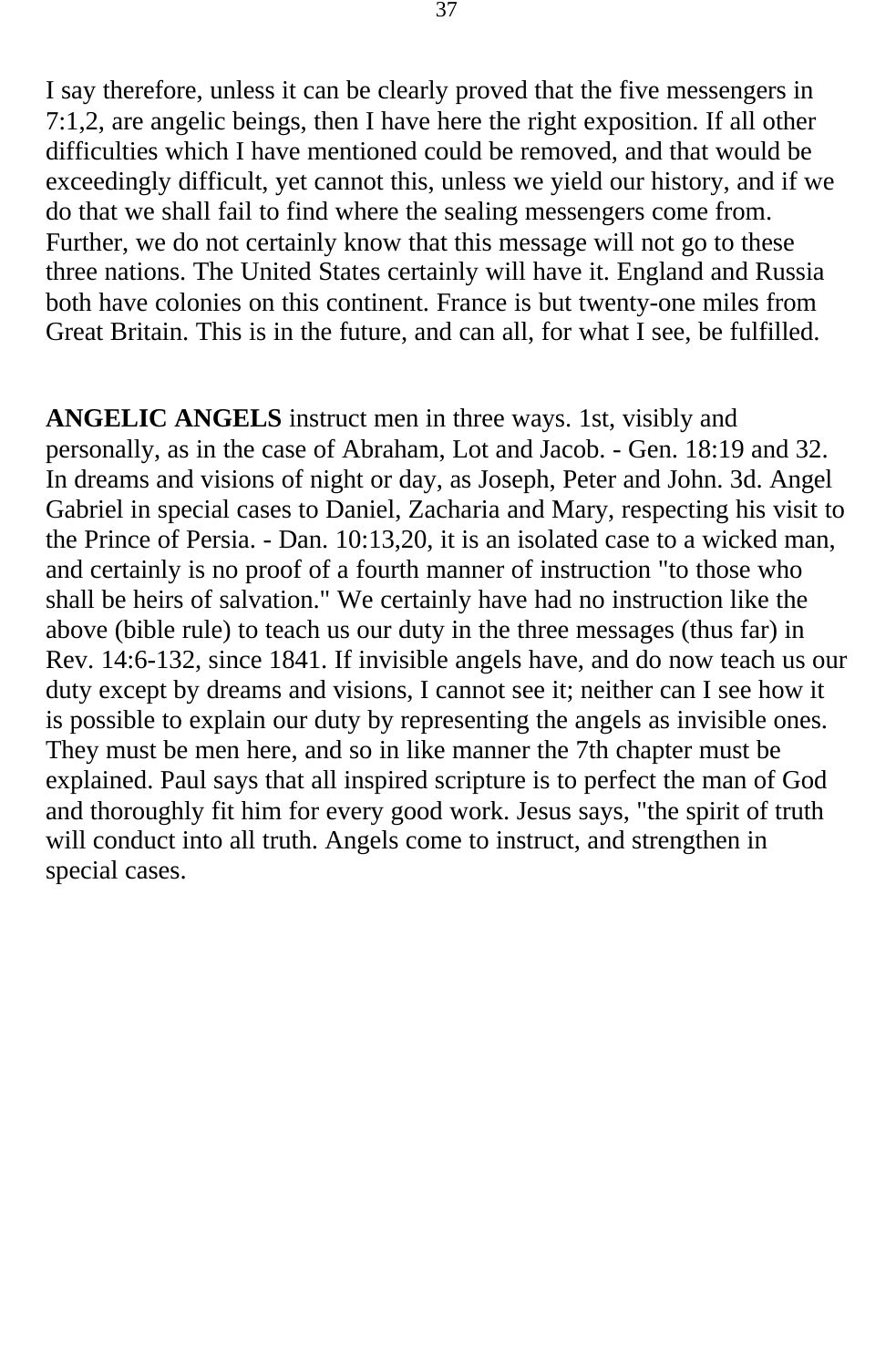I say therefore, unless it can be clearly proved that the five messengers in 7:1,2, are angelic beings, then I have here the right exposition. If all other difficulties which I have mentioned could be removed, and that would be exceedingly difficult, yet cannot this, unless we yield our history, and if we do that we shall fail to find where the sealing messengers come from. Further, we do not certainly know that this message will not go to these three nations. The United States certainly will have it. England and Russia both have colonies on this continent. France is but twenty-one miles from Great Britain. This is in the future, and can all, for what I see, be fulfilled.

**ANGELIC ANGELS** instruct men in three ways. 1st, visibly and personally, as in the case of Abraham, Lot and Jacob. - Gen. 18:19 and 32. In dreams and visions of night or day, as Joseph, Peter and John. 3d. Angel Gabriel in special cases to Daniel, Zacharia and Mary, respecting his visit to the Prince of Persia. - Dan. 10:13,20, it is an isolated case to a wicked man, and certainly is no proof of a fourth manner of instruction "to those who shall be heirs of salvation." We certainly have had no instruction like the above (bible rule) to teach us our duty in the three messages (thus far) in Rev. 14:6-132, since 1841. If invisible angels have, and do now teach us our duty except by dreams and visions, I cannot see it; neither can I see how it is possible to explain our duty by representing the angels as invisible ones. They must be men here, and so in like manner the 7th chapter must be explained. Paul says that all inspired scripture is to perfect the man of God and thoroughly fit him for every good work. Jesus says, "the spirit of truth will conduct into all truth. Angels come to instruct, and strengthen in special cases.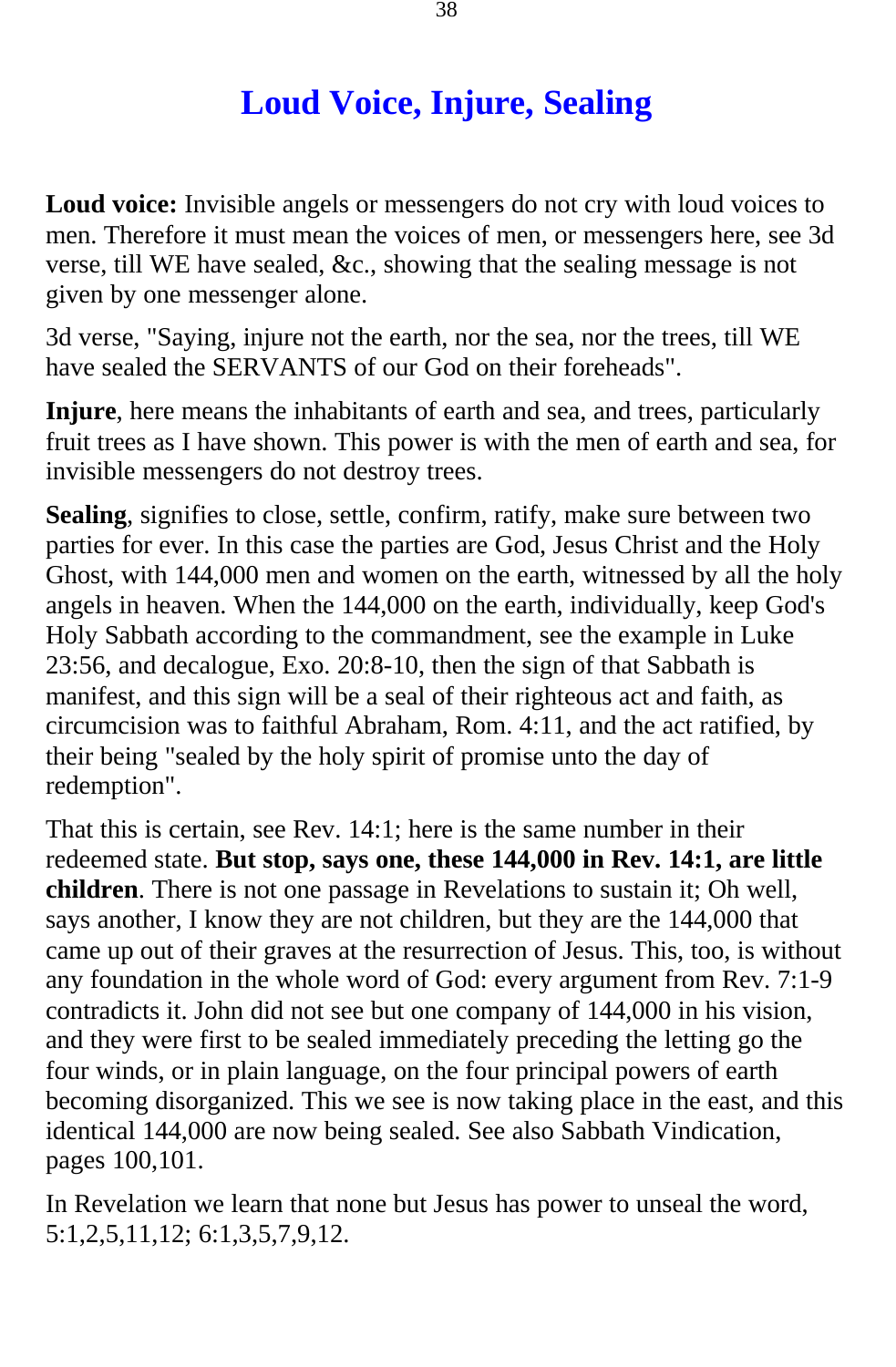# Loud Voice, Injure, Sealing

**Loud voice:** Invisible angels or messengers do not cry with loud voices to men. Therefore it must mean the voices of men, or messengers here, see 3d verse, till WE have sealed, &c., showing that the sealing message is not given by one messenger alone.

3d verse, "Saying, injure not the earth, nor the sea, nor the trees, till WE have sealed the SERVANTS of our God on their foreheads".

**Injure**, here means the inhabitants of earth and sea, and trees, particularly fruit trees as I have shown. This power is with the men of earth and sea, for invisible messengers do not destroy trees.

**Sealing**, signifies to close, settle, confirm, ratify, make sure between two parties for ever. In this case the parties are God, Jesus Christ and the Holy Ghost, with 144,000 men and women on the earth, witnessed by all the holy angels in heaven. When the 144,000 on the earth, individually, keep God's Holy Sabbath according to the commandment, see the example in Luke 23:56, and decalogue, Exo. 20:8-10, then the sign of that Sabbath is manifest, and this sign will be a seal of their righteous act and faith, as circumcision was to faithful Abraham, Rom. 4:11, and the act ratified, by their being "sealed by the holy spirit of promise unto the day of redemption".

That this is certain, see Rev. 14:1; here is the same number in their redeemed state. **But stop, says one, these 144,000 in Rev. 14:1, are little children**. There is not one passage in Revelations to sustain it; Oh well, says another, I know they are not children, but they are the 144,000 that came up out of their graves at the resurrection of Jesus. This, too, is without any foundation in the whole word of God: every argument from Rev. 7:1-9 contradicts it. John did not see but one company of 144,000 in his vision, and they were first to be sealed immediately preceding the letting go the four winds, or in plain language, on the four principal powers of earth becoming disorganized. This we see is now taking place in the east, and this identical 144,000 are now being sealed. See also Sabbath Vindication, pages 100,101.

In Revelation we learn that none but Jesus has power to unseal the word, 5:1,2,5,11,12; 6:1,3,5,7,9,12.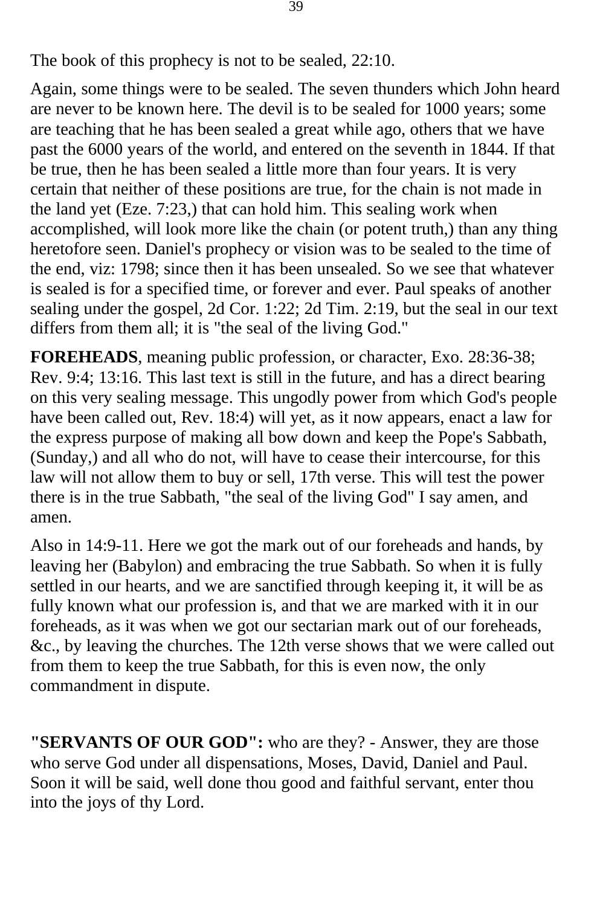The book of this prophecy is not to be sealed, 22:10.

Again, some things were to be sealed. The seven thunders which John heard are never to be known here. The devil is to be sealed for 1000 years; some are teaching that he has been sealed a great while ago, others that we have past the 6000 years of the world, and entered on the seventh in 1844. If that be true, then he has been sealed a little more than four years. It is very certain that neither of these positions are true, for the chain is not made in the land yet (Eze. 7:23,) that can hold him. This sealing work when accomplished, will look more like the chain (or potent truth,) than any thing heretofore seen. Daniel's prophecy or vision was to be sealed to the time of the end, viz: 1798; since then it has been unsealed. So we see that whatever is sealed is for a specified time, or forever and ever. Paul speaks of another sealing under the gospel, 2d Cor. 1:22; 2d Tim. 2:19, but the seal in our text differs from them all; it is "the seal of the living God."

**FOREHEADS**, meaning public profession, or character, Exo. 28:36-38; Rev. 9:4; 13:16. This last text is still in the future, and has a direct bearing on this very sealing message. This ungodly power from which God's people have been called out, Rev. 18:4) will yet, as it now appears, enact a law for the express purpose of making all bow down and keep the Pope's Sabbath, (Sunday,) and all who do not, will have to cease their intercourse, for this law will not allow them to buy or sell, 17th verse. This will test the power there is in the true Sabbath, "the seal of the living God" I say amen, and amen.

Also in 14:9-11. Here we got the mark out of our foreheads and hands, by leaving her (Babylon) and embracing the true Sabbath. So when it is fully settled in our hearts, and we are sanctified through keeping it, it will be as fully known what our profession is, and that we are marked with it in our foreheads, as it was when we got our sectarian mark out of our foreheads, &c., by leaving the churches. The 12th verse shows that we were called out from them to keep the true Sabbath, for this is even now, the only commandment in dispute.

**"SERVANTS OF OUR GOD":** who are they? - Answer, they are those who serve God under all dispensations, Moses, David, Daniel and Paul. Soon it will be said, well done thou good and faithful servant, enter thou into the joys of thy Lord.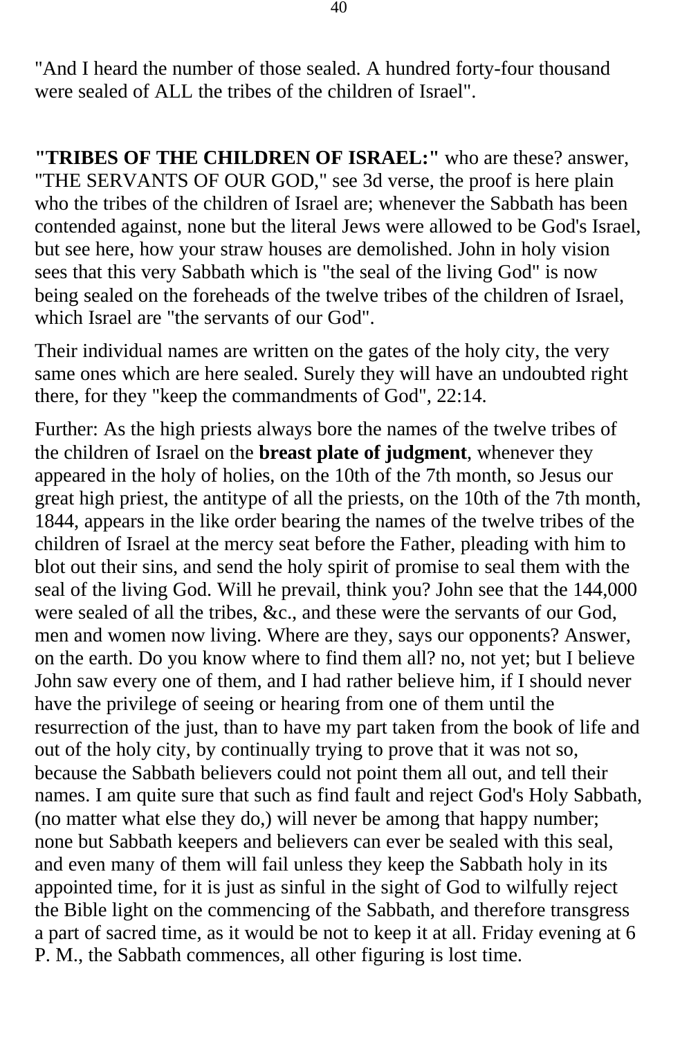"And I heard the number of those sealed. A hundred forty-four thousand were sealed of ALL the tribes of the children of Israel".

**"TRIBES OF THE CHILDREN OF ISRAEL:"** who are these? answer, "THE SERVANTS OF OUR GOD," see 3d verse, the proof is here plain who the tribes of the children of Israel are; whenever the Sabbath has been contended against, none but the literal Jews were allowed to be God's Israel, but see here, how your straw houses are demolished. John in holy vision sees that this very Sabbath which is "the seal of the living God" is now being sealed on the foreheads of the twelve tribes of the children of Israel, which Israel are "the servants of our God".

Their individual names are written on the gates of the holy city, the very same ones which are here sealed. Surely they will have an undoubted right there, for they "keep the commandments of God", 22:14.

Further: As the high priests always bore the names of the twelve tribes of the children of Israel on the **breast plate of judgment**, whenever they appeared in the holy of holies, on the 10th of the 7th month, so Jesus our great high priest, the antitype of all the priests, on the 10th of the 7th month, 1844, appears in the like order bearing the names of the twelve tribes of the children of Israel at the mercy seat before the Father, pleading with him to blot out their sins, and send the holy spirit of promise to seal them with the seal of the living God. Will he prevail, think you? John see that the 144,000 were sealed of all the tribes, &c., and these were the servants of our God, men and women now living. Where are they, says our opponents? Answer, on the earth. Do you know where to find them all? no, not yet; but I believe John saw every one of them, and I had rather believe him, if I should never have the privilege of seeing or hearing from one of them until the resurrection of the just, than to have my part taken from the book of life and out of the holy city, by continually trying to prove that it was not so, because the Sabbath believers could not point them all out, and tell their names. I am quite sure that such as find fault and reject God's Holy Sabbath, (no matter what else they do,) will never be among that happy number; none but Sabbath keepers and believers can ever be sealed with this seal, and even many of them will fail unless they keep the Sabbath holy in its appointed time, for it is just as sinful in the sight of God to wilfully reject the Bible light on the commencing of the Sabbath, and therefore transgress a part of sacred time, as it would be not to keep it at all. Friday evening at 6 P. M., the Sabbath commences, all other figuring is lost time.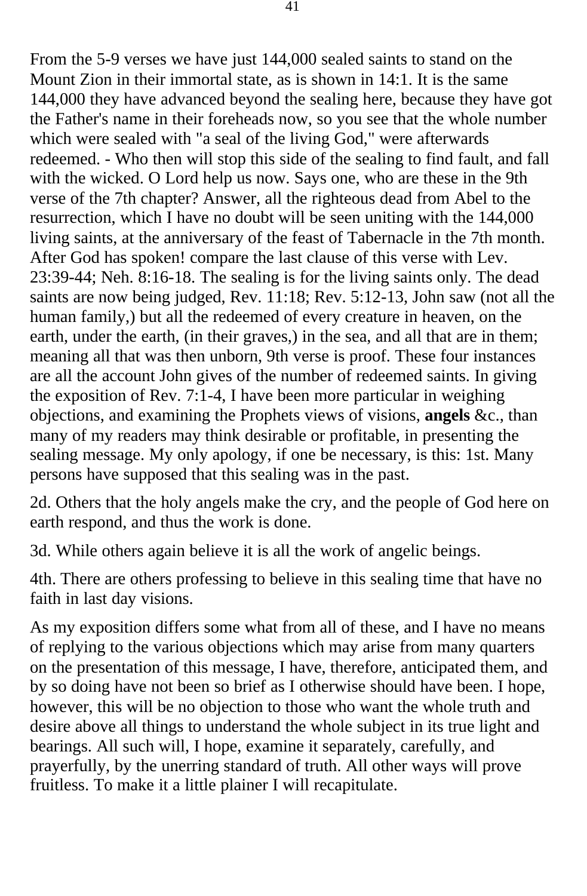From the 5-9 verses we have just 144,000 sealed saints to stand on the Mount Zion in their immortal state, as is shown in 14:1. It is the same 144,000 they have advanced beyond the sealing here, because they have got the Father's name in their foreheads now, so you see that the whole number which were sealed with "a seal of the living God," were afterwards redeemed. - Who then will stop this side of the sealing to find fault, and fall with the wicked. O Lord help us now. Says one, who are these in the 9th verse of the 7th chapter? Answer, all the righteous dead from Abel to the resurrection, which I have no doubt will be seen uniting with the 144,000 living saints, at the anniversary of the feast of Tabernacle in the 7th month. After God has spoken! compare the last clause of this verse with Lev. 23:39-44; Neh. 8:16-18. The sealing is for the living saints only. The dead saints are now being judged, Rev. 11:18; Rev. 5:12-13, John saw (not all the human family,) but all the redeemed of every creature in heaven, on the earth, under the earth, (in their graves,) in the sea, and all that are in them; meaning all that was then unborn, 9th verse is proof. These four instances are all the account John gives of the number of redeemed saints. In giving the exposition of Rev. 7:1-4, I have been more particular in weighing objections, and examining the Prophets views of visions, **angels** &c., than many of my readers may think desirable or profitable, in presenting the sealing message. My only apology, if one be necessary, is this: 1st. Many persons have supposed that this sealing was in the past.

2d. Others that the holy angels make the cry, and the people of God here on earth respond, and thus the work is done.

3d. While others again believe it is all the work of angelic beings.

4th. There are others professing to believe in this sealing time that have no faith in last day visions.

As my exposition differs some what from all of these, and I have no means of replying to the various objections which may arise from many quarters on the presentation of this message, I have, therefore, anticipated them, and by so doing have not been so brief as I otherwise should have been. I hope, however, this will be no objection to those who want the whole truth and desire above all things to understand the whole subject in its true light and bearings. All such will, I hope, examine it separately, carefully, and prayerfully, by the unerring standard of truth. All other ways will prove fruitless. To make it a little plainer I will recapitulate.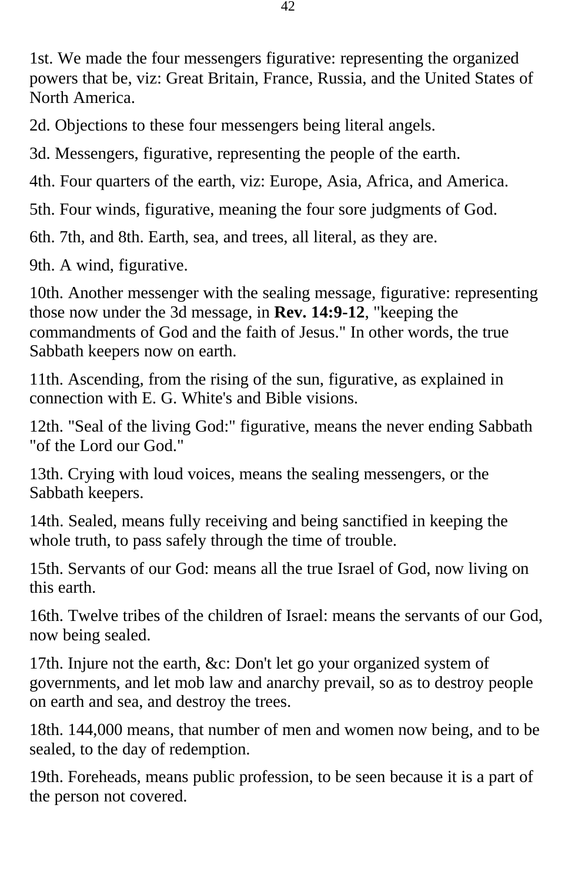1st. We made the four messengers figurative: representing the organized powers that be, viz: Great Britain, France, Russia, and the United States of North America.

2d. Objections to these four messengers being literal angels.

3d. Messengers, figurative, representing the people of the earth.

4th. Four quarters of the earth, viz: Europe, Asia, Africa, and America.

5th. Four winds, figurative, meaning the four sore judgments of God.

6th. 7th, and 8th. Earth, sea, and trees, all literal, as they are.

9th. A wind, figurative.

10th. Another messenger with the sealing message, figurative: representing those now under the 3d message, in **Rev. 14:9-12**, "keeping the commandments of God and the faith of Jesus." In other words, the true Sabbath keepers now on earth.

11th. Ascending, from the rising of the sun, figurative, as explained in connection with E. G. White's and Bible visions.

12th. "Seal of the living God:" figurative, means the never ending Sabbath "of the Lord our God."

13th. Crying with loud voices, means the sealing messengers, or the Sabbath keepers.

14th. Sealed, means fully receiving and being sanctified in keeping the whole truth, to pass safely through the time of trouble.

15th. Servants of our God: means all the true Israel of God, now living on this earth.

16th. Twelve tribes of the children of Israel: means the servants of our God, now being sealed.

17th. Injure not the earth, &c: Don't let go your organized system of governments, and let mob law and anarchy prevail, so as to destroy people on earth and sea, and destroy the trees.

18th. 144,000 means, that number of men and women now being, and to be sealed, to the day of redemption.

19th. Foreheads, means public profession, to be seen because it is a part of the person not covered.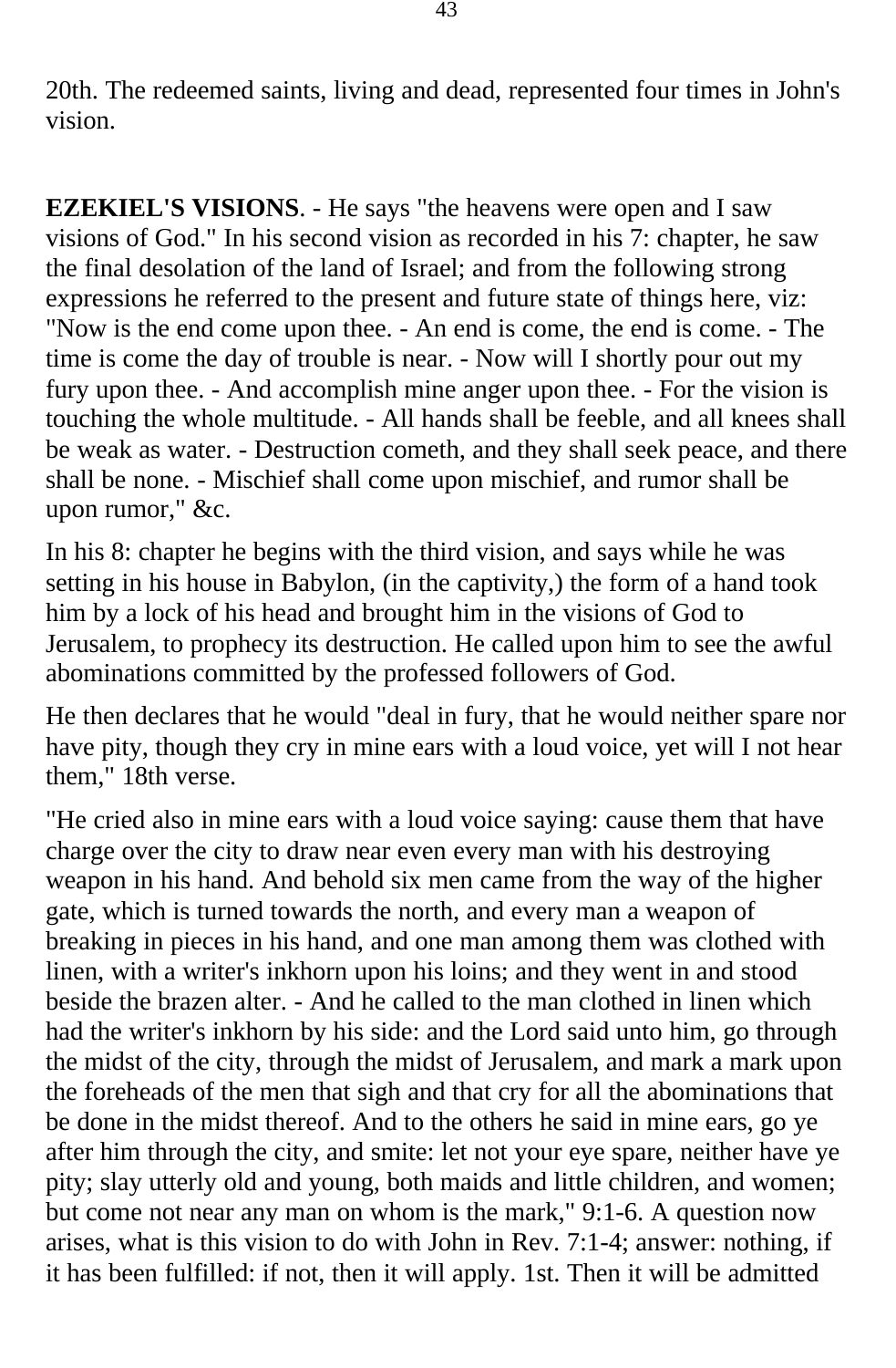20th. The redeemed saints, living and dead, represented four times in John's vision.

**EZEKIEL'S VISIONS**. - He says "the heavens were open and I saw visions of God." In his second vision as recorded in his 7: chapter, he saw the final desolation of the land of Israel; and from the following strong expressions he referred to the present and future state of things here, viz: "Now is the end come upon thee. - An end is come, the end is come. - The time is come the day of trouble is near. - Now will I shortly pour out my fury upon thee. - And accomplish mine anger upon thee. - For the vision is touching the whole multitude. - All hands shall be feeble, and all knees shall be weak as water. - Destruction cometh, and they shall seek peace, and there shall be none. - Mischief shall come upon mischief, and rumor shall be upon rumor," &c.

In his 8: chapter he begins with the third vision, and says while he was setting in his house in Babylon, (in the captivity,) the form of a hand took him by a lock of his head and brought him in the visions of God to Jerusalem, to prophecy its destruction. He called upon him to see the awful abominations committed by the professed followers of God.

He then declares that he would "deal in fury, that he would neither spare nor have pity, though they cry in mine ears with a loud voice, yet will I not hear them," 18th verse.

"He cried also in mine ears with a loud voice saying: cause them that have charge over the city to draw near even every man with his destroying weapon in his hand. And behold six men came from the way of the higher gate, which is turned towards the north, and every man a weapon of breaking in pieces in his hand, and one man among them was clothed with linen, with a writer's inkhorn upon his loins; and they went in and stood beside the brazen alter. - And he called to the man clothed in linen which had the writer's inkhorn by his side: and the Lord said unto him, go through the midst of the city, through the midst of Jerusalem, and mark a mark upon the foreheads of the men that sigh and that cry for all the abominations that be done in the midst thereof. And to the others he said in mine ears, go ye after him through the city, and smite: let not your eye spare, neither have ye pity; slay utterly old and young, both maids and little children, and women; but come not near any man on whom is the mark," 9:1-6. A question now arises, what is this vision to do with John in Rev. 7:1-4; answer: nothing, if it has been fulfilled: if not, then it will apply. 1st. Then it will be admitted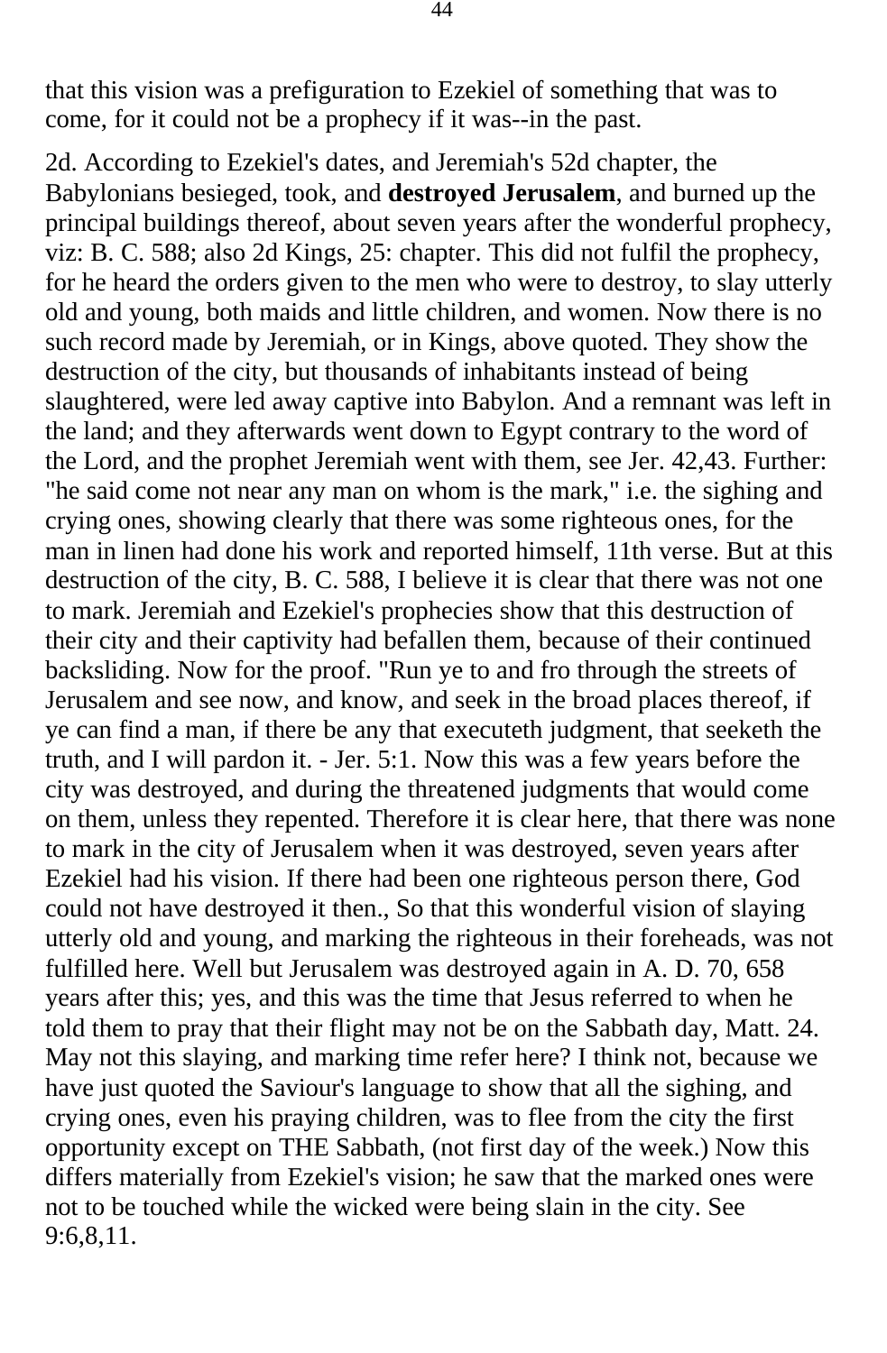that this vision was a prefiguration to Ezekiel of something that was to come, for it could not be a prophecy if it was--in the past.

2d. According to Ezekiel's dates, and Jeremiah's 52d chapter, the Babylonians besieged, took, and **destroyed Jerusalem**, and burned up the principal buildings thereof, about seven years after the wonderful prophecy, viz: B. C. 588; also 2d Kings, 25: chapter. This did not fulfil the prophecy, for he heard the orders given to the men who were to destroy, to slay utterly old and young, both maids and little children, and women. Now there is no such record made by Jeremiah, or in Kings, above quoted. They show the destruction of the city, but thousands of inhabitants instead of being slaughtered, were led away captive into Babylon. And a remnant was left in the land; and they afterwards went down to Egypt contrary to the word of the Lord, and the prophet Jeremiah went with them, see Jer. 42,43. Further: "he said come not near any man on whom is the mark," i.e. the sighing and crying ones, showing clearly that there was some righteous ones, for the man in linen had done his work and reported himself, 11th verse. But at this destruction of the city, B. C. 588, I believe it is clear that there was not one to mark. Jeremiah and Ezekiel's prophecies show that this destruction of their city and their captivity had befallen them, because of their continued backsliding. Now for the proof. "Run ye to and fro through the streets of Jerusalem and see now, and know, and seek in the broad places thereof, if ye can find a man, if there be any that executeth judgment, that seeketh the truth, and I will pardon it. - Jer. 5:1. Now this was a few years before the city was destroyed, and during the threatened judgments that would come on them, unless they repented. Therefore it is clear here, that there was none to mark in the city of Jerusalem when it was destroyed, seven years after Ezekiel had his vision. If there had been one righteous person there, God could not have destroyed it then., So that this wonderful vision of slaying utterly old and young, and marking the righteous in their foreheads, was not fulfilled here. Well but Jerusalem was destroyed again in A. D. 70, 658 years after this; yes, and this was the time that Jesus referred to when he told them to pray that their flight may not be on the Sabbath day, Matt. 24. May not this slaying, and marking time refer here? I think not, because we have just quoted the Saviour's language to show that all the sighing, and crying ones, even his praying children, was to flee from the city the first opportunity except on THE Sabbath, (not first day of the week.) Now this differs materially from Ezekiel's vision; he saw that the marked ones were not to be touched while the wicked were being slain in the city. See 9:6,8,11.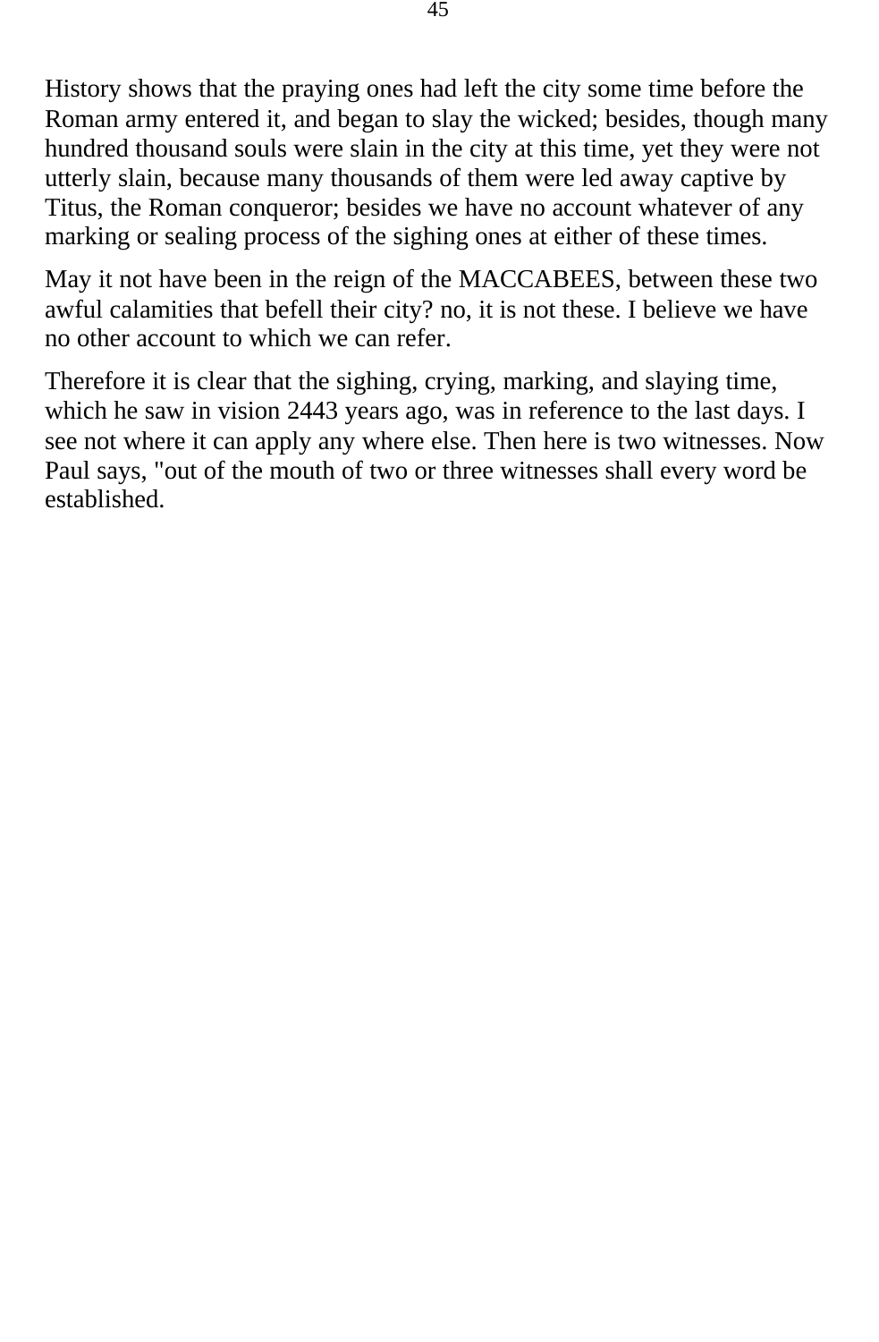History shows that the praying ones had left the city some time before the Roman army entered it, and began to slay the wicked; besides, though many hundred thousand souls were slain in the city at this time, yet they were not utterly slain, because many thousands of them were led away captive by Titus, the Roman conqueror; besides we have no account whatever of any marking or sealing process of the sighing ones at either of these times.

May it not have been in the reign of the MACCABEES, between these two awful calamities that befell their city? no, it is not these. I believe we have no other account to which we can refer.

Therefore it is clear that the sighing, crying, marking, and slaying time, which he saw in vision 2443 years ago, was in reference to the last days. I see not where it can apply any where else. Then here is two witnesses. Now Paul says, "out of the mouth of two or three witnesses shall every word be established.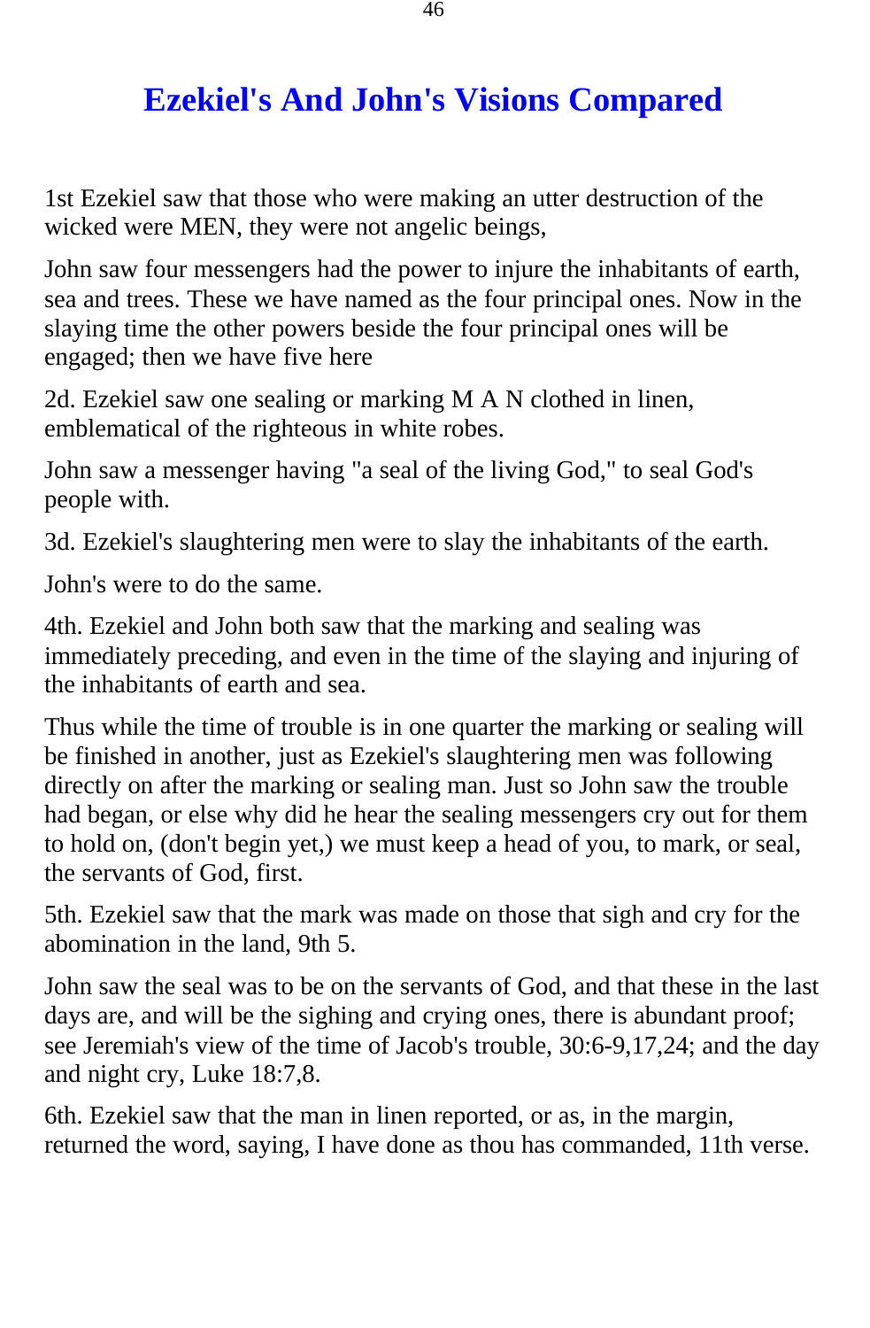# Ezekiel's And John's Visions Compared

1st Ezekiel saw that those who were making an utter destruction of the wicked were MEN, they were not angelic beings,

John saw four messengers had the power to injure the inhabitants of earth, sea and trees. These we have named as the four principal ones. Now in the slaying time the other powers beside the four principal ones will be engaged; then we have five here

2d. Ezekiel saw one sealing or marking M A N clothed in linen, emblematical of the righteous in white robes.

John saw a messenger having "a seal of the living God," to seal God's people with.

3d. Ezekiel's slaughtering men were to slay the inhabitants of the earth.

John's were to do the same.

4th. Ezekiel and John both saw that the marking and sealing was immediately preceding, and even in the time of the slaying and injuring of the inhabitants of earth and sea.

Thus while the time of trouble is in one quarter the marking or sealing will be finished in another, just as Ezekiel's slaughtering men was following directly on after the marking or sealing man. Just so John saw the trouble had began, or else why did he hear the sealing messengers cry out for them to hold on, (don't begin yet,) we must keep a head of you, to mark, or seal, the servants of God, first.

5th. Ezekiel saw that the mark was made on those that sigh and cry for the abomination in the land, 9th 5.

John saw the seal was to be on the servants of God, and that these in the last days are, and will be the sighing and crying ones, there is abundant proof; see Jeremiah's view of the time of Jacob's trouble, 30:6-9,17,24; and the day and night cry, Luke 18:7,8.

6th. Ezekiel saw that the man in linen reported, or as, in the margin, returned the word, saying, I have done as thou has commanded, 11th verse.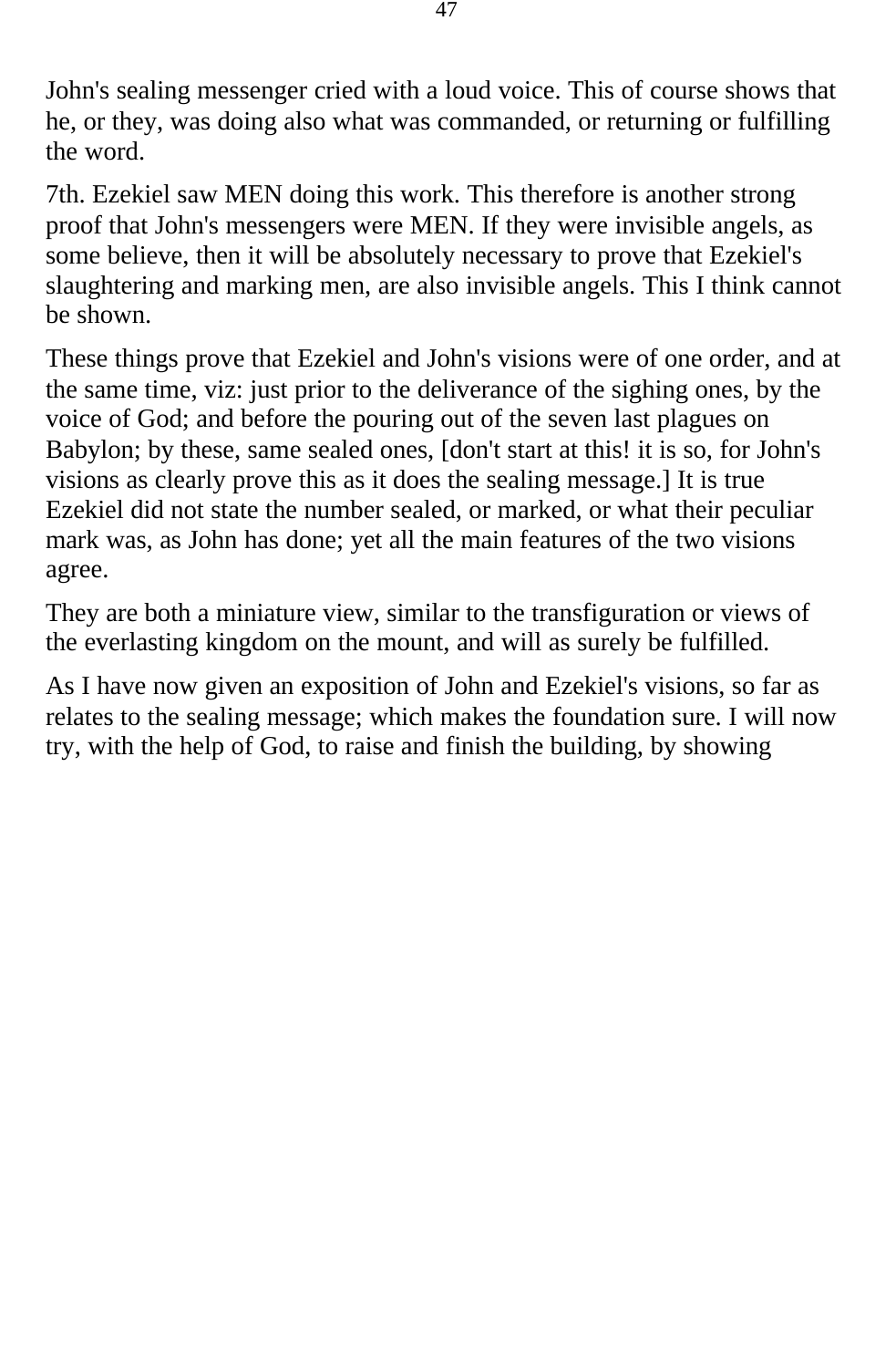John's sealing messenger cried with a loud voice. This of course shows that he, or they, was doing also what was commanded, or returning or fulfilling the word.

7th. Ezekiel saw MEN doing this work. This therefore is another strong proof that John's messengers were MEN. If they were invisible angels, as some believe, then it will be absolutely necessary to prove that Ezekiel's slaughtering and marking men, are also invisible angels. This I think cannot be shown.

These things prove that Ezekiel and John's visions were of one order, and at the same time, viz: just prior to the deliverance of the sighing ones, by the voice of God; and before the pouring out of the seven last plagues on Babylon; by these, same sealed ones, [don't start at this! it is so, for John's visions as clearly prove this as it does the sealing message.] It is true Ezekiel did not state the number sealed, or marked, or what their peculiar mark was, as John has done; yet all the main features of the two visions agree.

They are both a miniature view, similar to the transfiguration or views of the everlasting kingdom on the mount, and will as surely be fulfilled.

As I have now given an exposition of John and Ezekiel's visions, so far as relates to the sealing message; which makes the foundation sure. I will now try, with the help of God, to raise and finish the building, by showing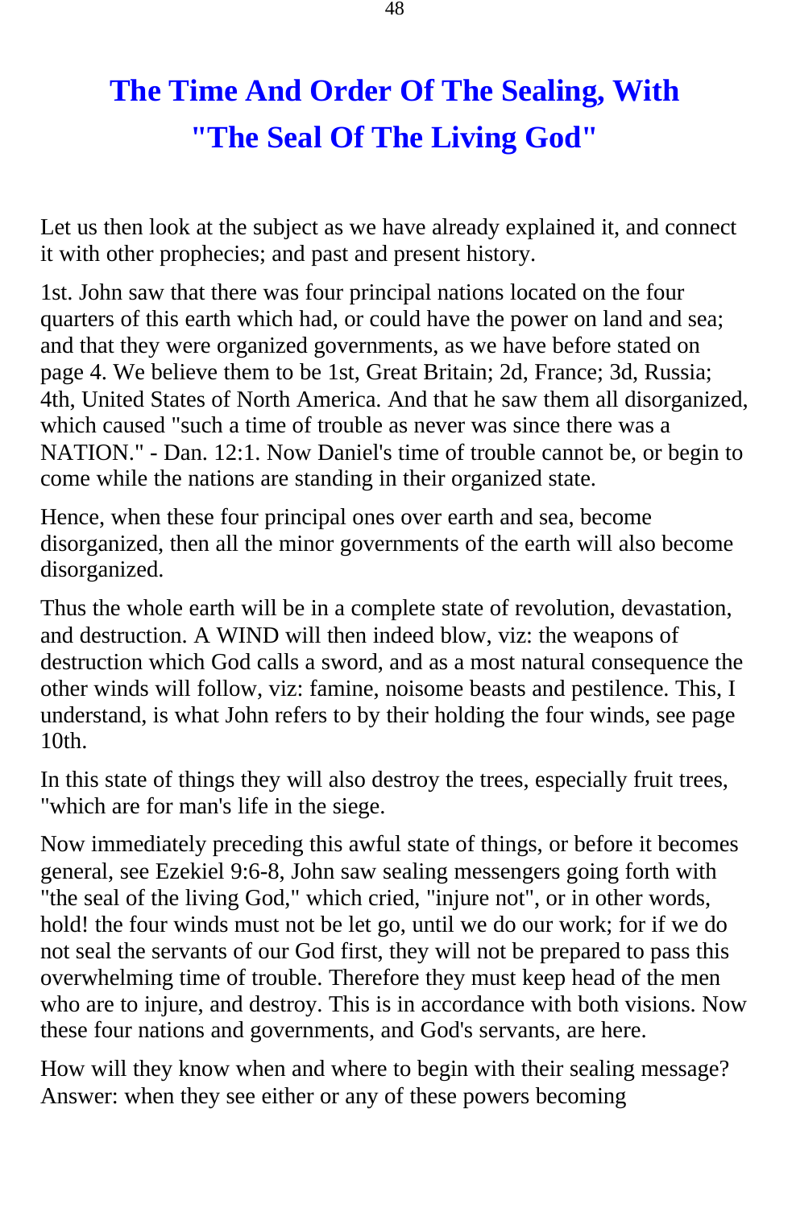# The Time And Order Of The Sealing, With "The Seal Of The Living God"

Let us then look at the subject as we have already explained it, and connect it with other prophecies; and past and present history.

1st. John saw that there was four principal nations located on the four quarters of this earth which had, or could have the power on land and sea; and that they were organized governments, as we have before stated on page 4. We believe them to be 1st, Great Britain; 2d, France; 3d, Russia; 4th, United States of North America. And that he saw them all disorganized, which caused "such a time of trouble as never was since there was a NATION." - Dan. 12:1. Now Daniel's time of trouble cannot be, or begin to come while the nations are standing in their organized state.

Hence, when these four principal ones over earth and sea, become disorganized, then all the minor governments of the earth will also become disorganized.

Thus the whole earth will be in a complete state of revolution, devastation, and destruction. A WIND will then indeed blow, viz: the weapons of destruction which God calls a sword, and as a most natural consequence the other winds will follow, viz: famine, noisome beasts and pestilence. This, I understand, is what John refers to by their holding the four winds, see page 10th.

In this state of things they will also destroy the trees, especially fruit trees, "which are for man's life in the siege.

Now immediately preceding this awful state of things, or before it becomes general, see Ezekiel 9:6-8, John saw sealing messengers going forth with "the seal of the living God," which cried, "injure not", or in other words, hold! the four winds must not be let go, until we do our work; for if we do not seal the servants of our God first, they will not be prepared to pass this overwhelming time of trouble. Therefore they must keep head of the men who are to injure, and destroy. This is in accordance with both visions. Now these four nations and governments, and God's servants, are here.

How will they know when and where to begin with their sealing message? Answer: when they see either or any of these powers becoming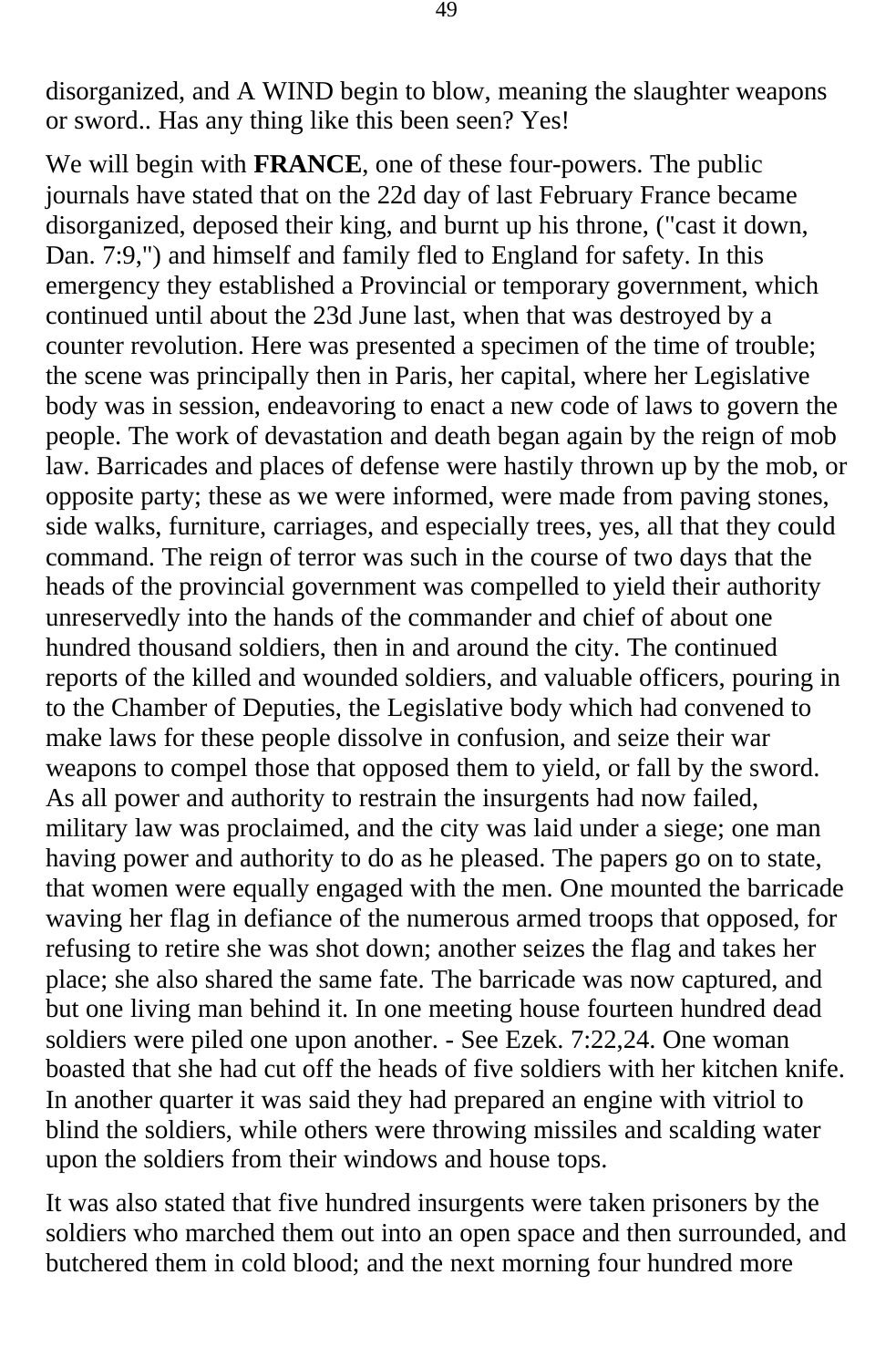disorganized, and A WIND begin to blow, meaning the slaughter weapons or sword.. Has any thing like this been seen? Yes!

We will begin with **FRANCE**, one of these four-powers. The public journals have stated that on the 22d day of last February France became disorganized, deposed their king, and burnt up his throne, ("cast it down, Dan. 7:9,") and himself and family fled to England for safety. In this emergency they established a Provincial or temporary government, which continued until about the 23d June last, when that was destroyed by a counter revolution. Here was presented a specimen of the time of trouble; the scene was principally then in Paris, her capital, where her Legislative body was in session, endeavoring to enact a new code of laws to govern the people. The work of devastation and death began again by the reign of mob law. Barricades and places of defense were hastily thrown up by the mob, or opposite party; these as we were informed, were made from paving stones, side walks, furniture, carriages, and especially trees, yes, all that they could command. The reign of terror was such in the course of two days that the heads of the provincial government was compelled to yield their authority unreservedly into the hands of the commander and chief of about one hundred thousand soldiers, then in and around the city. The continued reports of the killed and wounded soldiers, and valuable officers, pouring in to the Chamber of Deputies, the Legislative body which had convened to make laws for these people dissolve in confusion, and seize their war weapons to compel those that opposed them to yield, or fall by the sword. As all power and authority to restrain the insurgents had now failed, military law was proclaimed, and the city was laid under a siege; one man having power and authority to do as he pleased. The papers go on to state, that women were equally engaged with the men. One mounted the barricade waving her flag in defiance of the numerous armed troops that opposed, for refusing to retire she was shot down; another seizes the flag and takes her place; she also shared the same fate. The barricade was now captured, and but one living man behind it. In one meeting house fourteen hundred dead soldiers were piled one upon another. - See Ezek. 7:22,24. One woman boasted that she had cut off the heads of five soldiers with her kitchen knife. In another quarter it was said they had prepared an engine with vitriol to blind the soldiers, while others were throwing missiles and scalding water upon the soldiers from their windows and house tops.

It was also stated that five hundred insurgents were taken prisoners by the soldiers who marched them out into an open space and then surrounded, and butchered them in cold blood; and the next morning four hundred more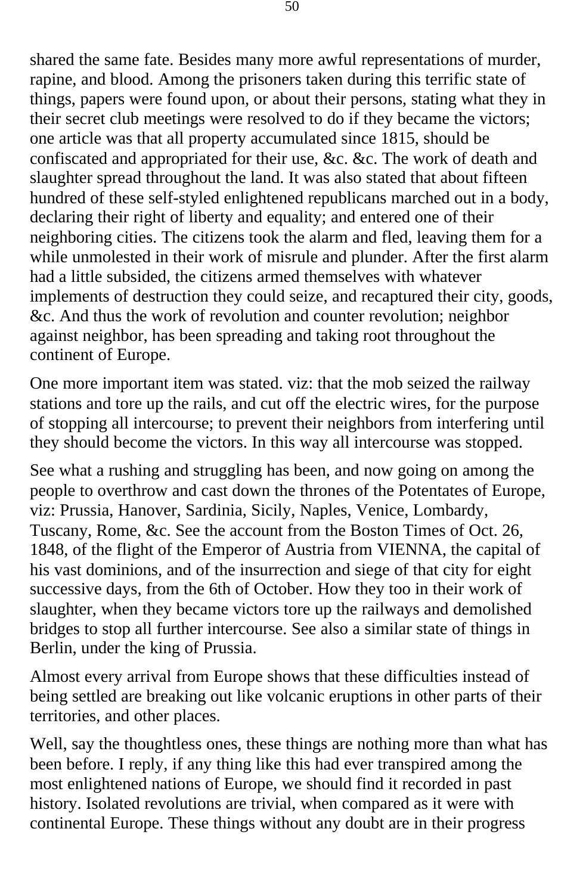shared the same fate. Besides many more awful representations of murder, rapine, and blood. Among the prisoners taken during this terrific state of things, papers were found upon, or about their persons, stating what they in their secret club meetings were resolved to do if they became the victors; one article was that all property accumulated since 1815, should be confiscated and appropriated for their use, &c. &c. The work of death and slaughter spread throughout the land. It was also stated that about fifteen hundred of these self-styled enlightened republicans marched out in a body, declaring their right of liberty and equality; and entered one of their neighboring cities. The citizens took the alarm and fled, leaving them for a while unmolested in their work of misrule and plunder. After the first alarm had a little subsided, the citizens armed themselves with whatever implements of destruction they could seize, and recaptured their city, goods, &c. And thus the work of revolution and counter revolution; neighbor against neighbor, has been spreading and taking root throughout the continent of Europe.

One more important item was stated. viz: that the mob seized the railway stations and tore up the rails, and cut off the electric wires, for the purpose of stopping all intercourse; to prevent their neighbors from interfering until they should become the victors. In this way all intercourse was stopped.

See what a rushing and struggling has been, and now going on among the people to overthrow and cast down the thrones of the Potentates of Europe, viz: Prussia, Hanover, Sardinia, Sicily, Naples, Venice, Lombardy, Tuscany, Rome, &c. See the account from the Boston Times of Oct. 26, 1848, of the flight of the Emperor of Austria from VIENNA, the capital of his vast dominions, and of the insurrection and siege of that city for eight successive days, from the 6th of October. How they too in their work of slaughter, when they became victors tore up the railways and demolished bridges to stop all further intercourse. See also a similar state of things in Berlin, under the king of Prussia.

Almost every arrival from Europe shows that these difficulties instead of being settled are breaking out like volcanic eruptions in other parts of their territories, and other places.

Well, say the thoughtless ones, these things are nothing more than what has been before. I reply, if any thing like this had ever transpired among the most enlightened nations of Europe, we should find it recorded in past history. Isolated revolutions are trivial, when compared as it were with continental Europe. These things without any doubt are in their progress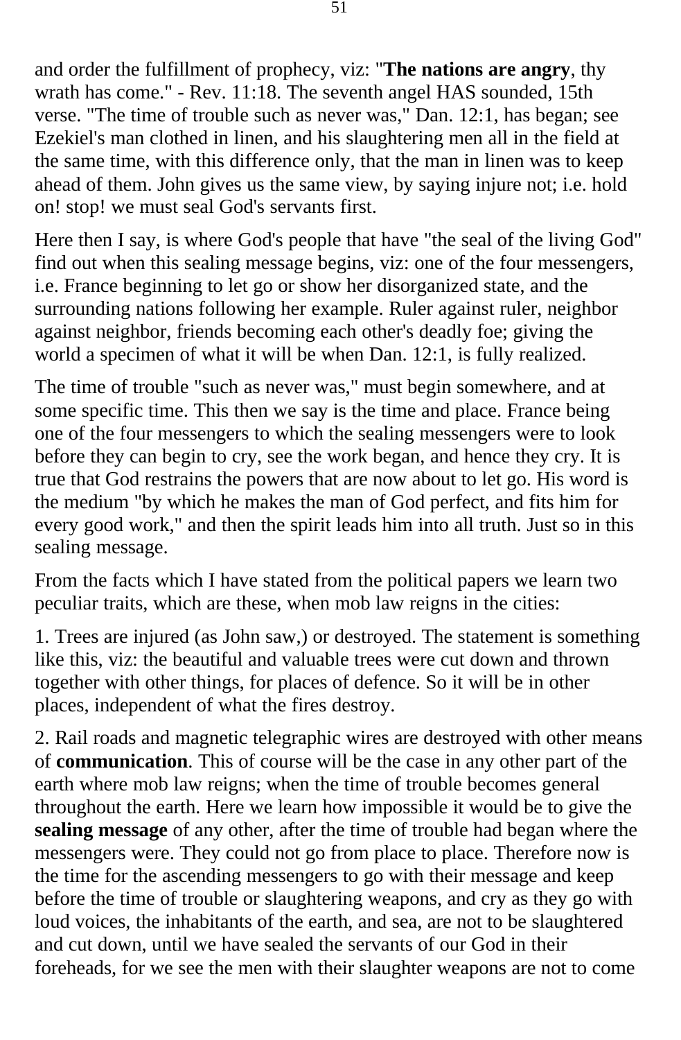and order the fulfillment of prophecy, viz: "**The nations are angry**, thy wrath has come." - Rev. 11:18. The seventh angel HAS sounded, 15th verse. "The time of trouble such as never was," Dan. 12:1, has began; see Ezekiel's man clothed in linen, and his slaughtering men all in the field at the same time, with this difference only, that the man in linen was to keep ahead of them. John gives us the same view, by saying injure not; i.e. hold on! stop! we must seal God's servants first.

Here then I say, is where God's people that have "the seal of the living God" find out when this sealing message begins, viz: one of the four messengers, i.e. France beginning to let go or show her disorganized state, and the surrounding nations following her example. Ruler against ruler, neighbor against neighbor, friends becoming each other's deadly foe; giving the world a specimen of what it will be when Dan. 12:1, is fully realized.

The time of trouble "such as never was," must begin somewhere, and at some specific time. This then we say is the time and place. France being one of the four messengers to which the sealing messengers were to look before they can begin to cry, see the work began, and hence they cry. It is true that God restrains the powers that are now about to let go. His word is the medium "by which he makes the man of God perfect, and fits him for every good work," and then the spirit leads him into all truth. Just so in this sealing message.

From the facts which I have stated from the political papers we learn two peculiar traits, which are these, when mob law reigns in the cities:

1. Trees are injured (as John saw,) or destroyed. The statement is something like this, viz: the beautiful and valuable trees were cut down and thrown together with other things, for places of defence. So it will be in other places, independent of what the fires destroy.

2. Rail roads and magnetic telegraphic wires are destroyed with other means of **communication**. This of course will be the case in any other part of the earth where mob law reigns; when the time of trouble becomes general throughout the earth. Here we learn how impossible it would be to give the **sealing message** of any other, after the time of trouble had began where the messengers were. They could not go from place to place. Therefore now is the time for the ascending messengers to go with their message and keep before the time of trouble or slaughtering weapons, and cry as they go with loud voices, the inhabitants of the earth, and sea, are not to be slaughtered and cut down, until we have sealed the servants of our God in their foreheads, for we see the men with their slaughter weapons are not to come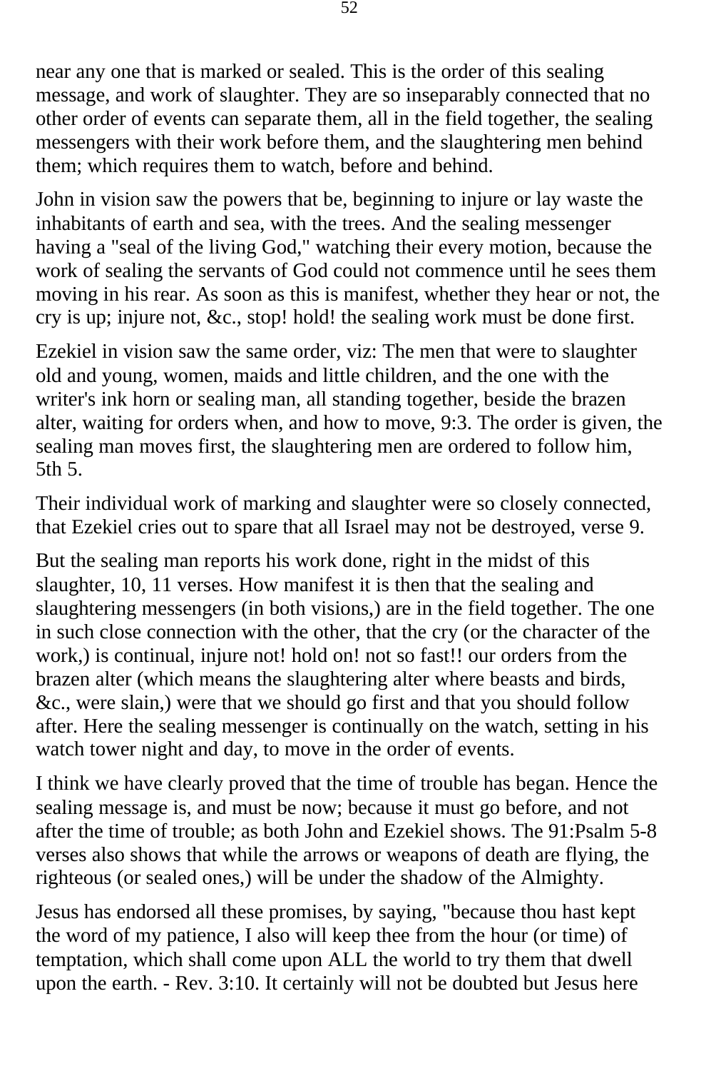near any one that is marked or sealed. This is the order of this sealing message, and work of slaughter. They are so inseparably connected that no other order of events can separate them, all in the field together, the sealing messengers with their work before them, and the slaughtering men behind them; which requires them to watch, before and behind.

John in vision saw the powers that be, beginning to injure or lay waste the inhabitants of earth and sea, with the trees. And the sealing messenger having a "seal of the living God," watching their every motion, because the work of sealing the servants of God could not commence until he sees them moving in his rear. As soon as this is manifest, whether they hear or not, the cry is up; injure not, &c., stop! hold! the sealing work must be done first.

Ezekiel in vision saw the same order, viz: The men that were to slaughter old and young, women, maids and little children, and the one with the writer's ink horn or sealing man, all standing together, beside the brazen alter, waiting for orders when, and how to move, 9:3. The order is given, the sealing man moves first, the slaughtering men are ordered to follow him, 5th 5.

Their individual work of marking and slaughter were so closely connected, that Ezekiel cries out to spare that all Israel may not be destroyed, verse 9.

But the sealing man reports his work done, right in the midst of this slaughter, 10, 11 verses. How manifest it is then that the sealing and slaughtering messengers (in both visions,) are in the field together. The one in such close connection with the other, that the cry (or the character of the work,) is continual, injure not! hold on! not so fast!! our orders from the brazen alter (which means the slaughtering alter where beasts and birds, &c., were slain,) were that we should go first and that you should follow after. Here the sealing messenger is continually on the watch, setting in his watch tower night and day, to move in the order of events.

I think we have clearly proved that the time of trouble has began. Hence the sealing message is, and must be now; because it must go before, and not after the time of trouble; as both John and Ezekiel shows. The 91:Psalm 5-8 verses also shows that while the arrows or weapons of death are flying, the righteous (or sealed ones,) will be under the shadow of the Almighty.

Jesus has endorsed all these promises, by saying, "because thou hast kept the word of my patience, I also will keep thee from the hour (or time) of temptation, which shall come upon ALL the world to try them that dwell upon the earth. - Rev. 3:10. It certainly will not be doubted but Jesus here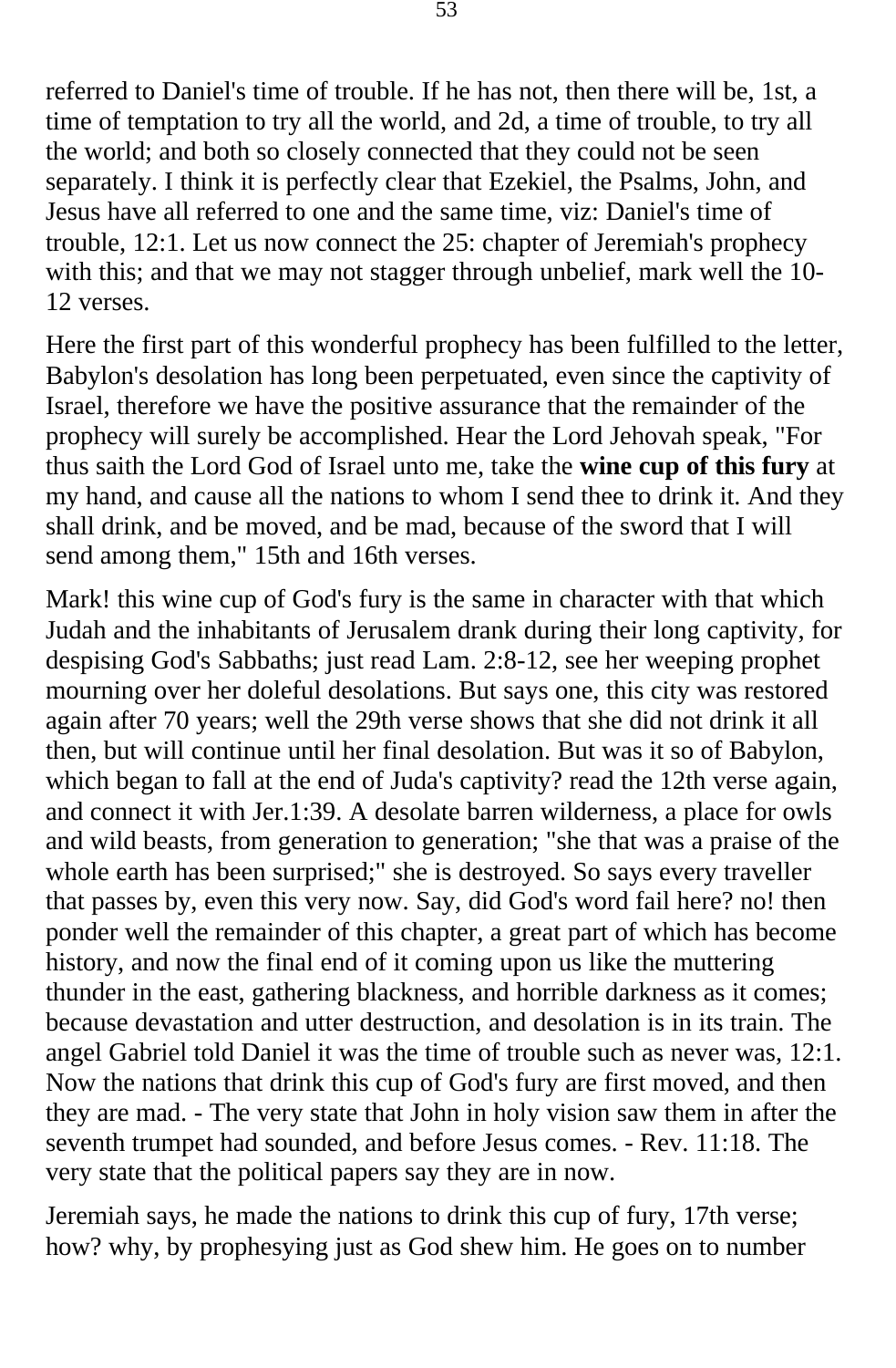referred to Daniel's time of trouble. If he has not, then there will be, 1st, a time of temptation to try all the world, and 2d, a time of trouble, to try all the world; and both so closely connected that they could not be seen separately. I think it is perfectly clear that Ezekiel, the Psalms, John, and Jesus have all referred to one and the same time, viz: Daniel's time of trouble, 12:1. Let us now connect the 25: chapter of Jeremiah's prophecy with this; and that we may not stagger through unbelief, mark well the 10-12 verses.

Here the first part of this wonderful prophecy has been fulfilled to the letter, Babylon's desolation has long been perpetuated, even since the captivity of Israel, therefore we have the positive assurance that the remainder of the prophecy will surely be accomplished. Hear the Lord Jehovah speak, "For thus saith the Lord God of Israel unto me, take the **wine cup of this fury** at my hand, and cause all the nations to whom I send thee to drink it. And they shall drink, and be moved, and be mad, because of the sword that I will send among them," 15th and 16th verses.

Mark! this wine cup of God's fury is the same in character with that which Judah and the inhabitants of Jerusalem drank during their long captivity, for despising God's Sabbaths; just read Lam. 2:8-12, see her weeping prophet mourning over her doleful desolations. But says one, this city was restored again after 70 years; well the 29th verse shows that she did not drink it all then, but will continue until her final desolation. But was it so of Babylon, which began to fall at the end of Juda's captivity? read the 12th verse again, and connect it with Jer.1:39. A desolate barren wilderness, a place for owls and wild beasts, from generation to generation; "she that was a praise of the whole earth has been surprised;" she is destroyed. So says every traveller that passes by, even this very now. Say, did God's word fail here? no! then ponder well the remainder of this chapter, a great part of which has become history, and now the final end of it coming upon us like the muttering thunder in the east, gathering blackness, and horrible darkness as it comes; because devastation and utter destruction, and desolation is in its train. The angel Gabriel told Daniel it was the time of trouble such as never was, 12:1. Now the nations that drink this cup of God's fury are first moved, and then they are mad. - The very state that John in holy vision saw them in after the seventh trumpet had sounded, and before Jesus comes. - Rev. 11:18. The very state that the political papers say they are in now.

Jeremiah says, he made the nations to drink this cup of fury, 17th verse; how? why, by prophesying just as God shew him. He goes on to number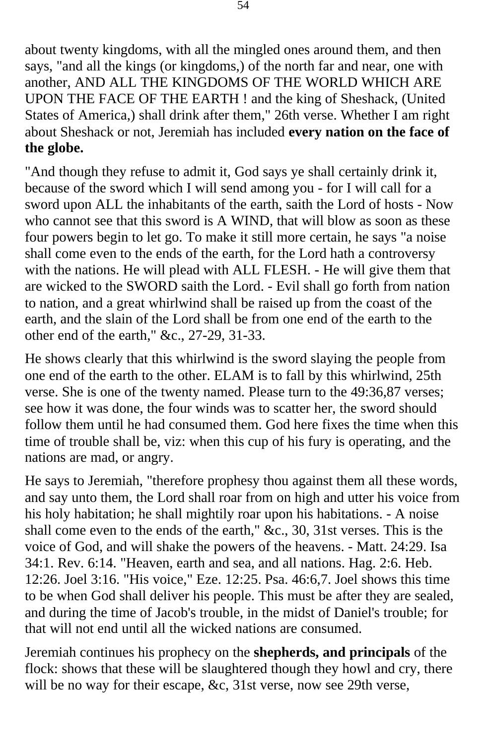about twenty kingdoms, with all the mingled ones around them, and then says, "and all the kings (or kingdoms,) of the north far and near, one with another, AND ALL THE KINGDOMS OF THE WORLD WHICH ARE UPON THE FACE OF THE EARTH ! and the king of Sheshack, (United States of America,) shall drink after them," 26th verse. Whether I am right about Sheshack or not, Jeremiah has included **every nation on the face of the globe.**

"And though they refuse to admit it, God says ye shall certainly drink it, because of the sword which I will send among you - for I will call for a sword upon ALL the inhabitants of the earth, saith the Lord of hosts - Now who cannot see that this sword is A WIND, that will blow as soon as these four powers begin to let go. To make it still more certain, he says "a noise shall come even to the ends of the earth, for the Lord hath a controversy with the nations. He will plead with ALL FLESH. - He will give them that are wicked to the SWORD saith the Lord. - Evil shall go forth from nation to nation, and a great whirlwind shall be raised up from the coast of the earth, and the slain of the Lord shall be from one end of the earth to the other end of the earth," &c., 27-29, 31-33.

He shows clearly that this whirlwind is the sword slaying the people from one end of the earth to the other. ELAM is to fall by this whirlwind, 25th verse. She is one of the twenty named. Please turn to the 49:36,87 verses; see how it was done, the four winds was to scatter her, the sword should follow them until he had consumed them. God here fixes the time when this time of trouble shall be, viz: when this cup of his fury is operating, and the nations are mad, or angry.

He says to Jeremiah, "therefore prophesy thou against them all these words, and say unto them, the Lord shall roar from on high and utter his voice from his holy habitation; he shall mightily roar upon his habitations. - A noise shall come even to the ends of the earth," &c., 30, 31st verses. This is the voice of God, and will shake the powers of the heavens. - Matt. 24:29. Isa 34:1. Rev. 6:14. "Heaven, earth and sea, and all nations. Hag. 2:6. Heb. 12:26. Joel 3:16. "His voice," Eze. 12:25. Psa. 46:6,7. Joel shows this time to be when God shall deliver his people. This must be after they are sealed, and during the time of Jacob's trouble, in the midst of Daniel's trouble; for that will not end until all the wicked nations are consumed.

Jeremiah continues his prophecy on the **shepherds, and principals** of the flock: shows that these will be slaughtered though they howl and cry, there will be no way for their escape, &c, 31st verse, now see 29th verse,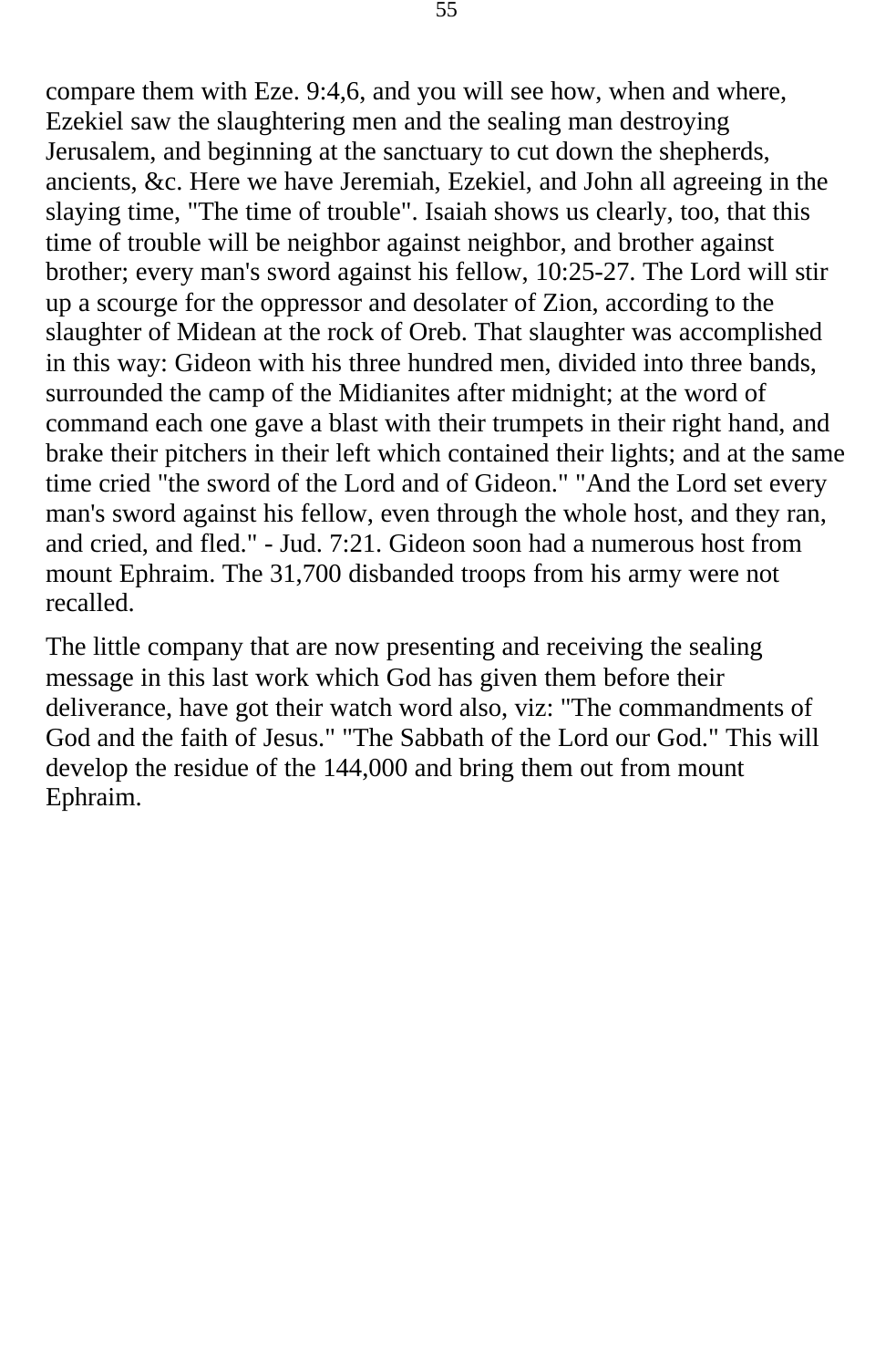compare them with Eze. 9:4,6, and you will see how, when and where, Ezekiel saw the slaughtering men and the sealing man destroying Jerusalem, and beginning at the sanctuary to cut down the shepherds, ancients, &c. Here we have Jeremiah, Ezekiel, and John all agreeing in the slaying time, "The time of trouble". Isaiah shows us clearly, too, that this time of trouble will be neighbor against neighbor, and brother against brother; every man's sword against his fellow, 10:25-27. The Lord will stir up a scourge for the oppressor and desolater of Zion, according to the slaughter of Midean at the rock of Oreb. That slaughter was accomplished in this way: Gideon with his three hundred men, divided into three bands, surrounded the camp of the Midianites after midnight; at the word of command each one gave a blast with their trumpets in their right hand, and brake their pitchers in their left which contained their lights; and at the same time cried "the sword of the Lord and of Gideon." "And the Lord set every man's sword against his fellow, even through the whole host, and they ran, and cried, and fled." - Jud. 7:21. Gideon soon had a numerous host from mount Ephraim. The 31,700 disbanded troops from his army were not recalled.

The little company that are now presenting and receiving the sealing message in this last work which God has given them before their deliverance, have got their watch word also, viz: "The commandments of God and the faith of Jesus." "The Sabbath of the Lord our God." This will develop the residue of the 144,000 and bring them out from mount Ephraim.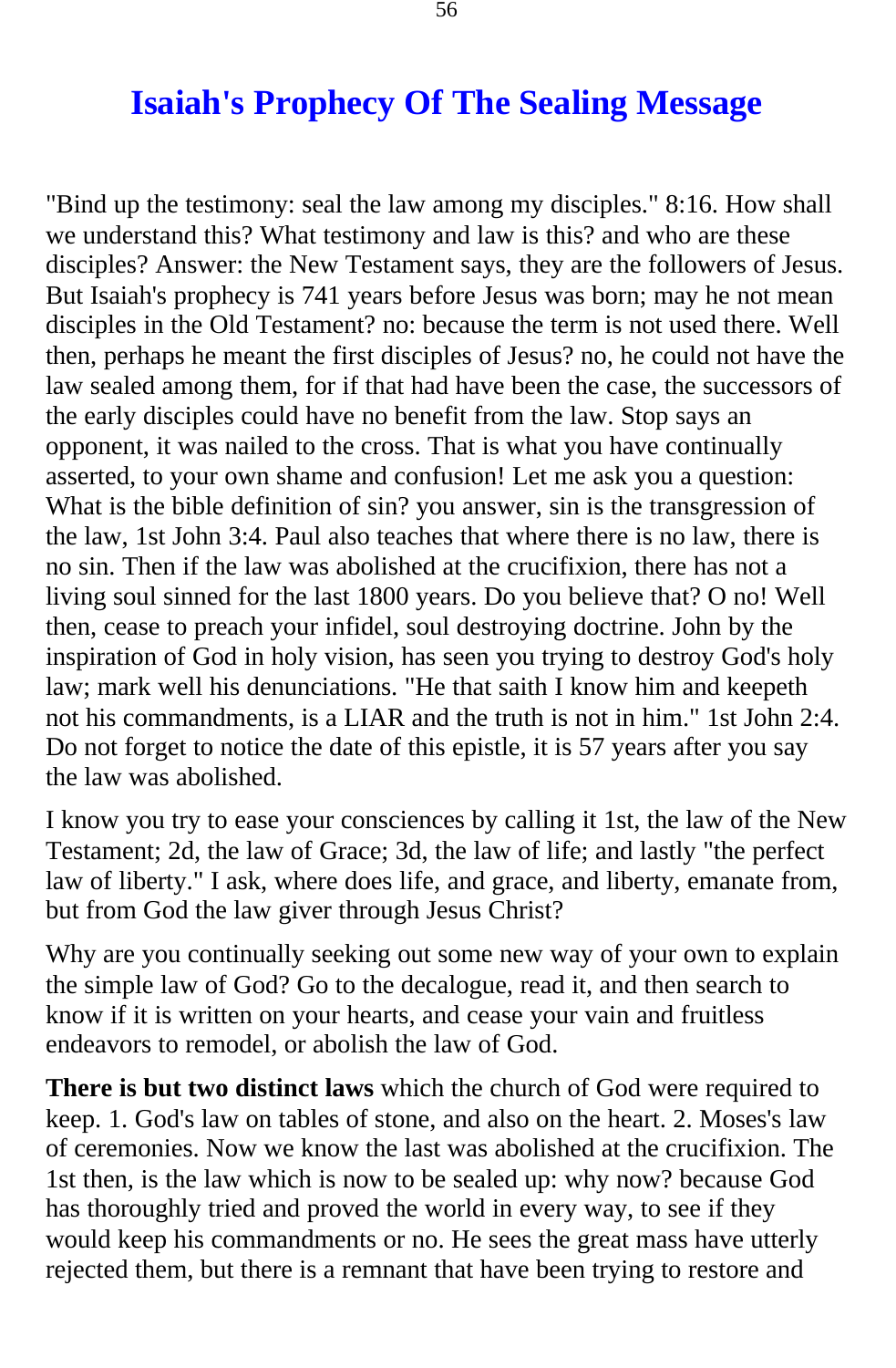# Isaiah's Prophecy Of The Sealing Message

"Bind up the testimony: seal the law among my disciples." 8:16. How shall we understand this? What testimony and law is this? and who are these disciples? Answer: the New Testament says, they are the followers of Jesus. But Isaiah's prophecy is 741 years before Jesus was born; may he not mean disciples in the Old Testament? no: because the term is not used there. Well then, perhaps he meant the first disciples of Jesus? no, he could not have the law sealed among them, for if that had have been the case, the successors of the early disciples could have no benefit from the law. Stop says an opponent, it was nailed to the cross. That is what you have continually asserted, to your own shame and confusion! Let me ask you a question: What is the bible definition of sin? you answer, sin is the transgression of the law, 1st John 3:4. Paul also teaches that where there is no law, there is no sin. Then if the law was abolished at the crucifixion, there has not a living soul sinned for the last 1800 years. Do you believe that? O no! Well then, cease to preach your infidel, soul destroying doctrine. John by the inspiration of God in holy vision, has seen you trying to destroy God's holy law; mark well his denunciations. "He that saith I know him and keepeth not his commandments, is a LIAR and the truth is not in him." 1st John 2:4. Do not forget to notice the date of this epistle, it is 57 years after you say the law was abolished.

I know you try to ease your consciences by calling it 1st, the law of the New Testament; 2d, the law of Grace; 3d, the law of life; and lastly "the perfect law of liberty." I ask, where does life, and grace, and liberty, emanate from, but from God the law giver through Jesus Christ?

Why are you continually seeking out some new way of your own to explain the simple law of God? Go to the decalogue, read it, and then search to know if it is written on your hearts, and cease your vain and fruitless endeavors to remodel, or abolish the law of God.

**There is but two distinct laws** which the church of God were required to keep. 1. God's law on tables of stone, and also on the heart. 2. Moses's law of ceremonies. Now we know the last was abolished at the crucifixion. The 1st then, is the law which is now to be sealed up: why now? because God has thoroughly tried and proved the world in every way, to see if they would keep his commandments or no. He sees the great mass have utterly rejected them, but there is a remnant that have been trying to restore and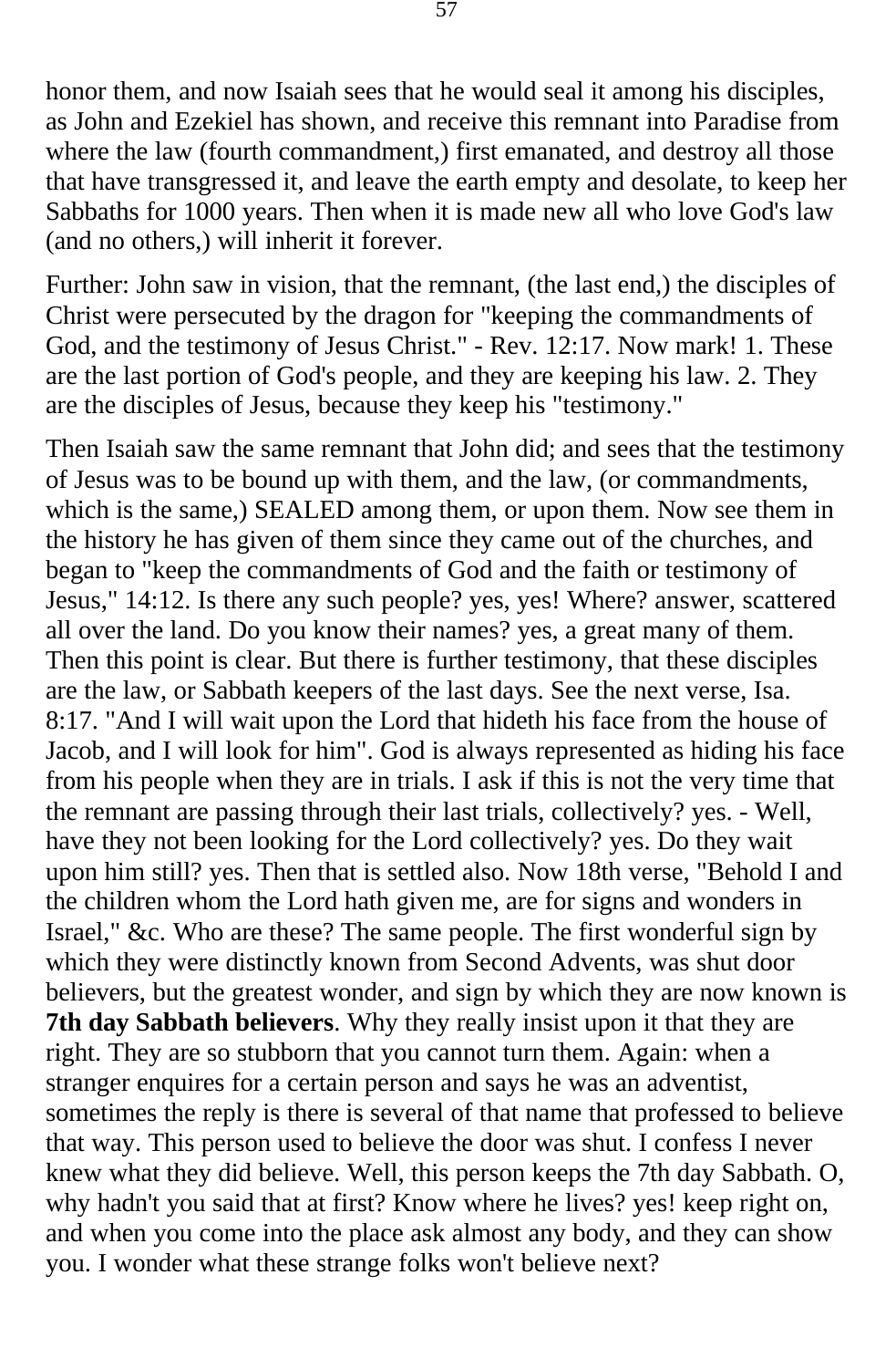honor them, and now Isaiah sees that he would seal it among his disciples, as John and Ezekiel has shown, and receive this remnant into Paradise from where the law (fourth commandment,) first emanated, and destroy all those that have transgressed it, and leave the earth empty and desolate, to keep her Sabbaths for 1000 years. Then when it is made new all who love God's law (and no others,) will inherit it forever.

Further: John saw in vision, that the remnant, (the last end,) the disciples of Christ were persecuted by the dragon for "keeping the commandments of God, and the testimony of Jesus Christ." - Rev. 12:17. Now mark! 1. These are the last portion of God's people, and they are keeping his law. 2. They are the disciples of Jesus, because they keep his "testimony."

Then Isaiah saw the same remnant that John did; and sees that the testimony of Jesus was to be bound up with them, and the law, (or commandments, which is the same,) SEALED among them, or upon them. Now see them in the history he has given of them since they came out of the churches, and began to "keep the commandments of God and the faith or testimony of Jesus," 14:12. Is there any such people? yes, yes! Where? answer, scattered all over the land. Do you know their names? yes, a great many of them. Then this point is clear. But there is further testimony, that these disciples are the law, or Sabbath keepers of the last days. See the next verse, Isa. 8:17. "And I will wait upon the Lord that hideth his face from the house of Jacob, and I will look for him". God is always represented as hiding his face from his people when they are in trials. I ask if this is not the very time that the remnant are passing through their last trials, collectively? yes. - Well, have they not been looking for the Lord collectively? yes. Do they wait upon him still? yes. Then that is settled also. Now 18th verse, "Behold I and the children whom the Lord hath given me, are for signs and wonders in Israel," &c. Who are these? The same people. The first wonderful sign by which they were distinctly known from Second Advents, was shut door believers, but the greatest wonder, and sign by which they are now known is **7th day Sabbath believers**. Why they really insist upon it that they are right. They are so stubborn that you cannot turn them. Again: when a stranger enquires for a certain person and says he was an adventist, sometimes the reply is there is several of that name that professed to believe that way. This person used to believe the door was shut. I confess I never knew what they did believe. Well, this person keeps the 7th day Sabbath. O, why hadn't you said that at first? Know where he lives? yes! keep right on, and when you come into the place ask almost any body, and they can show you. I wonder what these strange folks won't believe next?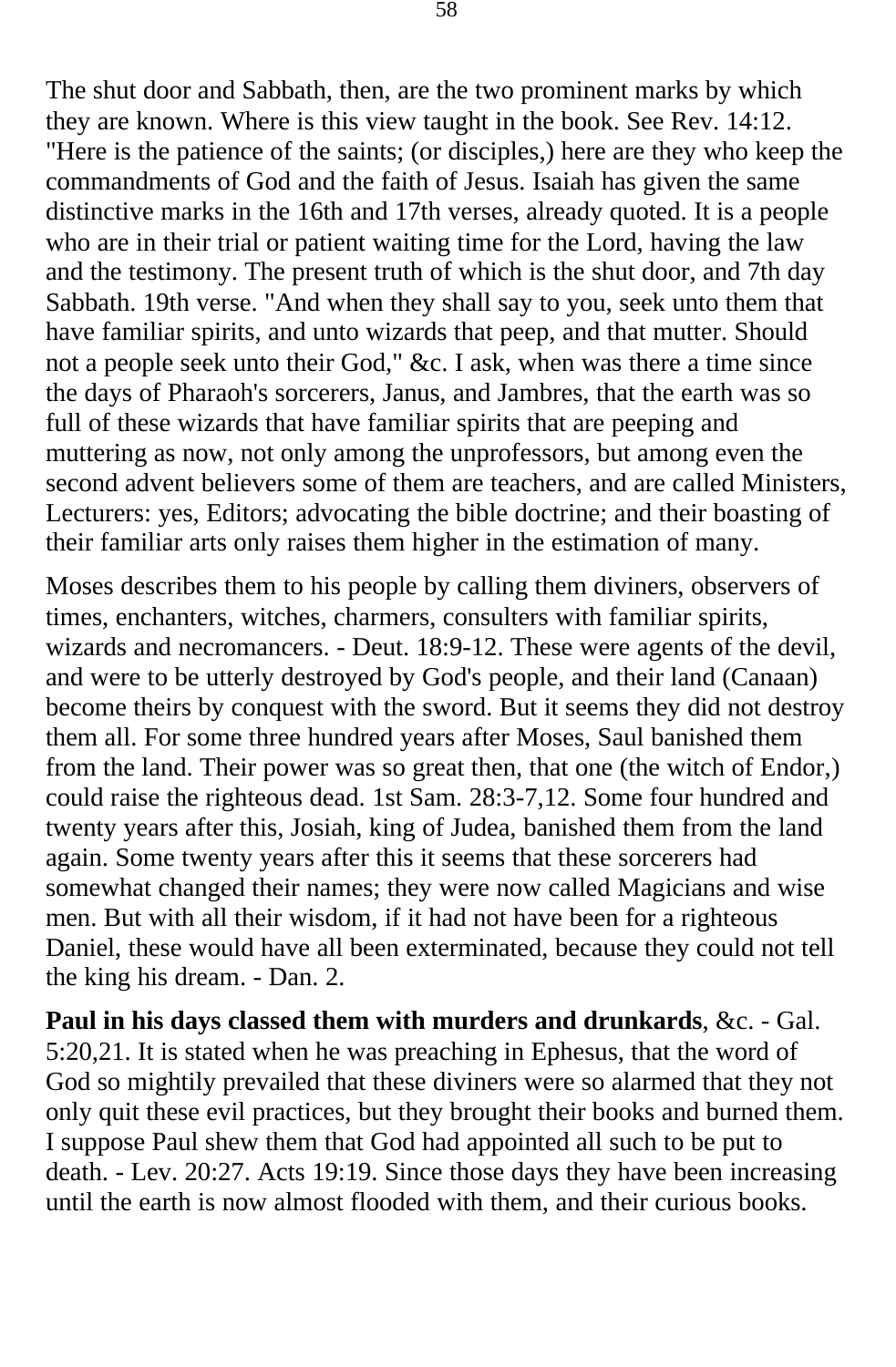The shut door and Sabbath, then, are the two prominent marks by which they are known. Where is this view taught in the book. See Rev. 14:12. "Here is the patience of the saints; (or disciples,) here are they who keep the commandments of God and the faith of Jesus. Isaiah has given the same distinctive marks in the 16th and 17th verses, already quoted. It is a people who are in their trial or patient waiting time for the Lord, having the law and the testimony. The present truth of which is the shut door, and 7th day Sabbath. 19th verse. "And when they shall say to you, seek unto them that have familiar spirits, and unto wizards that peep, and that mutter. Should not a people seek unto their God," &c. I ask, when was there a time since the days of Pharaoh's sorcerers, Janus, and Jambres, that the earth was so full of these wizards that have familiar spirits that are peeping and muttering as now, not only among the unprofessors, but among even the second advent believers some of them are teachers, and are called Ministers, Lecturers: yes, Editors; advocating the bible doctrine; and their boasting of their familiar arts only raises them higher in the estimation of many.

Moses describes them to his people by calling them diviners, observers of times, enchanters, witches, charmers, consulters with familiar spirits, wizards and necromancers. - Deut. 18:9-12. These were agents of the devil, and were to be utterly destroyed by God's people, and their land (Canaan) become theirs by conquest with the sword. But it seems they did not destroy them all. For some three hundred years after Moses, Saul banished them from the land. Their power was so great then, that one (the witch of Endor,) could raise the righteous dead. 1st Sam. 28:3-7,12. Some four hundred and twenty years after this, Josiah, king of Judea, banished them from the land again. Some twenty years after this it seems that these sorcerers had somewhat changed their names; they were now called Magicians and wise men. But with all their wisdom, if it had not have been for a righteous Daniel, these would have all been exterminated, because they could not tell the king his dream. - Dan. 2.

**Paul in his days classed them with murders and drunkards**, &c. - Gal. 5:20,21. It is stated when he was preaching in Ephesus, that the word of God so mightily prevailed that these diviners were so alarmed that they not only quit these evil practices, but they brought their books and burned them. I suppose Paul shew them that God had appointed all such to be put to death. - Lev. 20:27. Acts 19:19. Since those days they have been increasing until the earth is now almost flooded with them, and their curious books.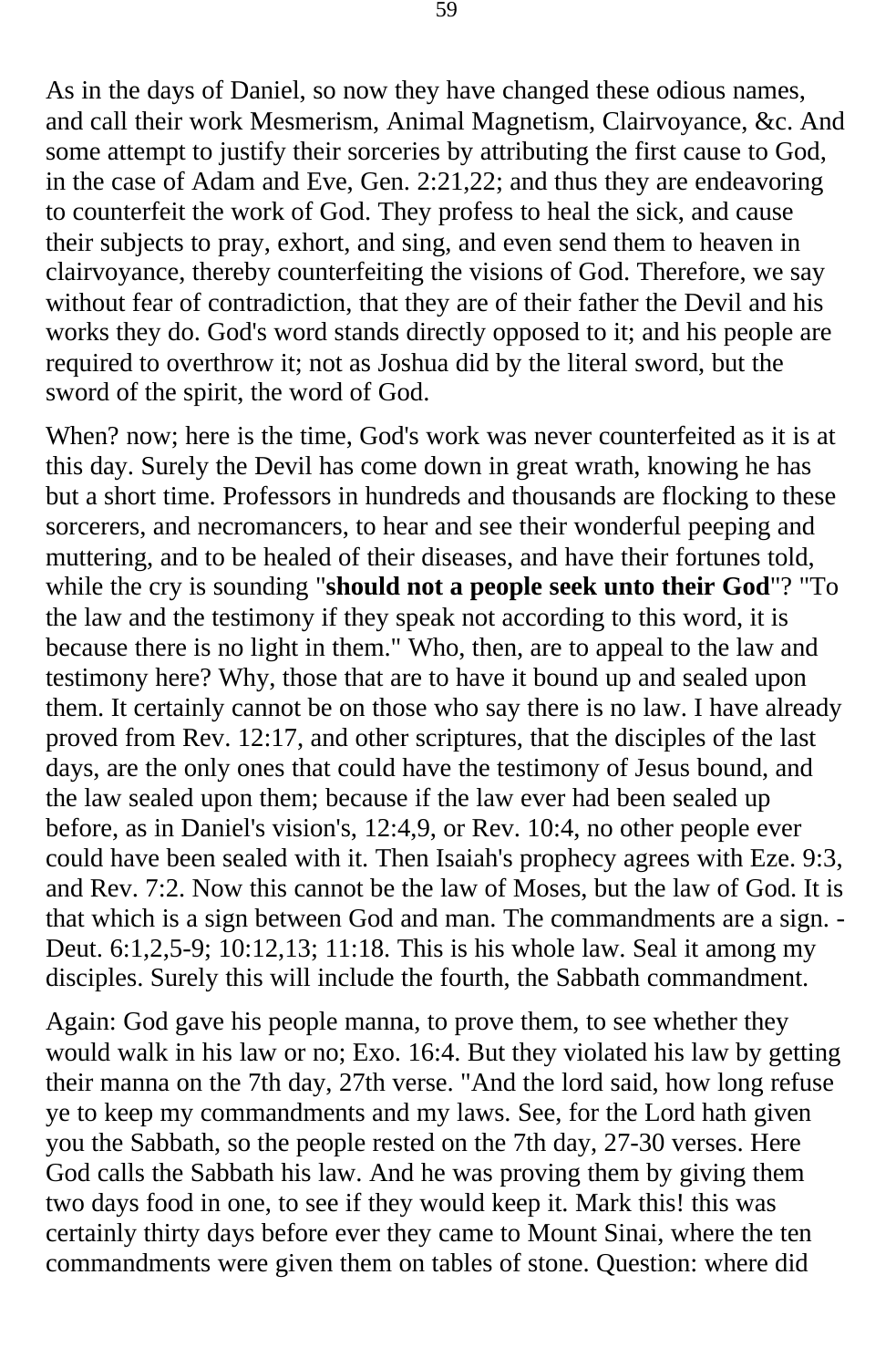As in the days of Daniel, so now they have changed these odious names, and call their work Mesmerism, Animal Magnetism, Clairvoyance, &c. And some attempt to justify their sorceries by attributing the first cause to God, in the case of Adam and Eve, Gen. 2:21,22; and thus they are endeavoring to counterfeit the work of God. They profess to heal the sick, and cause their subjects to pray, exhort, and sing, and even send them to heaven in clairvoyance, thereby counterfeiting the visions of God. Therefore, we say without fear of contradiction, that they are of their father the Devil and his works they do. God's word stands directly opposed to it; and his people are required to overthrow it; not as Joshua did by the literal sword, but the sword of the spirit, the word of God.

When? now; here is the time, God's work was never counterfeited as it is at this day. Surely the Devil has come down in great wrath, knowing he has but a short time. Professors in hundreds and thousands are flocking to these sorcerers, and necromancers, to hear and see their wonderful peeping and muttering, and to be healed of their diseases, and have their fortunes told, while the cry is sounding "**should not a people seek unto their God**"? "To the law and the testimony if they speak not according to this word, it is because there is no light in them." Who, then, are to appeal to the law and testimony here? Why, those that are to have it bound up and sealed upon them. It certainly cannot be on those who say there is no law. I have already proved from Rev. 12:17, and other scriptures, that the disciples of the last days, are the only ones that could have the testimony of Jesus bound, and the law sealed upon them; because if the law ever had been sealed up before, as in Daniel's vision's, 12:4,9, or Rev. 10:4, no other people ever could have been sealed with it. Then Isaiah's prophecy agrees with Eze. 9:3, and Rev. 7:2. Now this cannot be the law of Moses, but the law of God. It is that which is a sign between God and man. The commandments are a sign. - Deut. 6:1,2,5-9; 10:12,13; 11:18. This is his whole law. Seal it among my disciples. Surely this will include the fourth, the Sabbath commandment.

Again: God gave his people manna, to prove them, to see whether they would walk in his law or no; Exo. 16:4. But they violated his law by getting their manna on the 7th day, 27th verse. "And the lord said, how long refuse ye to keep my commandments and my laws. See, for the Lord hath given you the Sabbath, so the people rested on the 7th day, 27-30 verses. Here God calls the Sabbath his law. And he was proving them by giving them two days food in one, to see if they would keep it. Mark this! this was certainly thirty days before ever they came to Mount Sinai, where the ten commandments were given them on tables of stone. Question: where did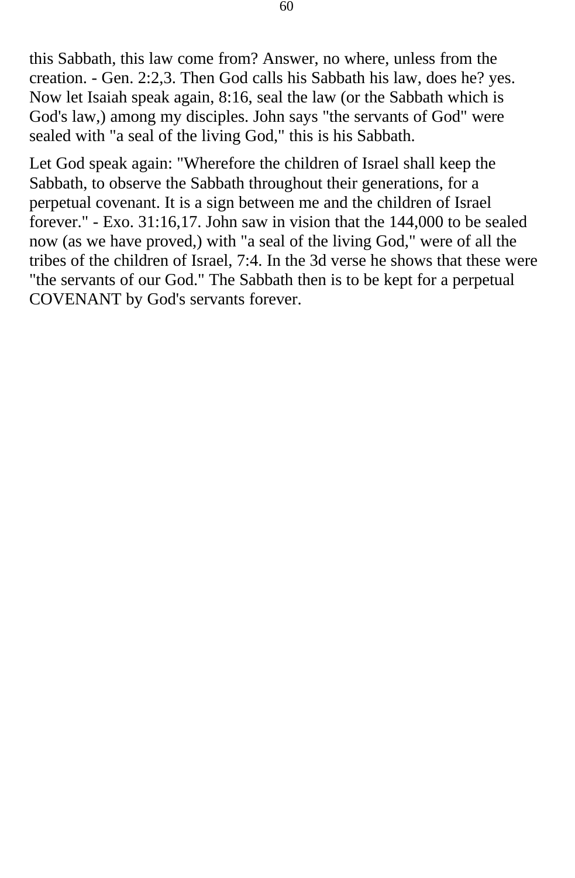this Sabbath, this law come from? Answer, no where, unless from the creation. - Gen. 2:2,3. Then God calls his Sabbath his law, does he? yes. Now let Isaiah speak again, 8:16, seal the law (or the Sabbath which is God's law,) among my disciples. John says "the servants of God" were sealed with "a seal of the living God," this is his Sabbath.

Let God speak again: "Wherefore the children of Israel shall keep the Sabbath, to observe the Sabbath throughout their generations, for a perpetual covenant. It is a sign between me and the children of Israel forever." - Exo. 31:16,17. John saw in vision that the 144,000 to be sealed now (as we have proved,) with "a seal of the living God," were of all the tribes of the children of Israel, 7:4. In the 3d verse he shows that these were "the servants of our God." The Sabbath then is to be kept for a perpetual COVENANT by God's servants forever.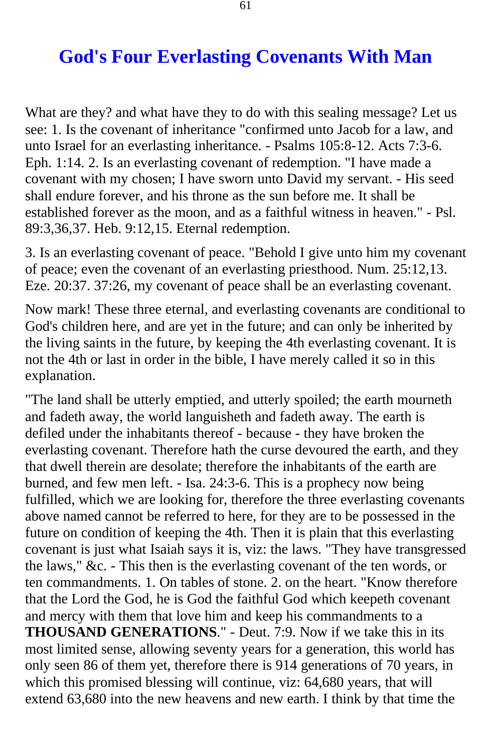# God's Four Everlasting Covenants With Man

What are they? and what have they to do with this sealing message? Let us see: 1. Is the covenant of inheritance "confirmed unto Jacob for a law, and unto Israel for an everlasting inheritance. - Psalms 105:8-12. Acts 7:3-6. Eph. 1:14. 2. Is an everlasting covenant of redemption. "I have made a covenant with my chosen; I have sworn unto David my servant. - His seed shall endure forever, and his throne as the sun before me. It shall be established forever as the moon, and as a faithful witness in heaven." - Psl. 89:3,36,37. Heb. 9:12,15. Eternal redemption.

3. Is an everlasting covenant of peace. "Behold I give unto him my covenant of peace; even the covenant of an everlasting priesthood. Num. 25:12,13. Eze. 20:37. 37:26, my covenant of peace shall be an everlasting covenant.

Now mark! These three eternal, and everlasting covenants are conditional to God's children here, and are yet in the future; and can only be inherited by the living saints in the future, by keeping the 4th everlasting covenant. It is not the 4th or last in order in the bible, I have merely called it so in this explanation.

"The land shall be utterly emptied, and utterly spoiled; the earth mourneth and fadeth away, the world languisheth and fadeth away. The earth is defiled under the inhabitants thereof - because - they have broken the everlasting covenant. Therefore hath the curse devoured the earth, and they that dwell therein are desolate; therefore the inhabitants of the earth are burned, and few men left. - Isa. 24:3-6. This is a prophecy now being fulfilled, which we are looking for, therefore the three everlasting covenants above named cannot be referred to here, for they are to be possessed in the future on condition of keeping the 4th. Then it is plain that this everlasting covenant is just what Isaiah says it is, viz: the laws. "They have transgressed the laws," &c. - This then is the everlasting covenant of the ten words, or ten commandments. 1. On tables of stone. 2. on the heart. "Know therefore that the Lord the God, he is God the faithful God which keepeth covenant and mercy with them that love him and keep his commandments to a **THOUSAND GENERATIONS**." - Deut. 7:9. Now if we take this in its most limited sense, allowing seventy years for a generation, this world has only seen 86 of them yet, therefore there is 914 generations of 70 years, in which this promised blessing will continue, viz: 64,680 years, that will extend 63,680 into the new heavens and new earth. I think by that time the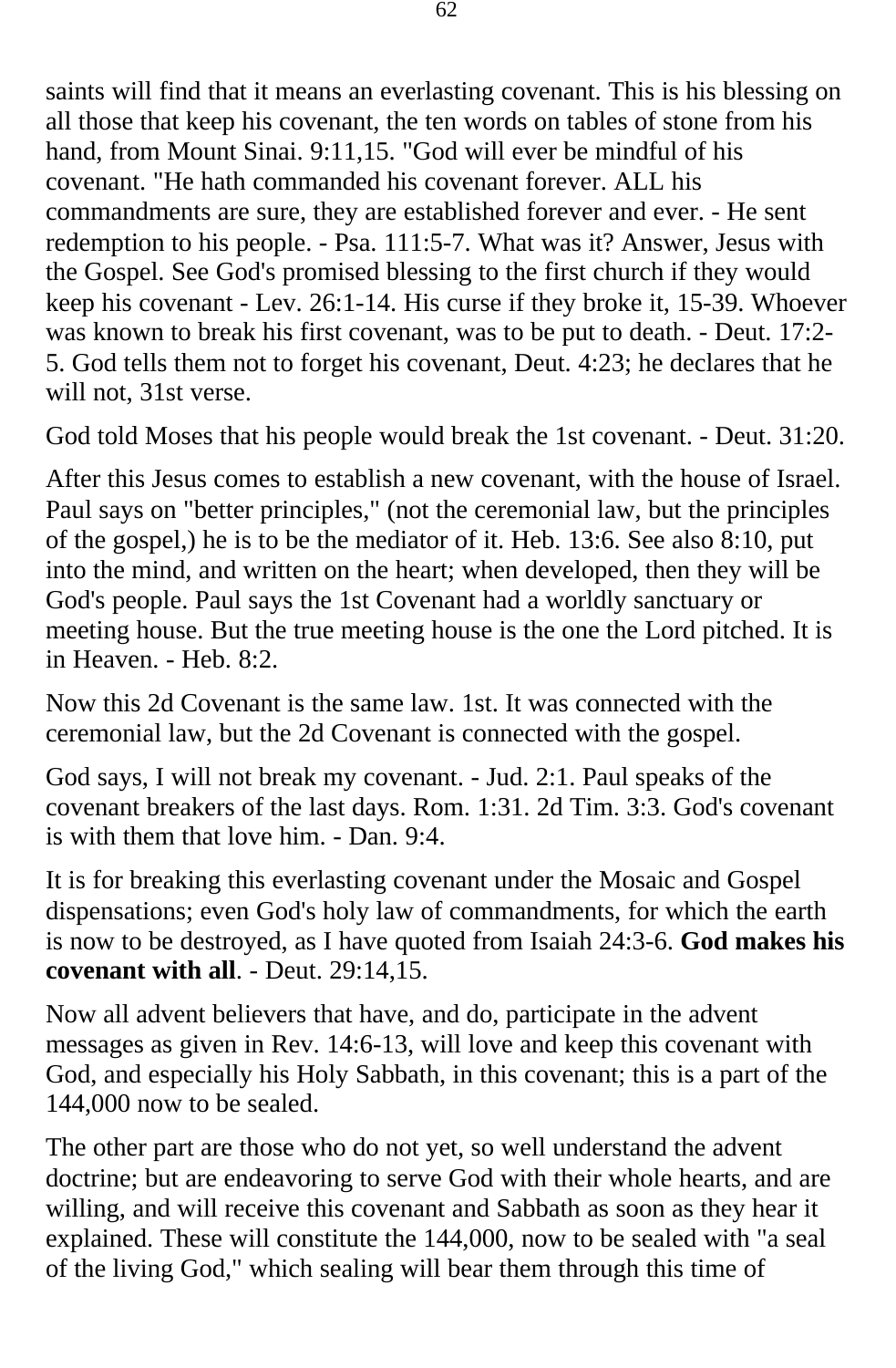saints will find that it means an everlasting covenant. This is his blessing on all those that keep his covenant, the ten words on tables of stone from his hand, from Mount Sinai. 9:11,15. "God will ever be mindful of his covenant. "He hath commanded his covenant forever. ALL his commandments are sure, they are established forever and ever. - He sent redemption to his people. - Psa. 111:5-7. What was it? Answer, Jesus with the Gospel. See God's promised blessing to the first church if they would keep his covenant - Lev. 26:1-14. His curse if they broke it, 15-39. Whoever was known to break his first covenant, was to be put to death. - Deut. 17:2-5. God tells them not to forget his covenant, Deut. 4:23; he declares that he will not, 31st verse.

God told Moses that his people would break the 1st covenant. - Deut. 31:20.

After this Jesus comes to establish a new covenant, with the house of Israel. Paul says on "better principles," (not the ceremonial law, but the principles of the gospel,) he is to be the mediator of it. Heb. 13:6. See also 8:10, put into the mind, and written on the heart; when developed, then they will be God's people. Paul says the 1st Covenant had a worldly sanctuary or meeting house. But the true meeting house is the one the Lord pitched. It is in Heaven. - Heb. 8:2.

Now this 2d Covenant is the same law. 1st. It was connected with the ceremonial law, but the 2d Covenant is connected with the gospel.

God says, I will not break my covenant. - Jud. 2:1. Paul speaks of the covenant breakers of the last days. Rom. 1:31. 2d Tim. 3:3. God's covenant is with them that love him. - Dan. 9:4.

It is for breaking this everlasting covenant under the Mosaic and Gospel dispensations; even God's holy law of commandments, for which the earth is now to be destroyed, as I have quoted from Isaiah 24:3-6. **God makes his covenant with all**. - Deut. 29:14,15.

Now all advent believers that have, and do, participate in the advent messages as given in Rev. 14:6-13, will love and keep this covenant with God, and especially his Holy Sabbath, in this covenant; this is a part of the 144,000 now to be sealed.

The other part are those who do not yet, so well understand the advent doctrine; but are endeavoring to serve God with their whole hearts, and are willing, and will receive this covenant and Sabbath as soon as they hear it explained. These will constitute the 144,000, now to be sealed with "a seal of the living God," which sealing will bear them through this time of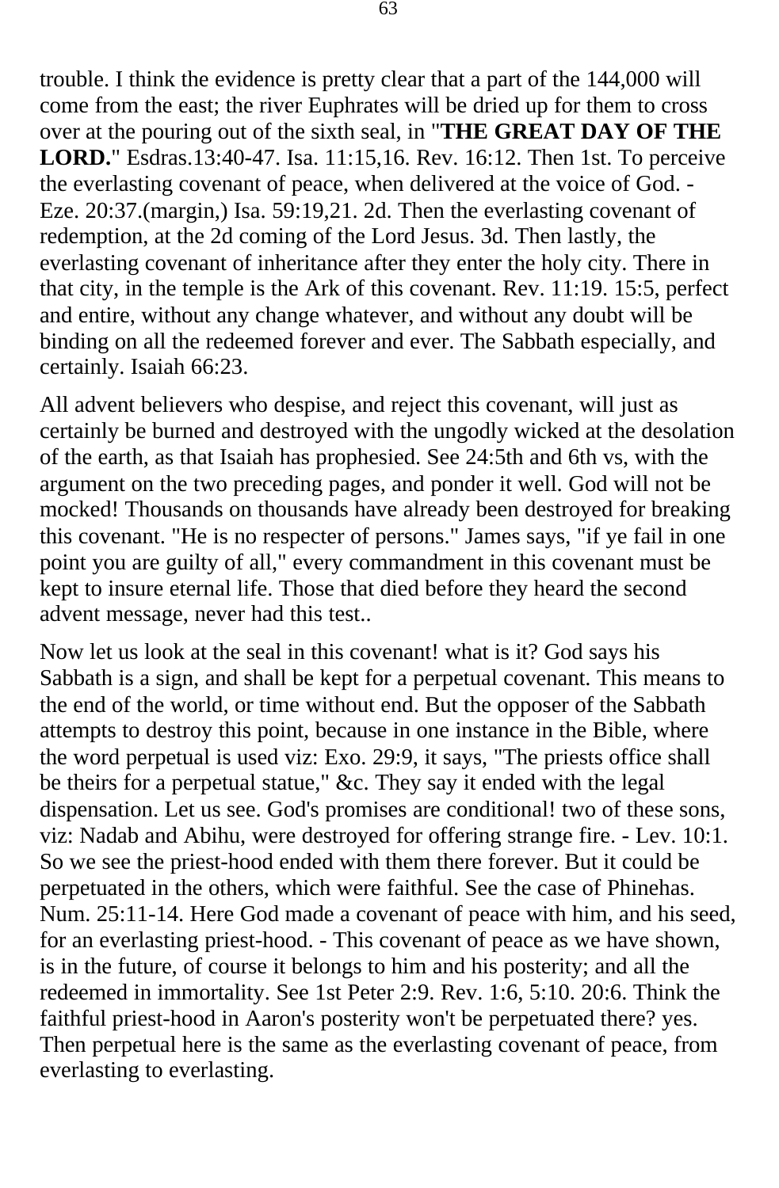trouble. I think the evidence is pretty clear that a part of the 144,000 will come from the east; the river Euphrates will be dried up for them to cross over at the pouring out of the sixth seal, in "**THE GREAT DAY OF THE LORD.**" Esdras.13:40-47. Isa. 11:15,16. Rev. 16:12. Then 1st. To perceive the everlasting covenant of peace, when delivered at the voice of God. - Eze. 20:37.(margin,) Isa. 59:19,21. 2d. Then the everlasting covenant of redemption, at the 2d coming of the Lord Jesus. 3d. Then lastly, the everlasting covenant of inheritance after they enter the holy city. There in that city, in the temple is the Ark of this covenant. Rev. 11:19. 15:5, perfect and entire, without any change whatever, and without any doubt will be binding on all the redeemed forever and ever. The Sabbath especially, and certainly. Isaiah 66:23.

All advent believers who despise, and reject this covenant, will just as certainly be burned and destroyed with the ungodly wicked at the desolation of the earth, as that Isaiah has prophesied. See 24:5th and 6th vs, with the argument on the two preceding pages, and ponder it well. God will not be mocked! Thousands on thousands have already been destroyed for breaking this covenant. "He is no respecter of persons." James says, "if ye fail in one point you are guilty of all," every commandment in this covenant must be kept to insure eternal life. Those that died before they heard the second advent message, never had this test..

Now let us look at the seal in this covenant! what is it? God says his Sabbath is a sign, and shall be kept for a perpetual covenant. This means to the end of the world, or time without end. But the opposer of the Sabbath attempts to destroy this point, because in one instance in the Bible, where the word perpetual is used viz: Exo. 29:9, it says, "The priests office shall be theirs for a perpetual statue," &c. They say it ended with the legal dispensation. Let us see. God's promises are conditional! two of these sons, viz: Nadab and Abihu, were destroyed for offering strange fire. - Lev. 10:1. So we see the priest-hood ended with them there forever. But it could be perpetuated in the others, which were faithful. See the case of Phinehas. Num. 25:11-14. Here God made a covenant of peace with him, and his seed, for an everlasting priest-hood. - This covenant of peace as we have shown, is in the future, of course it belongs to him and his posterity; and all the redeemed in immortality. See 1st Peter 2:9. Rev. 1:6, 5:10. 20:6. Think the faithful priest-hood in Aaron's posterity won't be perpetuated there? yes. Then perpetual here is the same as the everlasting covenant of peace, from everlasting to everlasting.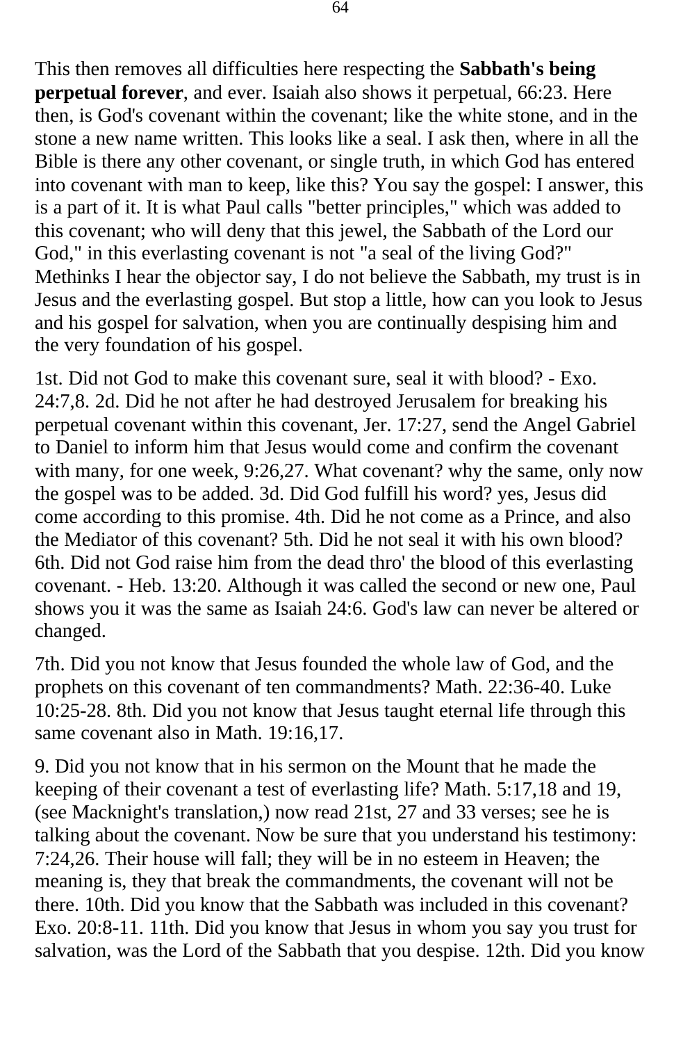This then removes all difficulties here respecting the **Sabbath's being perpetual forever**, and ever. Isaiah also shows it perpetual, 66:23. Here then, is God's covenant within the covenant; like the white stone, and in the stone a new name written. This looks like a seal. I ask then, where in all the Bible is there any other covenant, or single truth, in which God has entered into covenant with man to keep, like this? You say the gospel: I answer, this is a part of it. It is what Paul calls "better principles," which was added to this covenant; who will deny that this jewel, the Sabbath of the Lord our God," in this everlasting covenant is not "a seal of the living God?" Methinks I hear the objector say, I do not believe the Sabbath, my trust is in Jesus and the everlasting gospel. But stop a little, how can you look to Jesus and his gospel for salvation, when you are continually despising him and the very foundation of his gospel.

1st. Did not God to make this covenant sure, seal it with blood? - Exo. 24:7,8. 2d. Did he not after he had destroyed Jerusalem for breaking his perpetual covenant within this covenant, Jer. 17:27, send the Angel Gabriel to Daniel to inform him that Jesus would come and confirm the covenant with many, for one week, 9:26,27. What covenant? why the same, only now the gospel was to be added. 3d. Did God fulfill his word? yes, Jesus did come according to this promise. 4th. Did he not come as a Prince, and also the Mediator of this covenant? 5th. Did he not seal it with his own blood? 6th. Did not God raise him from the dead thro' the blood of this everlasting covenant. - Heb. 13:20. Although it was called the second or new one, Paul shows you it was the same as Isaiah 24:6. God's law can never be altered or changed.

7th. Did you not know that Jesus founded the whole law of God, and the prophets on this covenant of ten commandments? Math. 22:36-40. Luke 10:25-28. 8th. Did you not know that Jesus taught eternal life through this same covenant also in Math. 19:16,17.

9. Did you not know that in his sermon on the Mount that he made the keeping of their covenant a test of everlasting life? Math. 5:17,18 and 19, (see Macknight's translation,) now read 21st, 27 and 33 verses; see he is talking about the covenant. Now be sure that you understand his testimony: 7:24,26. Their house will fall; they will be in no esteem in Heaven; the meaning is, they that break the commandments, the covenant will not be there. 10th. Did you know that the Sabbath was included in this covenant? Exo. 20:8-11. 11th. Did you know that Jesus in whom you say you trust for salvation, was the Lord of the Sabbath that you despise. 12th. Did you know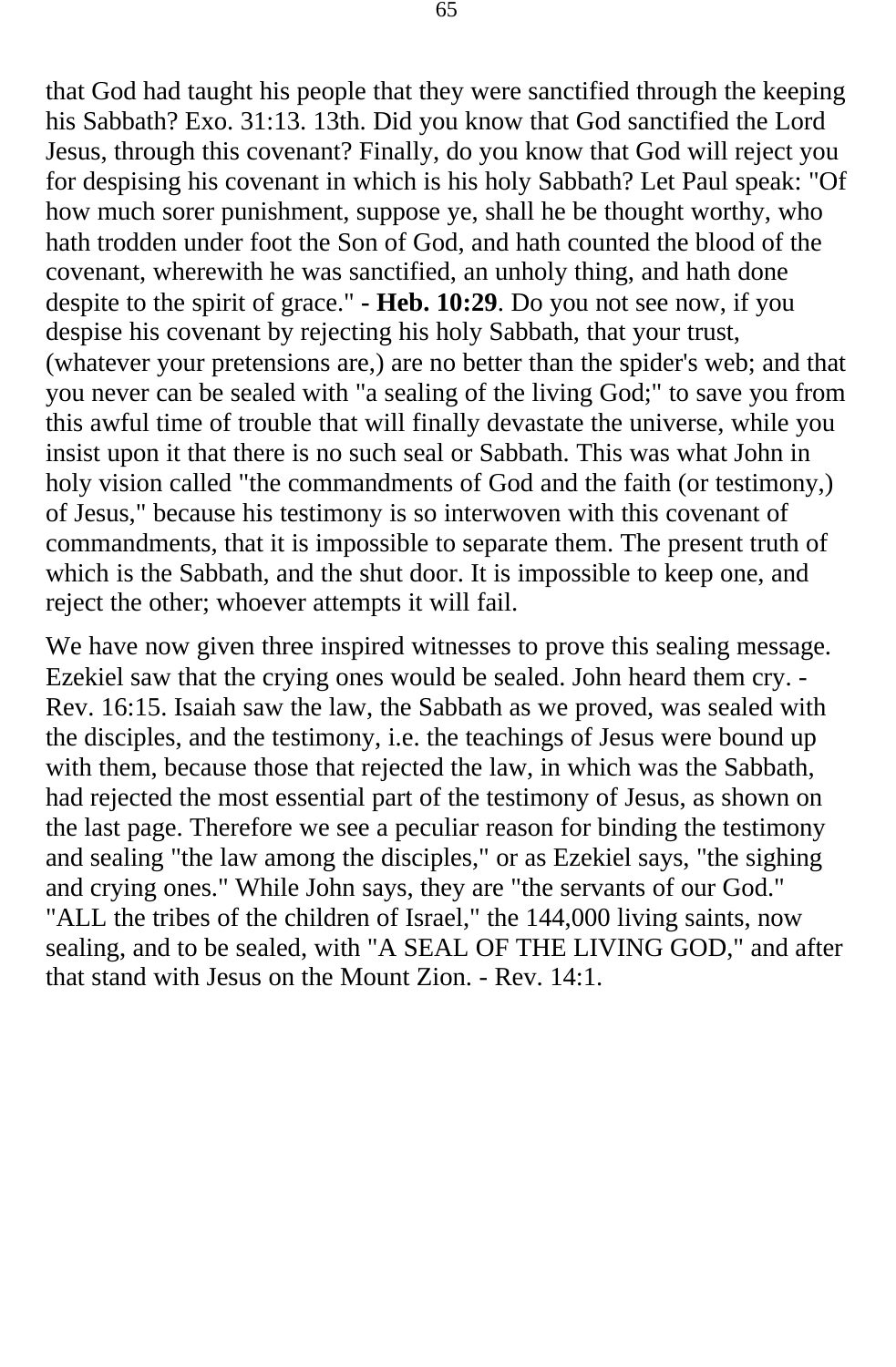that God had taught his people that they were sanctified through the keeping his Sabbath? Exo. 31:13. 13th. Did you know that God sanctified the Lord Jesus, through this covenant? Finally, do you know that God will reject you for despising his covenant in which is his holy Sabbath? Let Paul speak: "Of how much sorer punishment, suppose ye, shall he be thought worthy, who hath trodden under foot the Son of God, and hath counted the blood of the covenant, wherewith he was sanctified, an unholy thing, and hath done despite to the spirit of grace." **- Heb. 10:29**. Do you not see now, if you despise his covenant by rejecting his holy Sabbath, that your trust, (whatever your pretensions are,) are no better than the spider's web; and that you never can be sealed with "a sealing of the living God;" to save you from this awful time of trouble that will finally devastate the universe, while you insist upon it that there is no such seal or Sabbath. This was what John in holy vision called "the commandments of God and the faith (or testimony,) of Jesus," because his testimony is so interwoven with this covenant of commandments, that it is impossible to separate them. The present truth of which is the Sabbath, and the shut door. It is impossible to keep one, and reject the other; whoever attempts it will fail.

We have now given three inspired witnesses to prove this sealing message. Ezekiel saw that the crying ones would be sealed. John heard them cry. - Rev. 16:15. Isaiah saw the law, the Sabbath as we proved, was sealed with the disciples, and the testimony, i.e. the teachings of Jesus were bound up with them, because those that rejected the law, in which was the Sabbath, had rejected the most essential part of the testimony of Jesus, as shown on the last page. Therefore we see a peculiar reason for binding the testimony and sealing "the law among the disciples," or as Ezekiel says, "the sighing and crying ones." While John says, they are "the servants of our God." "ALL the tribes of the children of Israel," the 144,000 living saints, now sealing, and to be sealed, with "A SEAL OF THE LIVING GOD," and after that stand with Jesus on the Mount Zion. - Rev. 14:1.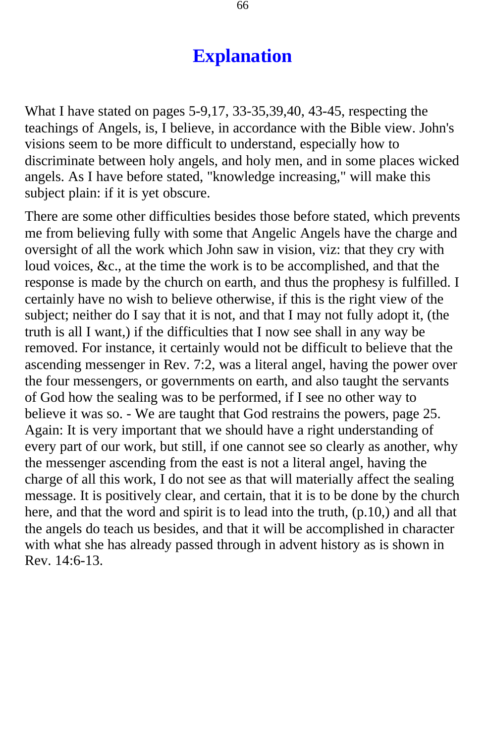# Explanation

What I have stated on pages 5-9,17, 33-35,39,40, 43-45, respecting the teachings of Angels, is, I believe, in accordance with the Bible view. John's visions seem to be more difficult to understand, especially how to discriminate between holy angels, and holy men, and in some places wicked angels. As I have before stated, "knowledge increasing," will make this subject plain: if it is yet obscure.

There are some other difficulties besides those before stated, which prevents me from believing fully with some that Angelic Angels have the charge and oversight of all the work which John saw in vision, viz: that they cry with loud voices, &c., at the time the work is to be accomplished, and that the response is made by the church on earth, and thus the prophesy is fulfilled. I certainly have no wish to believe otherwise, if this is the right view of the subject; neither do I say that it is not, and that I may not fully adopt it, (the truth is all I want,) if the difficulties that I now see shall in any way be removed. For instance, it certainly would not be difficult to believe that the ascending messenger in Rev. 7:2, was a literal angel, having the power over the four messengers, or governments on earth, and also taught the servants of God how the sealing was to be performed, if I see no other way to believe it was so. - We are taught that God restrains the powers, page 25. Again: It is very important that we should have a right understanding of every part of our work, but still, if one cannot see so clearly as another, why the messenger ascending from the east is not a literal angel, having the charge of all this work, I do not see as that will materially affect the sealing message. It is positively clear, and certain, that it is to be done by the church here, and that the word and spirit is to lead into the truth, (p.10,) and all that the angels do teach us besides, and that it will be accomplished in character with what she has already passed through in advent history as is shown in Rev. 14:6-13.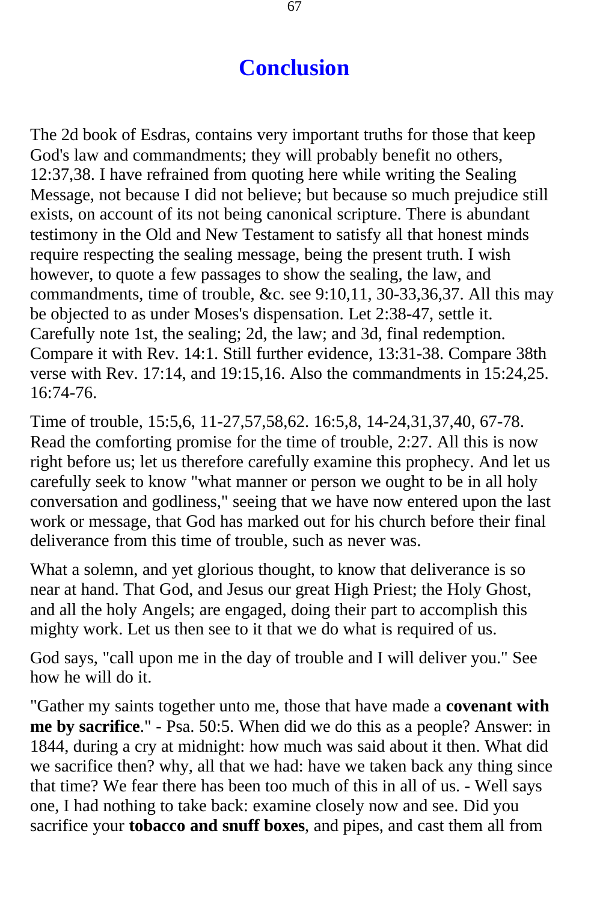# Conclusion

The 2d book of Esdras, contains very important truths for those that keep God's law and commandments; they will probably benefit no others, 12:37,38. I have refrained from quoting here while writing the Sealing Message, not because I did not believe; but because so much prejudice still exists, on account of its not being canonical scripture. There is abundant testimony in the Old and New Testament to satisfy all that honest minds require respecting the sealing message, being the present truth. I wish however, to quote a few passages to show the sealing, the law, and commandments, time of trouble, &c. see 9:10,11, 30-33,36,37. All this may be objected to as under Moses's dispensation. Let 2:38-47, settle it. Carefully note 1st, the sealing; 2d, the law; and 3d, final redemption. Compare it with Rev. 14:1. Still further evidence, 13:31-38. Compare 38th verse with Rev. 17:14, and 19:15,16. Also the commandments in 15:24,25. 16:74-76.

Time of trouble, 15:5,6, 11-27,57,58,62. 16:5,8, 14-24,31,37,40, 67-78. Read the comforting promise for the time of trouble, 2:27. All this is now right before us; let us therefore carefully examine this prophecy. And let us carefully seek to know "what manner or person we ought to be in all holy conversation and godliness," seeing that we have now entered upon the last work or message, that God has marked out for his church before their final deliverance from this time of trouble, such as never was.

What a solemn, and yet glorious thought, to know that deliverance is so near at hand. That God, and Jesus our great High Priest; the Holy Ghost, and all the holy Angels; are engaged, doing their part to accomplish this mighty work. Let us then see to it that we do what is required of us.

God says, "call upon me in the day of trouble and I will deliver you." See how he will do it.

"Gather my saints together unto me, those that have made a **covenant with me by sacrifice**." - Psa. 50:5. When did we do this as a people? Answer: in 1844, during a cry at midnight: how much was said about it then. What did we sacrifice then? why, all that we had: have we taken back any thing since that time? We fear there has been too much of this in all of us. - Well says one, I had nothing to take back: examine closely now and see. Did you sacrifice your **tobacco and snuff boxes**, and pipes, and cast them all from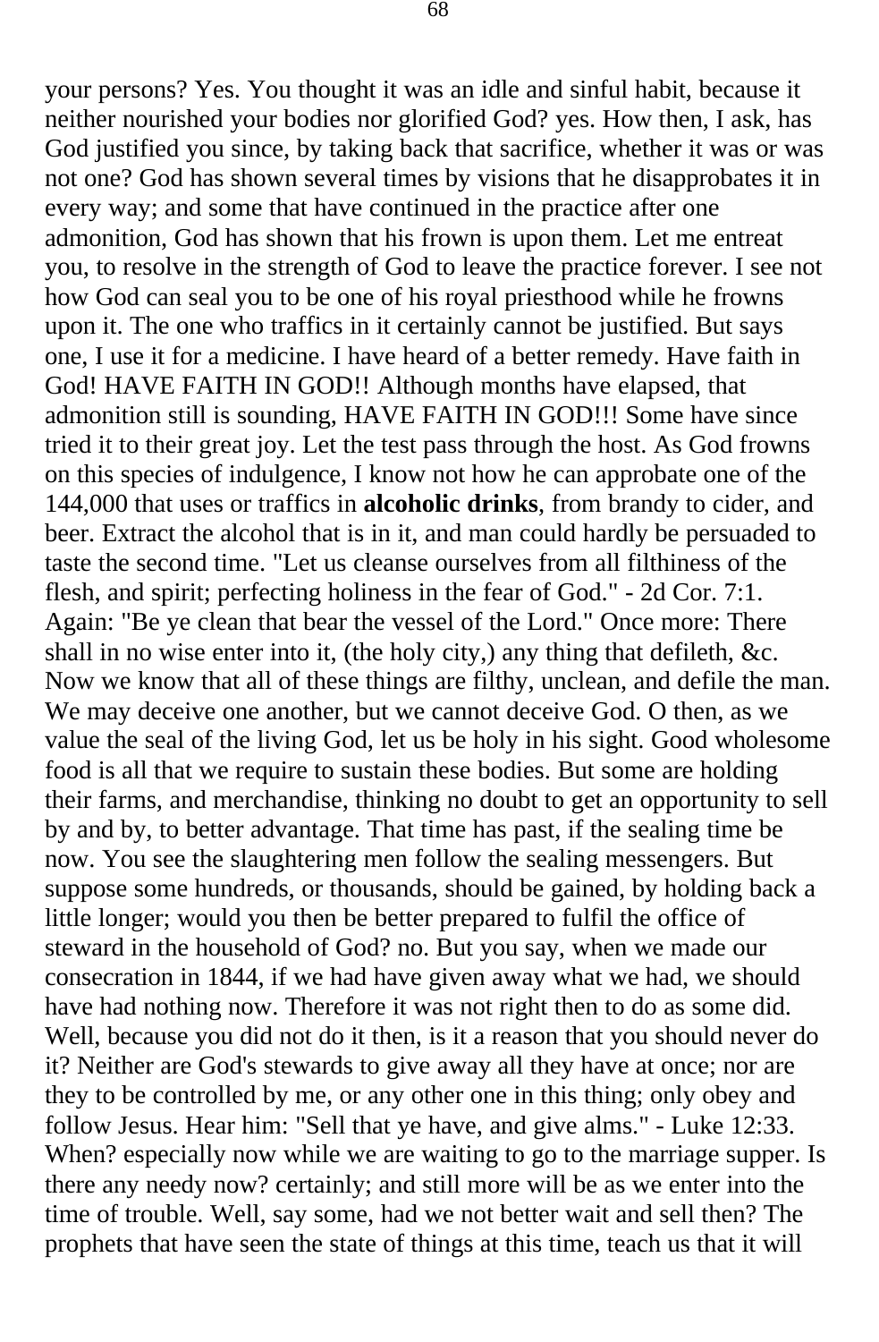your persons? Yes. You thought it was an idle and sinful habit, because it neither nourished your bodies nor glorified God? yes. How then, I ask, has God justified you since, by taking back that sacrifice, whether it was or was not one? God has shown several times by visions that he disapprobates it in every way; and some that have continued in the practice after one admonition, God has shown that his frown is upon them. Let me entreat you, to resolve in the strength of God to leave the practice forever. I see not how God can seal you to be one of his royal priesthood while he frowns upon it. The one who traffics in it certainly cannot be justified. But says one, I use it for a medicine. I have heard of a better remedy. Have faith in God! HAVE FAITH IN GOD!! Although months have elapsed, that admonition still is sounding, HAVE FAITH IN GOD!!! Some have since tried it to their great joy. Let the test pass through the host. As God frowns on this species of indulgence, I know not how he can approbate one of the 144,000 that uses or traffics in **alcoholic drinks**, from brandy to cider, and beer. Extract the alcohol that is in it, and man could hardly be persuaded to taste the second time. "Let us cleanse ourselves from all filthiness of the flesh, and spirit; perfecting holiness in the fear of God." - 2d Cor. 7:1. Again: "Be ye clean that bear the vessel of the Lord." Once more: There shall in no wise enter into it, (the holy city,) any thing that defileth, &c. Now we know that all of these things are filthy, unclean, and defile the man. We may deceive one another, but we cannot deceive God. O then, as we value the seal of the living God, let us be holy in his sight. Good wholesome food is all that we require to sustain these bodies. But some are holding their farms, and merchandise, thinking no doubt to get an opportunity to sell by and by, to better advantage. That time has past, if the sealing time be now. You see the slaughtering men follow the sealing messengers. But suppose some hundreds, or thousands, should be gained, by holding back a little longer; would you then be better prepared to fulfil the office of steward in the household of God? no. But you say, when we made our consecration in 1844, if we had have given away what we had, we should have had nothing now. Therefore it was not right then to do as some did. Well, because you did not do it then, is it a reason that you should never do it? Neither are God's stewards to give away all they have at once; nor are they to be controlled by me, or any other one in this thing; only obey and follow Jesus. Hear him: "Sell that ye have, and give alms." - Luke 12:33. When? especially now while we are waiting to go to the marriage supper. Is there any needy now? certainly; and still more will be as we enter into the time of trouble. Well, say some, had we not better wait and sell then? The prophets that have seen the state of things at this time, teach us that it will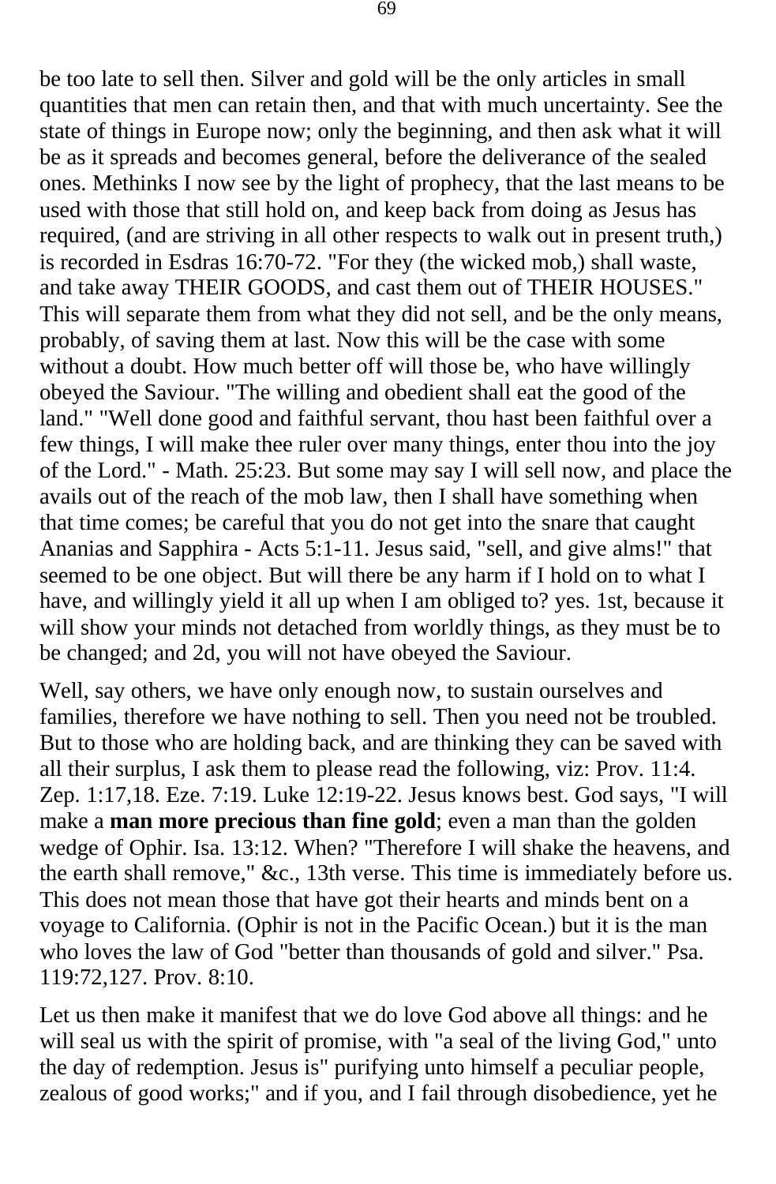be too late to sell then. Silver and gold will be the only articles in small quantities that men can retain then, and that with much uncertainty. See the state of things in Europe now; only the beginning, and then ask what it will be as it spreads and becomes general, before the deliverance of the sealed ones. Methinks I now see by the light of prophecy, that the last means to be used with those that still hold on, and keep back from doing as Jesus has required, (and are striving in all other respects to walk out in present truth,) is recorded in Esdras 16:70-72. "For they (the wicked mob,) shall waste, and take away THEIR GOODS, and cast them out of THEIR HOUSES." This will separate them from what they did not sell, and be the only means, probably, of saving them at last. Now this will be the case with some without a doubt. How much better off will those be, who have willingly obeyed the Saviour. "The willing and obedient shall eat the good of the land." "Well done good and faithful servant, thou hast been faithful over a few things, I will make thee ruler over many things, enter thou into the joy of the Lord." - Math. 25:23. But some may say I will sell now, and place the avails out of the reach of the mob law, then I shall have something when that time comes; be careful that you do not get into the snare that caught Ananias and Sapphira - Acts 5:1-11. Jesus said, "sell, and give alms!" that seemed to be one object. But will there be any harm if I hold on to what I have, and willingly yield it all up when I am obliged to? yes. 1st, because it will show your minds not detached from worldly things, as they must be to be changed; and 2d, you will not have obeyed the Saviour.

Well, say others, we have only enough now, to sustain ourselves and families, therefore we have nothing to sell. Then you need not be troubled. But to those who are holding back, and are thinking they can be saved with all their surplus, I ask them to please read the following, viz: Prov. 11:4. Zep. 1:17,18. Eze. 7:19. Luke 12:19-22. Jesus knows best. God says, "I will make a **man more precious than fine gold**; even a man than the golden wedge of Ophir. Isa. 13:12. When? "Therefore I will shake the heavens, and the earth shall remove," &c., 13th verse. This time is immediately before us. This does not mean those that have got their hearts and minds bent on a voyage to California. (Ophir is not in the Pacific Ocean.) but it is the man who loves the law of God "better than thousands of gold and silver." Psa. 119:72,127. Prov. 8:10.

Let us then make it manifest that we do love God above all things: and he will seal us with the spirit of promise, with "a seal of the living God," unto the day of redemption. Jesus is" purifying unto himself a peculiar people, zealous of good works;" and if you, and I fail through disobedience, yet he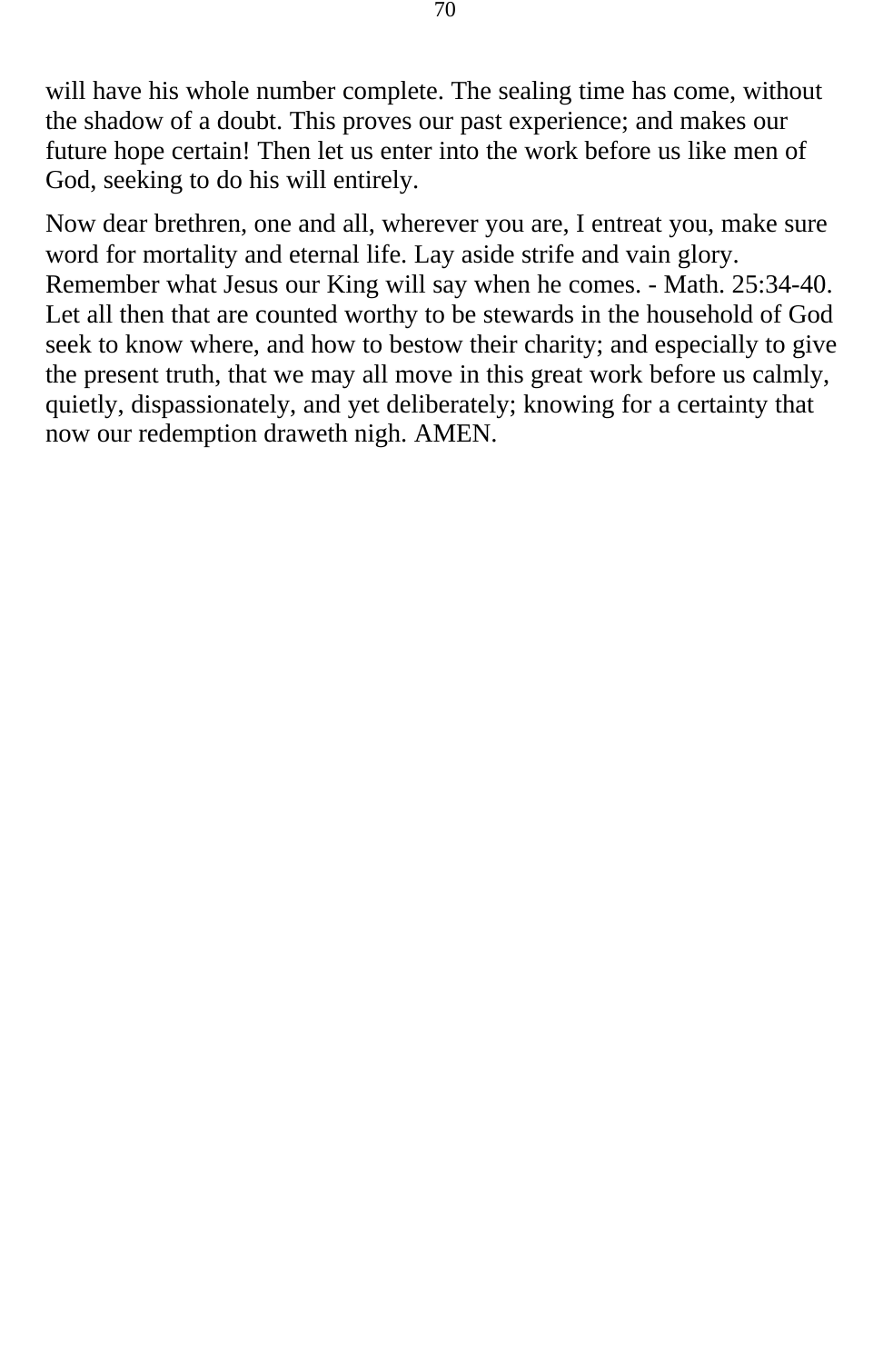will have his whole number complete. The sealing time has come, without the shadow of a doubt. This proves our past experience; and makes our future hope certain! Then let us enter into the work before us like men of God, seeking to do his will entirely.

Now dear brethren, one and all, wherever you are, I entreat you, make sure word for mortality and eternal life. Lay aside strife and vain glory. Remember what Jesus our King will say when he comes. - Math. 25:34-40. Let all then that are counted worthy to be stewards in the household of God seek to know where, and how to bestow their charity; and especially to give the present truth, that we may all move in this great work before us calmly, quietly, dispassionately, and yet deliberately; knowing for a certainty that now our redemption draweth nigh. AMEN.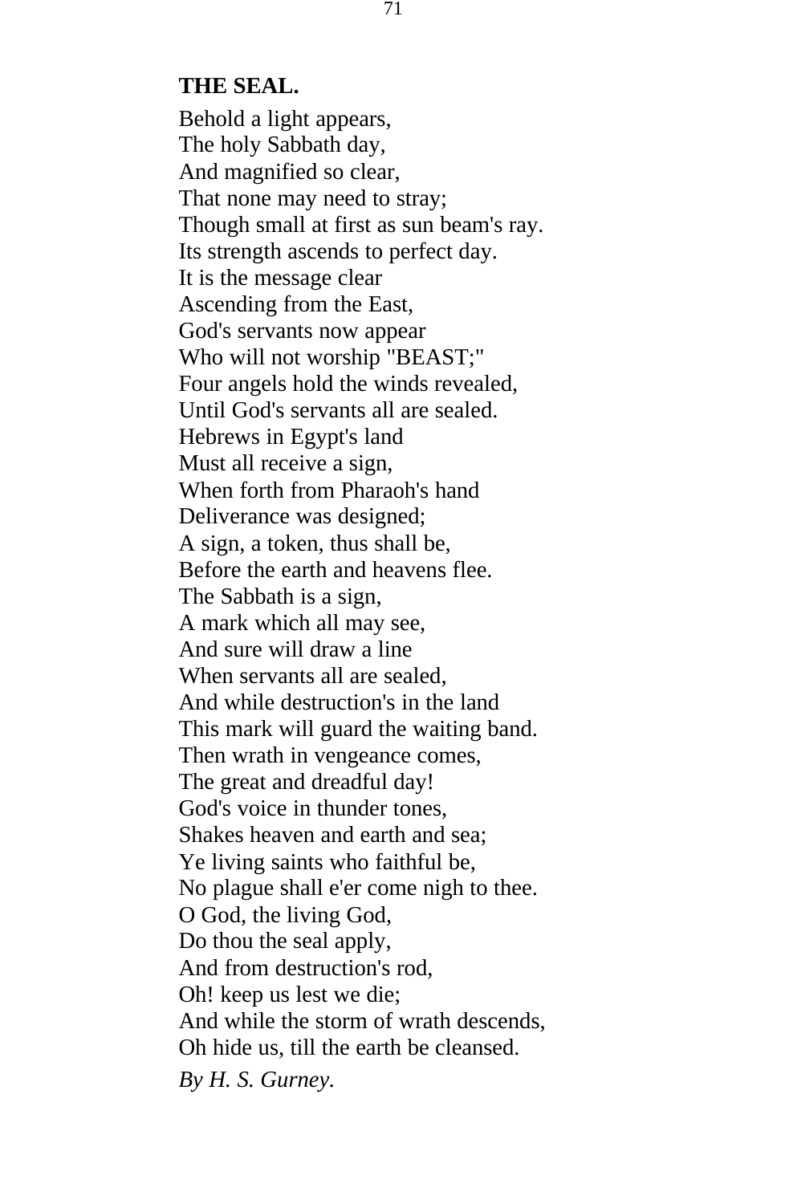**THE SEAL.**

Behold a light appears,  
The holy Sabbath day,  
And magnified so clear,  
That none may need to stray;  
Though small at first as sun beam's ray.  
Its strength ascends to perfect day.  
It is the message clear  
Ascending from the East,  
God's servants now appear  
Who will not worship "BEAST;"  
Four angels hold the winds revealed,  
Until God's servants all are sealed.  
Hebrews in Egypt's land  
Must all receive a sign,  
When forth from Pharaoh's hand  
Deliverance was designed;  
A sign, a token, thus shall be,  
Before the earth and heavens flee.  
The Sabbath is a sign,  
A mark which all may see,  
And sure will draw a line  
When servants all are sealed,  
And while destruction's in the land  
This mark will guard the waiting band.  
Then wrath in vengeance comes,  
The great and dreadful day!  
God's voice in thunder tones,  
Shakes heaven and earth and sea;  
Ye living saints who faithful be,  
No plague shall e'er come nigh to thee.  
O God, the living God,  
Do thou the seal apply,  
And from destruction's rod,  
Oh! keep us lest we die;  
And while the storm of wrath descends,  
Oh hide us, till the earth be cleansed.

*By H. S. Gurney.*